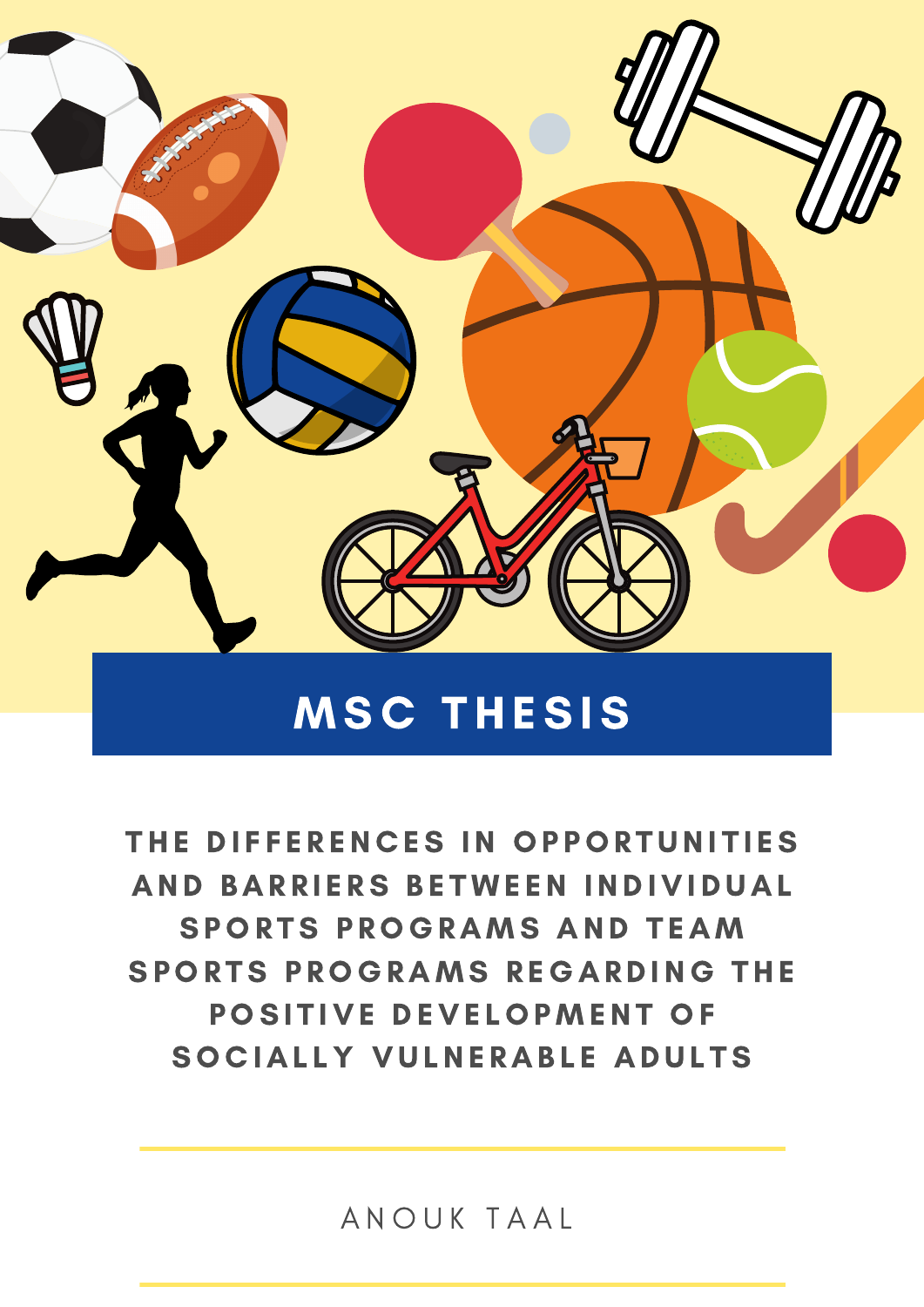# MSC THESIS

## THE DIFFERENCES IN OPPORTUNITIES AND BARRIERS BETWEEN INDIVIDUAL SPORTS PROGRAMS AND TEAM SPORTS PROGRAMS REGARDING THE POSITIVE DEVELOPMENT OF SOCIALLY VULNERABLE ADULTS

ANOUK TAAL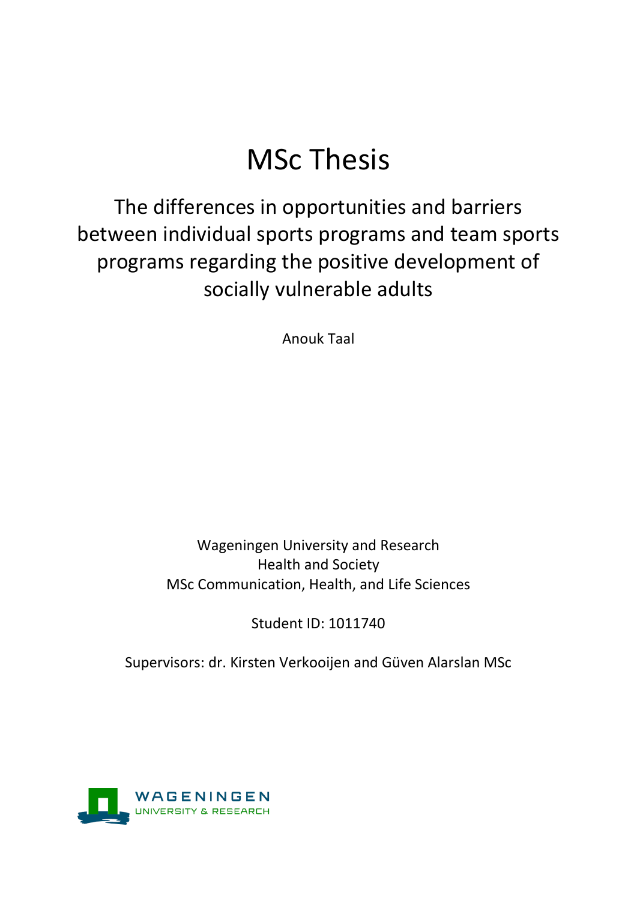# MSc Thesis

## The differences in opportunities and barriers between individual sports programs and team sports programs regarding the positive development of socially vulnerable adults

Anouk Taal

Wageningen University and Research
Health and Society
MSc Communication, Health, and Life Sciences

Student ID: 1011740

Supervisors: dr. Kirsten Verkooijen and Güven Alarslan MSc

WAGENINGEN
UNIVERSITY & RESEARCH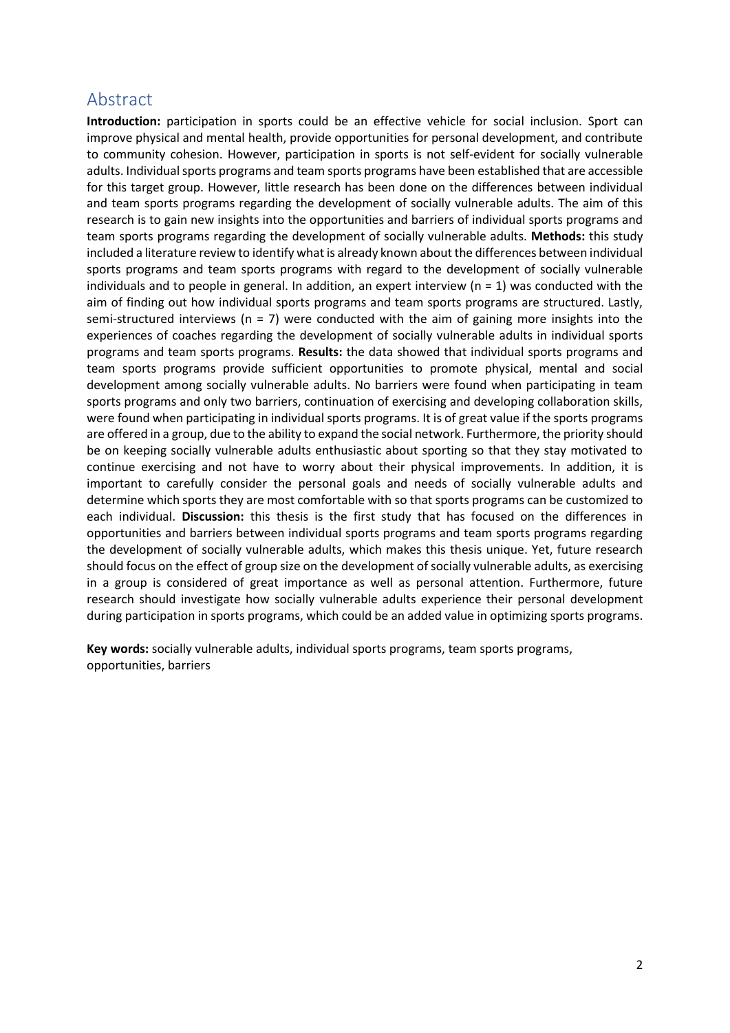## Abstract

**Introduction:** participation in sports could be an effective vehicle for social inclusion. Sport can improve physical and mental health, provide opportunities for personal development, and contribute to community cohesion. However, participation in sports is not self-evident for socially vulnerable adults. Individual sports programs and team sports programs have been established that are accessible for this target group. However, little research has been done on the differences between individual and team sports programs regarding the development of socially vulnerable adults. The aim of this research is to gain new insights into the opportunities and barriers of individual sports programs and team sports programs regarding the development of socially vulnerable adults. **Methods:** this study included a literature review to identify what is already known about the differences between individual sports programs and team sports programs with regard to the development of socially vulnerable individuals and to people in general. In addition, an expert interview (n = 1) was conducted with the aim of finding out how individual sports programs and team sports programs are structured. Lastly, semi-structured interviews (n = 7) were conducted with the aim of gaining more insights into the experiences of coaches regarding the development of socially vulnerable adults in individual sports programs and team sports programs. **Results:** the data showed that individual sports programs and team sports programs provide sufficient opportunities to promote physical, mental and social development among socially vulnerable adults. No barriers were found when participating in team sports programs and only two barriers, continuation of exercising and developing collaboration skills, were found when participating in individual sports programs. It is of great value if the sports programs are offered in a group, due to the ability to expand the social network. Furthermore, the priority should be on keeping socially vulnerable adults enthusiastic about sporting so that they stay motivated to continue exercising and not have to worry about their physical improvements. In addition, it is important to carefully consider the personal goals and needs of socially vulnerable adults and determine which sports they are most comfortable with so that sports programs can be customized to each individual. **Discussion:** this thesis is the first study that has focused on the differences in opportunities and barriers between individual sports programs and team sports programs regarding the development of socially vulnerable adults, which makes this thesis unique. Yet, future research should focus on the effect of group size on the development of socially vulnerable adults, as exercising in a group is considered of great importance as well as personal attention. Furthermore, future research should investigate how socially vulnerable adults experience their personal development during participation in sports programs, which could be an added value in optimizing sports programs.

**Key words:** socially vulnerable adults, individual sports programs, team sports programs, opportunities, barriers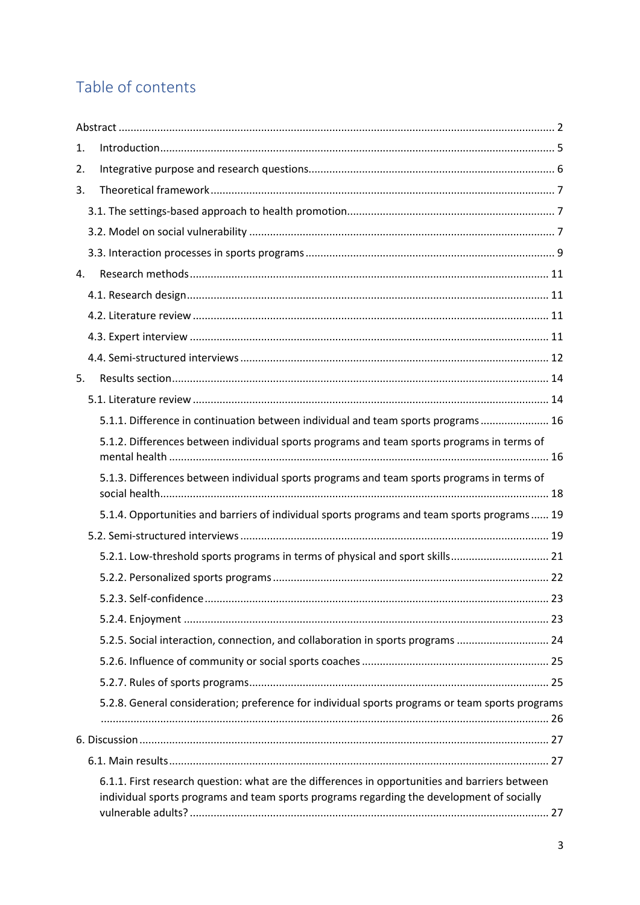## Table of contents

Abstract ........................................................................................................................................ 2

1. Introduction ............................................................................................................................. 5
2. Integrative purpose and research questions.............................................................................. 6
3. Theoretical framework ............................................................................................................. 7
   - 3.1. The settings-based approach to health promotion ............................................................ 7
   - 3.2. Model on social vulnerability .......................................................................................... 7
   - 3.3. Interaction processes in sports programs .......................................................................... 9
4. Research methods .................................................................................................................. 11
   - 4.1. Research design ............................................................................................................ 11
   - 4.2. Literature review ........................................................................................................... 11
   - 4.3. Expert interview ............................................................................................................ 11
   - 4.4. Semi-structured interviews ............................................................................................. 12
5. Results section ....................................................................................................................... 14
   - 5.1. Literature review ........................................................................................................... 14
     - 5.1.1. Difference in continuation between individual and team sports programs ..................... 16
     - 5.1.2. Differences between individual sports programs and team sports programs in terms of mental health ........................................................................................................................ 16
     - 5.1.3. Differences between individual sports programs and team sports programs in terms of social health ......................................................................................................................... 18
     - 5.1.4. Opportunities and barriers of individual sports programs and team sports programs ...... 19
   - 5.2. Semi-structured interviews ............................................................................................. 19
     - 5.2.1. Low-threshold sports programs in terms of physical and sport skills ............................. 21
     - 5.2.2. Personalized sports programs ...................................................................................... 22
     - 5.2.3. Self-confidence .......................................................................................................... 23
     - 5.2.4. Enjoyment ................................................................................................................. 23
     - 5.2.5. Social interaction, connection, and collaboration in sports programs ............................. 24
     - 5.2.6. Influence of community or social sports coaches .......................................................... 25
     - 5.2.7. Rules of sports programs ............................................................................................ 25
     - 5.2.8. General consideration; preference for individual sports programs or team sports programs ............................................................................................................................... 26

6. Discussion ............................................................................................................................... 27
   - 6.1. Main results ................................................................................................................... 27
     - 6.1.1. First research question: what are the differences in opportunities and barriers between individual sports programs and team sports programs regarding the development of socially vulnerable adults? ........................................................................................................... 27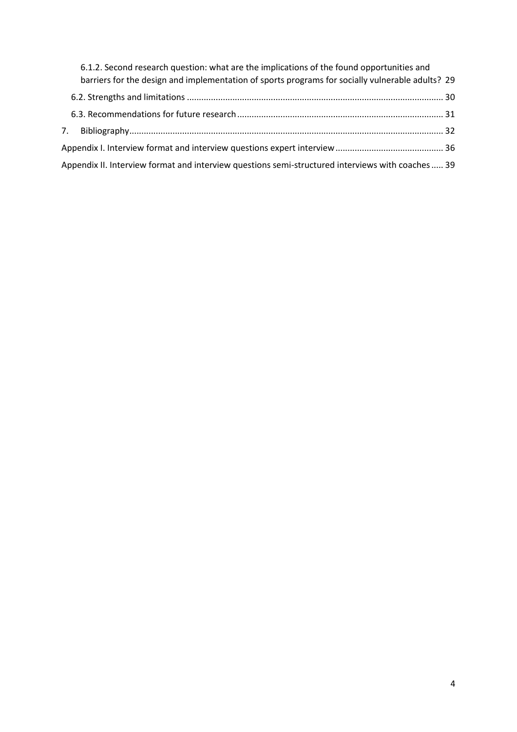6.1.2. Second research question: what are the implications of the found opportunities and barriers for the design and implementation of sports programs for socially vulnerable adults? 29

6.2. Strengths and limitations ........................................................................................................... 30

6.3. Recommendations for future research ..................................................................................... 31

7. Bibliography.................................................................................................................................. 32

Appendix I. Interview format and interview questions expert interview ............................................ 36

Appendix II. Interview format and interview questions semi-structured interviews with coaches ..... 39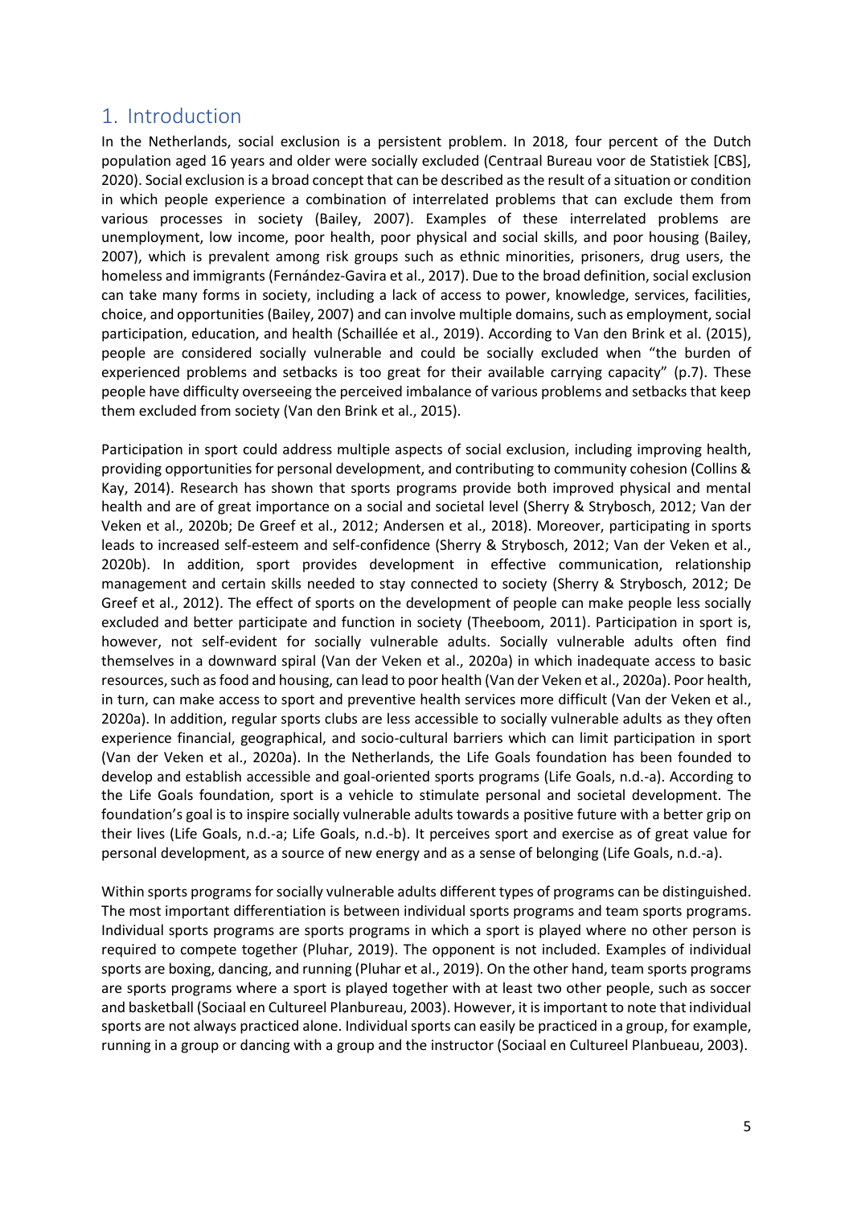# 1. Introduction

In the Netherlands, social exclusion is a persistent problem. In 2018, four percent of the Dutch population aged 16 years and older were socially excluded (Centraal Bureau voor de Statistiek [CBS], 2020). Social exclusion is a broad concept that can be described as the result of a situation or condition in which people experience a combination of interrelated problems that can exclude them from various processes in society (Bailey, 2007). Examples of these interrelated problems are unemployment, low income, poor health, poor physical and social skills, and poor housing (Bailey, 2007), which is prevalent among risk groups such as ethnic minorities, prisoners, drug users, the homeless and immigrants (Fernández-Gavira et al., 2017). Due to the broad definition, social exclusion can take many forms in society, including a lack of access to power, knowledge, services, facilities, choice, and opportunities (Bailey, 2007) and can involve multiple domains, such as employment, social participation, education, and health (Schaillée et al., 2019). According to Van den Brink et al. (2015), people are considered socially vulnerable and could be socially excluded when "the burden of experienced problems and setbacks is too great for their available carrying capacity" (p.7). These people have difficulty overseeing the perceived imbalance of various problems and setbacks that keep them excluded from society (Van den Brink et al., 2015).

Participation in sport could address multiple aspects of social exclusion, including improving health, providing opportunities for personal development, and contributing to community cohesion (Collins & Kay, 2014). Research has shown that sports programs provide both improved physical and mental health and are of great importance on a social and societal level (Sherry & Strybosch, 2012; Van der Veken et al., 2020b; De Greef et al., 2012; Andersen et al., 2018). Moreover, participating in sports leads to increased self-esteem and self-confidence (Sherry & Strybosch, 2012; Van der Veken et al., 2020b). In addition, sport provides development in effective communication, relationship management and certain skills needed to stay connected to society (Sherry & Strybosch, 2012; De Greef et al., 2012). The effect of sports on the development of people can make people less socially excluded and better participate and function in society (Theeboom, 2011). Participation in sport is, however, not self-evident for socially vulnerable adults. Socially vulnerable adults often find themselves in a downward spiral (Van der Veken et al., 2020a) in which inadequate access to basic resources, such as food and housing, can lead to poor health (Van der Veken et al., 2020a). Poor health, in turn, can make access to sport and preventive health services more difficult (Van der Veken et al., 2020a). In addition, regular sports clubs are less accessible to socially vulnerable adults as they often experience financial, geographical, and socio-cultural barriers which can limit participation in sport (Van der Veken et al., 2020a). In the Netherlands, the Life Goals foundation has been founded to develop and establish accessible and goal-oriented sports programs (Life Goals, n.d.-a). According to the Life Goals foundation, sport is a vehicle to stimulate personal and societal development. The foundation's goal is to inspire socially vulnerable adults towards a positive future with a better grip on their lives (Life Goals, n.d.-a; Life Goals, n.d.-b). It perceives sport and exercise as of great value for personal development, as a source of new energy and as a sense of belonging (Life Goals, n.d.-a).

Within sports programs for socially vulnerable adults different types of programs can be distinguished. The most important differentiation is between individual sports programs and team sports programs. Individual sports programs are sports programs in which a sport is played where no other person is required to compete together (Pluhar, 2019). The opponent is not included. Examples of individual sports are boxing, dancing, and running (Pluhar et al., 2019). On the other hand, team sports programs are sports programs where a sport is played together with at least two other people, such as soccer and basketball (Sociaal en Cultureel Planbureau, 2003). However, it is important to note that individual sports are not always practiced alone. Individual sports can easily be practiced in a group, for example, running in a group or dancing with a group and the instructor (Sociaal en Cultureel Planbueau, 2003).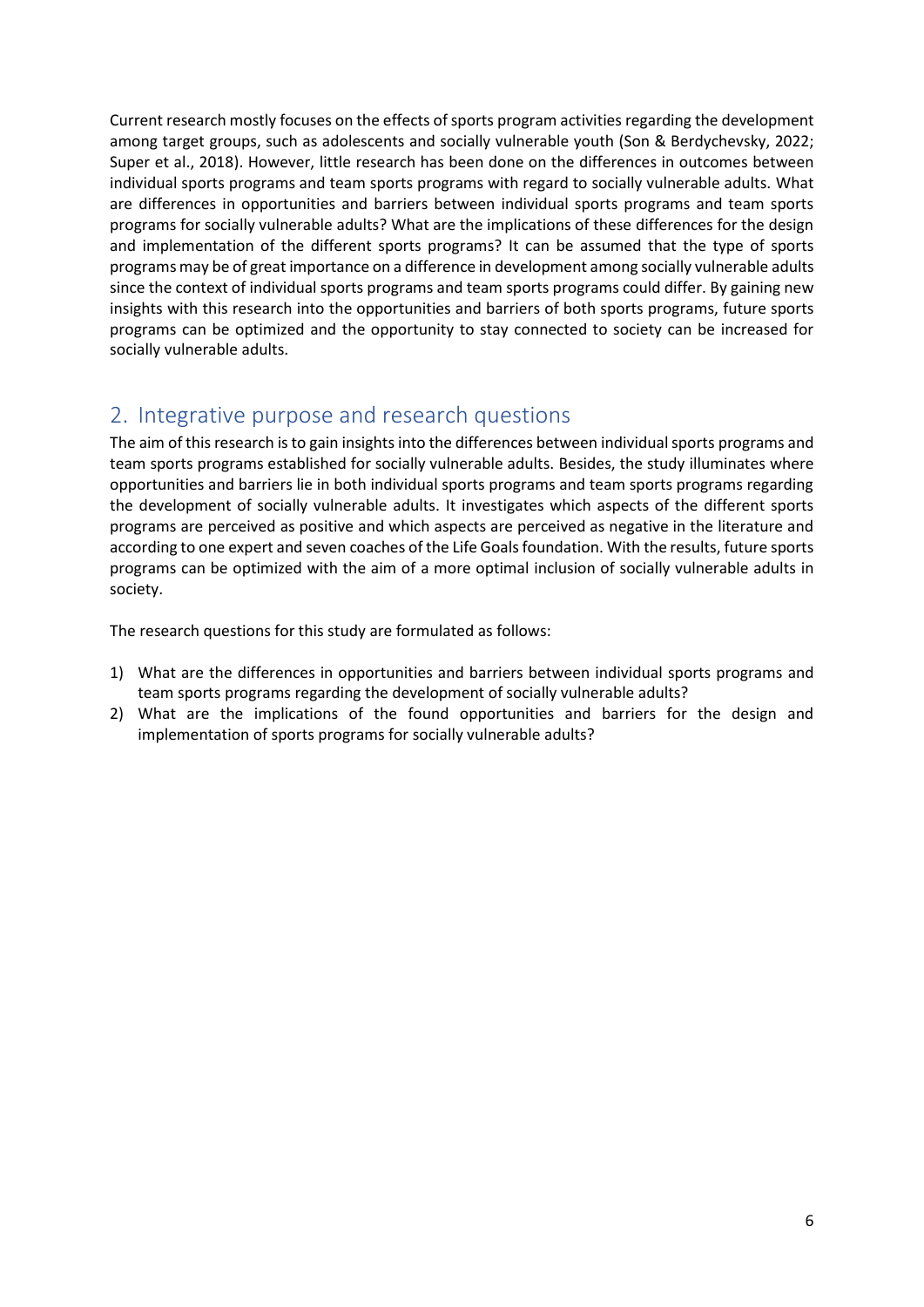Current research mostly focuses on the effects of sports program activities regarding the development among target groups, such as adolescents and socially vulnerable youth (Son & Berdychevsky, 2022; Super et al., 2018). However, little research has been done on the differences in outcomes between individual sports programs and team sports programs with regard to socially vulnerable adults. What are differences in opportunities and barriers between individual sports programs and team sports programs for socially vulnerable adults? What are the implications of these differences for the design and implementation of the different sports programs? It can be assumed that the type of sports programs may be of great importance on a difference in development among socially vulnerable adults since the context of individual sports programs and team sports programs could differ. By gaining new insights with this research into the opportunities and barriers of both sports programs, future sports programs can be optimized and the opportunity to stay connected to society can be increased for socially vulnerable adults.

## 2. Integrative purpose and research questions

The aim of this research is to gain insights into the differences between individual sports programs and team sports programs established for socially vulnerable adults. Besides, the study illuminates where opportunities and barriers lie in both individual sports programs and team sports programs regarding the development of socially vulnerable adults. It investigates which aspects of the different sports programs are perceived as positive and which aspects are perceived as negative in the literature and according to one expert and seven coaches of the Life Goals foundation. With the results, future sports programs can be optimized with the aim of a more optimal inclusion of socially vulnerable adults in society.

The research questions for this study are formulated as follows:

1) What are the differences in opportunities and barriers between individual sports programs and team sports programs regarding the development of socially vulnerable adults?
2) What are the implications of the found opportunities and barriers for the design and implementation of sports programs for socially vulnerable adults?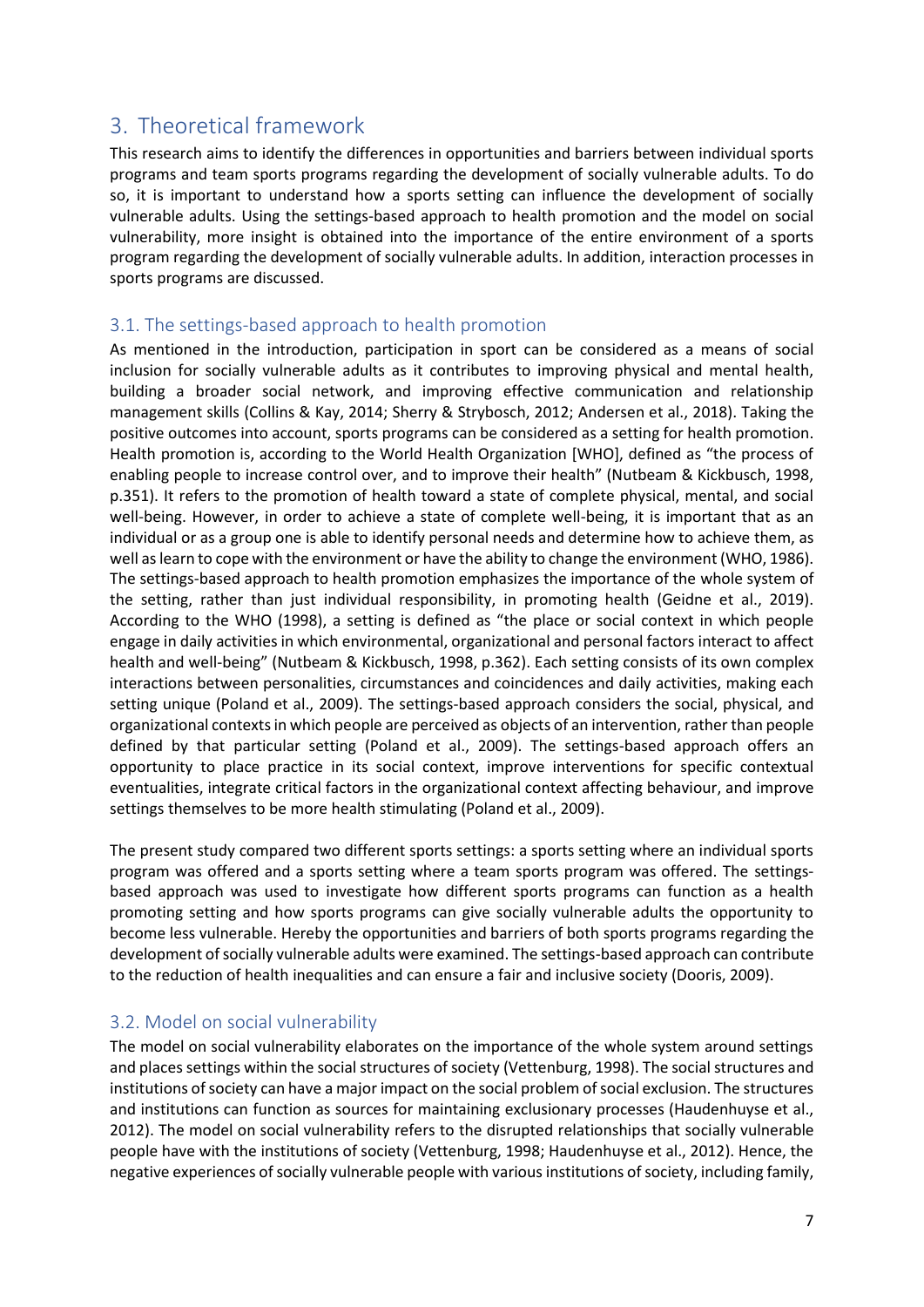# 3. Theoretical framework

This research aims to identify the differences in opportunities and barriers between individual sports programs and team sports programs regarding the development of socially vulnerable adults. To do so, it is important to understand how a sports setting can influence the development of socially vulnerable adults. Using the settings-based approach to health promotion and the model on social vulnerability, more insight is obtained into the importance of the entire environment of a sports program regarding the development of socially vulnerable adults. In addition, interaction processes in sports programs are discussed.

## 3.1. The settings-based approach to health promotion

As mentioned in the introduction, participation in sport can be considered as a means of social inclusion for socially vulnerable adults as it contributes to improving physical and mental health, building a broader social network, and improving effective communication and relationship management skills (Collins & Kay, 2014; Sherry & Strybosch, 2012; Andersen et al., 2018). Taking the positive outcomes into account, sports programs can be considered as a setting for health promotion. Health promotion is, according to the World Health Organization [WHO], defined as "the process of enabling people to increase control over, and to improve their health" (Nutbeam & Kickbusch, 1998, p.351). It refers to the promotion of health toward a state of complete physical, mental, and social well-being. However, in order to achieve a state of complete well-being, it is important that as an individual or as a group one is able to identify personal needs and determine how to achieve them, as well as learn to cope with the environment or have the ability to change the environment (WHO, 1986). The settings-based approach to health promotion emphasizes the importance of the whole system of the setting, rather than just individual responsibility, in promoting health (Geidne et al., 2019). According to the WHO (1998), a setting is defined as "the place or social context in which people engage in daily activities in which environmental, organizational and personal factors interact to affect health and well-being" (Nutbeam & Kickbusch, 1998, p.362). Each setting consists of its own complex interactions between personalities, circumstances and coincidences and daily activities, making each setting unique (Poland et al., 2009). The settings-based approach considers the social, physical, and organizational contexts in which people are perceived as objects of an intervention, rather than people defined by that particular setting (Poland et al., 2009). The settings-based approach offers an opportunity to place practice in its social context, improve interventions for specific contextual eventualities, integrate critical factors in the organizational context affecting behaviour, and improve settings themselves to be more health stimulating (Poland et al., 2009).

The present study compared two different sports settings: a sports setting where an individual sports program was offered and a sports setting where a team sports program was offered. The settings-based approach was used to investigate how different sports programs can function as a health promoting setting and how sports programs can give socially vulnerable adults the opportunity to become less vulnerable. Hereby the opportunities and barriers of both sports programs regarding the development of socially vulnerable adults were examined. The settings-based approach can contribute to the reduction of health inequalities and can ensure a fair and inclusive society (Dooris, 2009).

## 3.2. Model on social vulnerability

The model on social vulnerability elaborates on the importance of the whole system around settings and places settings within the social structures of society (Vettenburg, 1998). The social structures and institutions of society can have a major impact on the social problem of social exclusion. The structures and institutions can function as sources for maintaining exclusionary processes (Haudenhuyse et al., 2012). The model on social vulnerability refers to the disrupted relationships that socially vulnerable people have with the institutions of society (Vettenburg, 1998; Haudenhuyse et al., 2012). Hence, the negative experiences of socially vulnerable people with various institutions of society, including family,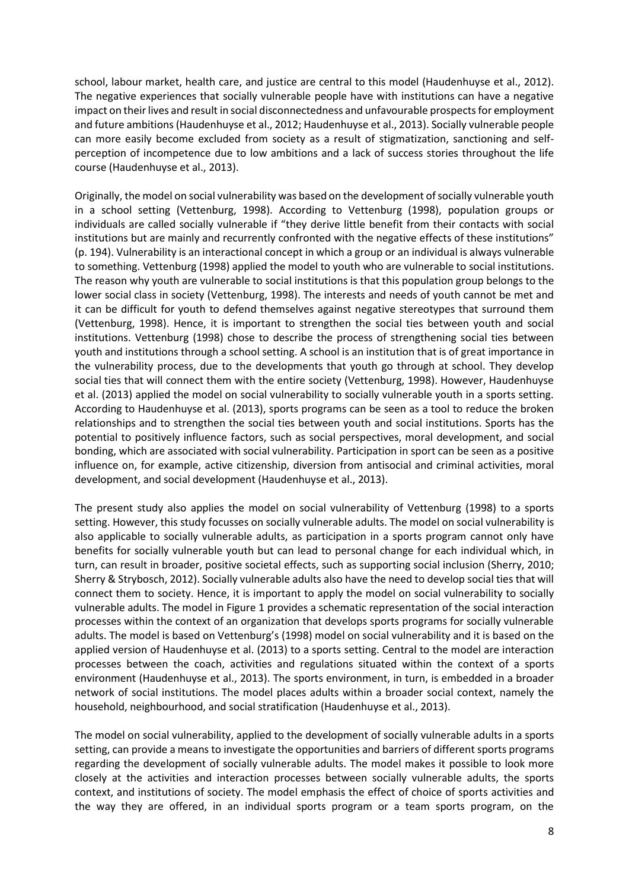school, labour market, health care, and justice are central to this model (Haudenhuyse et al., 2012). The negative experiences that socially vulnerable people have with institutions can have a negative impact on their lives and result in social disconnectedness and unfavourable prospects for employment and future ambitions (Haudenhuyse et al., 2012; Haudenhuyse et al., 2013). Socially vulnerable people can more easily become excluded from society as a result of stigmatization, sanctioning and self-perception of incompetence due to low ambitions and a lack of success stories throughout the life course (Haudenhuyse et al., 2013).

Originally, the model on social vulnerability was based on the development of socially vulnerable youth in a school setting (Vettenburg, 1998). According to Vettenburg (1998), population groups or individuals are called socially vulnerable if "they derive little benefit from their contacts with social institutions but are mainly and recurrently confronted with the negative effects of these institutions" (p. 194). Vulnerability is an interactional concept in which a group or an individual is always vulnerable to something. Vettenburg (1998) applied the model to youth who are vulnerable to social institutions. The reason why youth are vulnerable to social institutions is that this population group belongs to the lower social class in society (Vettenburg, 1998). The interests and needs of youth cannot be met and it can be difficult for youth to defend themselves against negative stereotypes that surround them (Vettenburg, 1998). Hence, it is important to strengthen the social ties between youth and social institutions. Vettenburg (1998) chose to describe the process of strengthening social ties between youth and institutions through a school setting. A school is an institution that is of great importance in the vulnerability process, due to the developments that youth go through at school. They develop social ties that will connect them with the entire society (Vettenburg, 1998). However, Haudenhuyse et al. (2013) applied the model on social vulnerability to socially vulnerable youth in a sports setting. According to Haudenhuyse et al. (2013), sports programs can be seen as a tool to reduce the broken relationships and to strengthen the social ties between youth and social institutions. Sports has the potential to positively influence factors, such as social perspectives, moral development, and social bonding, which are associated with social vulnerability. Participation in sport can be seen as a positive influence on, for example, active citizenship, diversion from antisocial and criminal activities, moral development, and social development (Haudenhuyse et al., 2013).

The present study also applies the model on social vulnerability of Vettenburg (1998) to a sports setting. However, this study focusses on socially vulnerable adults. The model on social vulnerability is also applicable to socially vulnerable adults, as participation in a sports program cannot only have benefits for socially vulnerable youth but can lead to personal change for each individual which, in turn, can result in broader, positive societal effects, such as supporting social inclusion (Sherry, 2010; Sherry & Strybosch, 2012). Socially vulnerable adults also have the need to develop social ties that will connect them to society. Hence, it is important to apply the model on social vulnerability to socially vulnerable adults. The model in Figure 1 provides a schematic representation of the social interaction processes within the context of an organization that develops sports programs for socially vulnerable adults. The model is based on Vettenburg's (1998) model on social vulnerability and it is based on the applied version of Haudenhuyse et al. (2013) to a sports setting. Central to the model are interaction processes between the coach, activities and regulations situated within the context of a sports environment (Haudenhuyse et al., 2013). The sports environment, in turn, is embedded in a broader network of social institutions. The model places adults within a broader social context, namely the household, neighbourhood, and social stratification (Haudenhuyse et al., 2013).

The model on social vulnerability, applied to the development of socially vulnerable adults in a sports setting, can provide a means to investigate the opportunities and barriers of different sports programs regarding the development of socially vulnerable adults. The model makes it possible to look more closely at the activities and interaction processes between socially vulnerable adults, the sports context, and institutions of society. The model emphasis the effect of choice of sports activities and the way they are offered, in an individual sports program or a team sports program, on the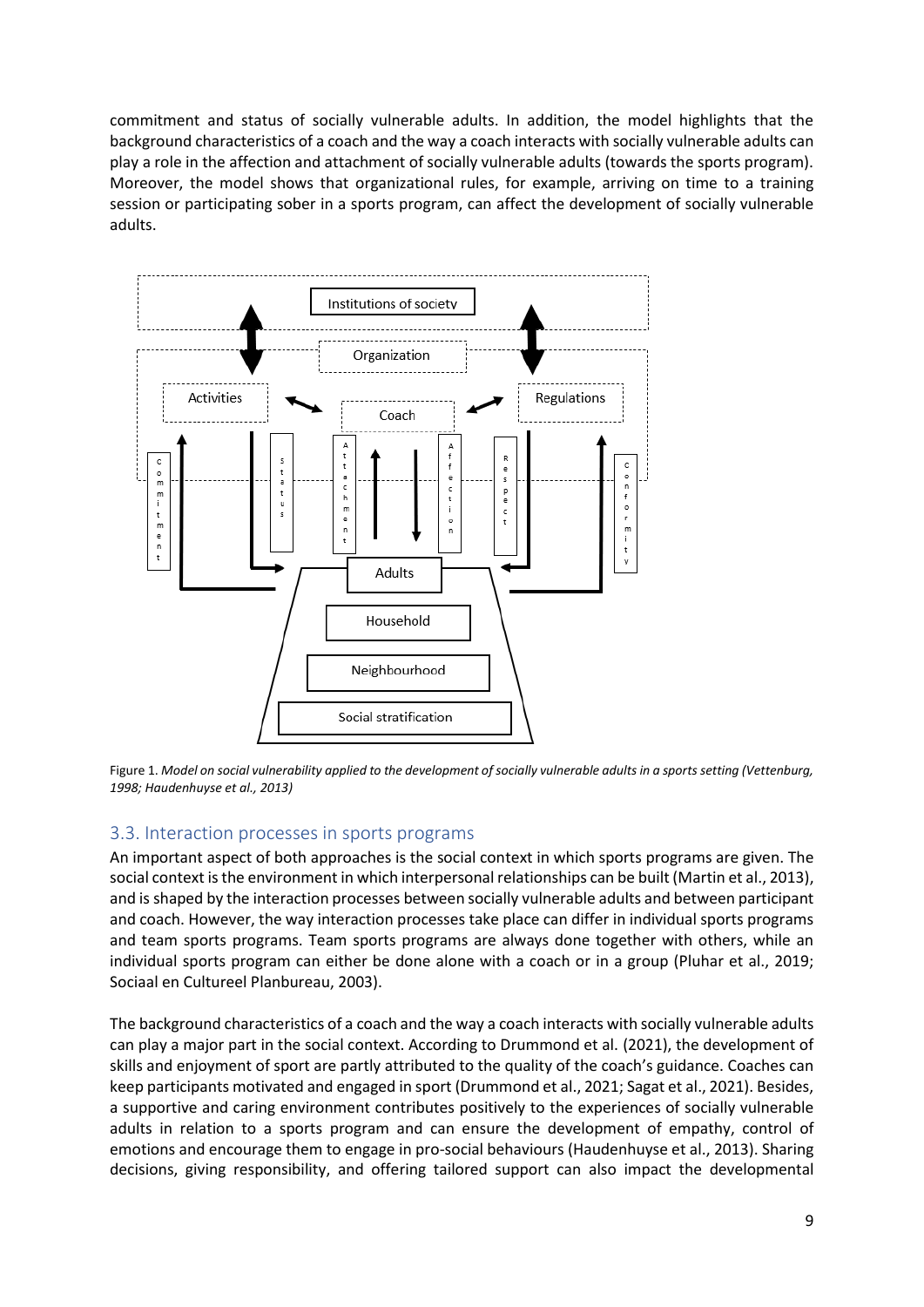commitment and status of socially vulnerable adults. In addition, the model highlights that the background characteristics of a coach and the way a coach interacts with socially vulnerable adults can play a role in the affection and attachment of socially vulnerable adults (towards the sports program). Moreover, the model shows that organizational rules, for example, arriving on time to a training session or participating sober in a sports program, can affect the development of socially vulnerable adults.

Figure 1. *Model on social vulnerability applied to the development of socially vulnerable adults in a sports setting (Vettenburg, 1998; Haudenhuyse et al., 2013)*

### 3.3. Interaction processes in sports programs

An important aspect of both approaches is the social context in which sports programs are given. The social context is the environment in which interpersonal relationships can be built (Martin et al., 2013), and is shaped by the interaction processes between socially vulnerable adults and between participant and coach. However, the way interaction processes take place can differ in individual sports programs and team sports programs. Team sports programs are always done together with others, while an individual sports program can either be done alone with a coach or in a group (Pluhar et al., 2019; Sociaal en Cultureel Planbureau, 2003).

The background characteristics of a coach and the way a coach interacts with socially vulnerable adults can play a major part in the social context. According to Drummond et al. (2021), the development of skills and enjoyment of sport are partly attributed to the quality of the coach's guidance. Coaches can keep participants motivated and engaged in sport (Drummond et al., 2021; Sagat et al., 2021). Besides, a supportive and caring environment contributes positively to the experiences of socially vulnerable adults in relation to a sports program and can ensure the development of empathy, control of emotions and encourage them to engage in pro-social behaviours (Haudenhuyse et al., 2013). Sharing decisions, giving responsibility, and offering tailored support can also impact the developmental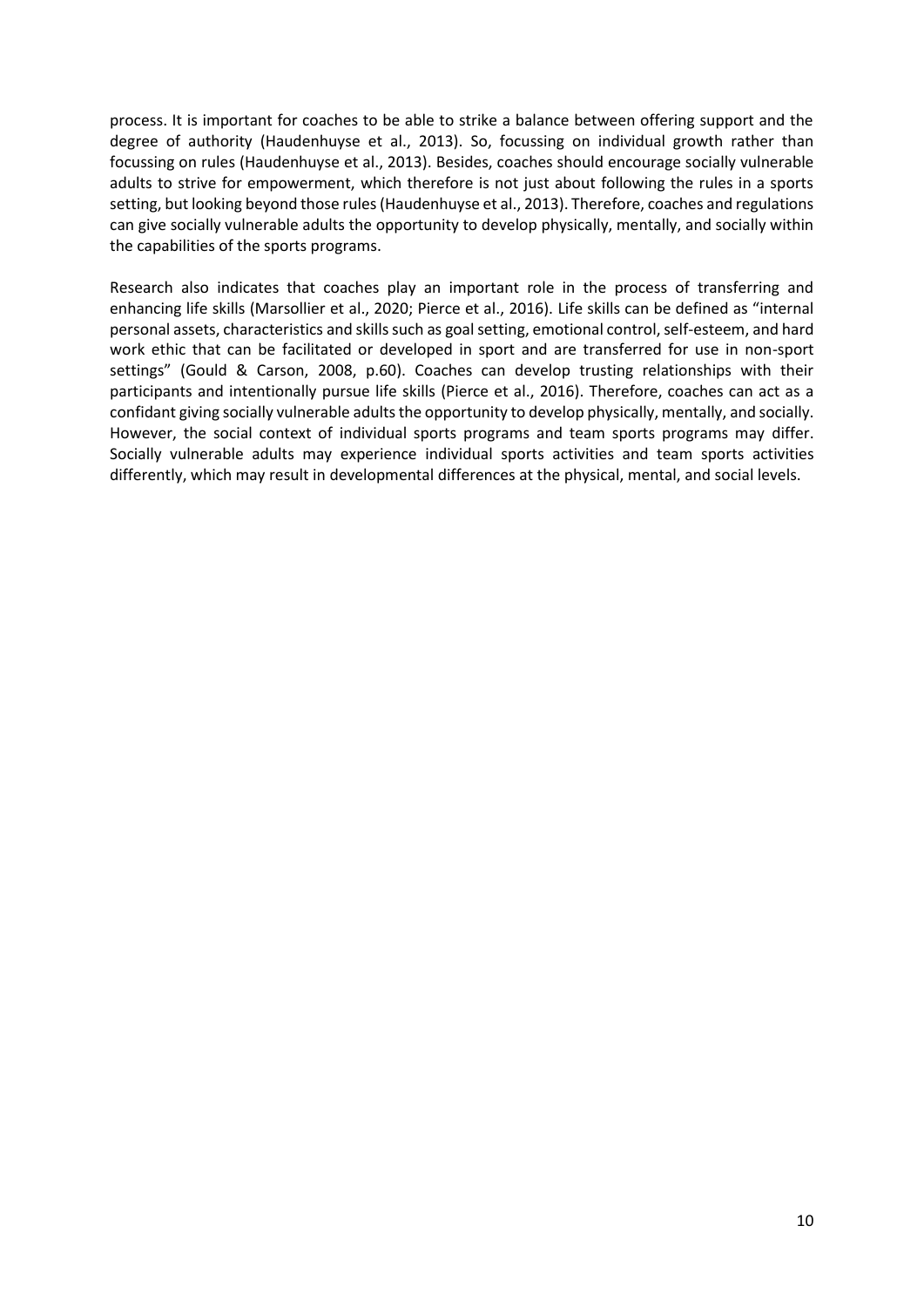process. It is important for coaches to be able to strike a balance between offering support and the degree of authority (Haudenhuyse et al., 2013). So, focussing on individual growth rather than focussing on rules (Haudenhuyse et al., 2013). Besides, coaches should encourage socially vulnerable adults to strive for empowerment, which therefore is not just about following the rules in a sports setting, but looking beyond those rules (Haudenhuyse et al., 2013). Therefore, coaches and regulations can give socially vulnerable adults the opportunity to develop physically, mentally, and socially within the capabilities of the sports programs.

Research also indicates that coaches play an important role in the process of transferring and enhancing life skills (Marsollier et al., 2020; Pierce et al., 2016). Life skills can be defined as "internal personal assets, characteristics and skills such as goal setting, emotional control, self-esteem, and hard work ethic that can be facilitated or developed in sport and are transferred for use in non-sport settings" (Gould & Carson, 2008, p.60). Coaches can develop trusting relationships with their participants and intentionally pursue life skills (Pierce et al., 2016). Therefore, coaches can act as a confidant giving socially vulnerable adults the opportunity to develop physically, mentally, and socially. However, the social context of individual sports programs and team sports programs may differ. Socially vulnerable adults may experience individual sports activities and team sports activities differently, which may result in developmental differences at the physical, mental, and social levels.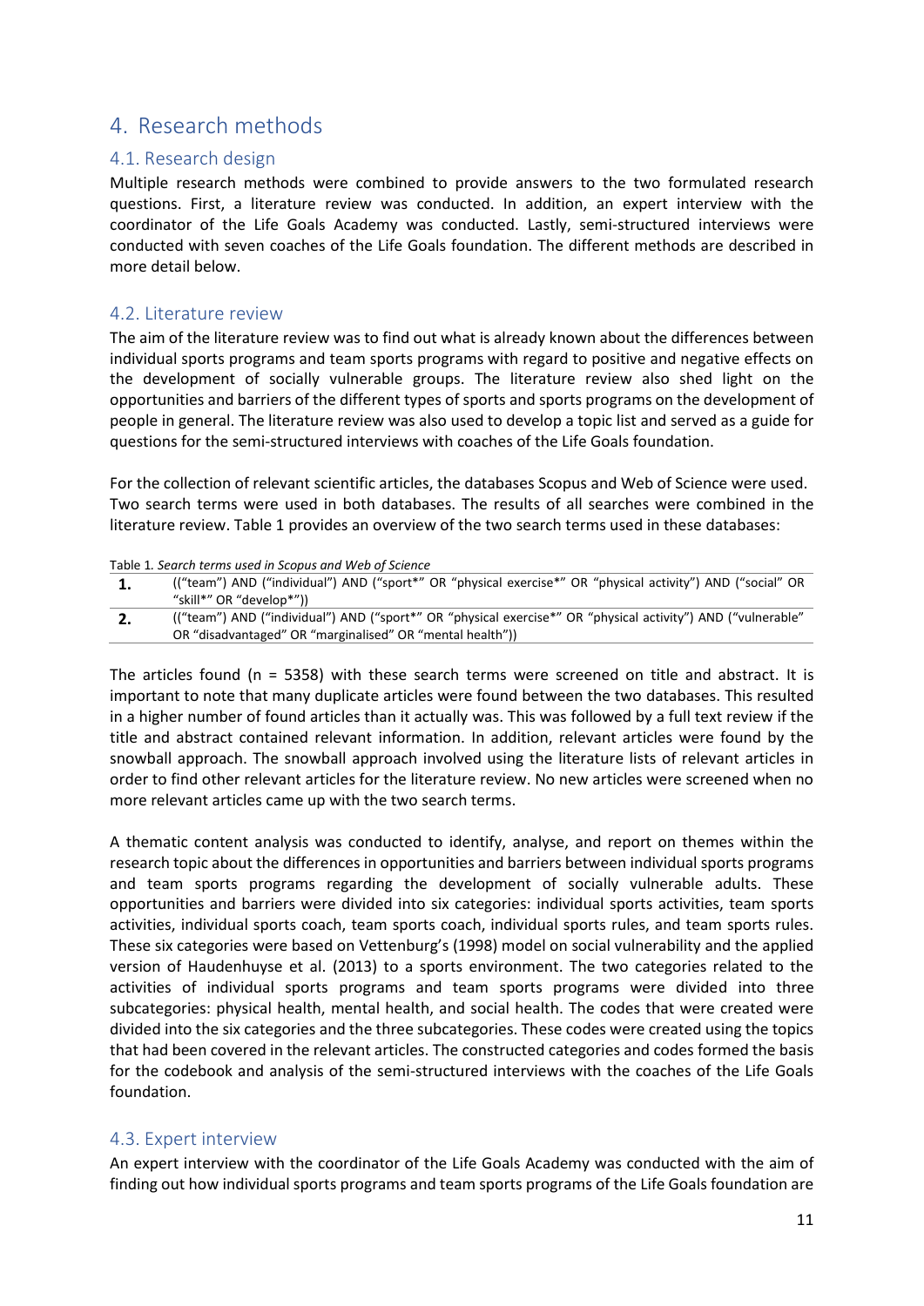# 4. Research methods

## 4.1. Research design

Multiple research methods were combined to provide answers to the two formulated research questions. First, a literature review was conducted. In addition, an expert interview with the coordinator of the Life Goals Academy was conducted. Lastly, semi-structured interviews were conducted with seven coaches of the Life Goals foundation. The different methods are described in more detail below.

## 4.2. Literature review

The aim of the literature review was to find out what is already known about the differences between individual sports programs and team sports programs with regard to positive and negative effects on the development of socially vulnerable groups. The literature review also shed light on the opportunities and barriers of the different types of sports and sports programs on the development of people in general. The literature review was also used to develop a topic list and served as a guide for questions for the semi-structured interviews with coaches of the Life Goals foundation.

For the collection of relevant scientific articles, the databases Scopus and Web of Science were used. Two search terms were used in both databases. The results of all searches were combined in the literature review. Table 1 provides an overview of the two search terms used in these databases:

Table 1. *Search terms used in Scopus and Web of Science*

| | |
|---|---|
| **1.** | ((“team”) AND (“individual”) AND (“sport*” OR “physical exercise*” OR “physical activity”) AND (“social” OR “skill*” OR “develop*”)) |
| **2.** | ((“team”) AND (“individual”) AND (“sport*” OR “physical exercise*” OR “physical activity”) AND (“vulnerable” OR “disadvantaged” OR “marginalised” OR “mental health”)) |

The articles found (n = 5358) with these search terms were screened on title and abstract. It is important to note that many duplicate articles were found between the two databases. This resulted in a higher number of found articles than it actually was. This was followed by a full text review if the title and abstract contained relevant information. In addition, relevant articles were found by the snowball approach. The snowball approach involved using the literature lists of relevant articles in order to find other relevant articles for the literature review. No new articles were screened when no more relevant articles came up with the two search terms.

A thematic content analysis was conducted to identify, analyse, and report on themes within the research topic about the differences in opportunities and barriers between individual sports programs and team sports programs regarding the development of socially vulnerable adults. These opportunities and barriers were divided into six categories: individual sports activities, team sports activities, individual sports coach, team sports coach, individual sports rules, and team sports rules. These six categories were based on Vettenburg’s (1998) model on social vulnerability and the applied version of Haudenhuyse et al. (2013) to a sports environment. The two categories related to the activities of individual sports programs and team sports programs were divided into three subcategories: physical health, mental health, and social health. The codes that were created were divided into the six categories and the three subcategories. These codes were created using the topics that had been covered in the relevant articles. The constructed categories and codes formed the basis for the codebook and analysis of the semi-structured interviews with the coaches of the Life Goals foundation.

## 4.3. Expert interview

An expert interview with the coordinator of the Life Goals Academy was conducted with the aim of finding out how individual sports programs and team sports programs of the Life Goals foundation are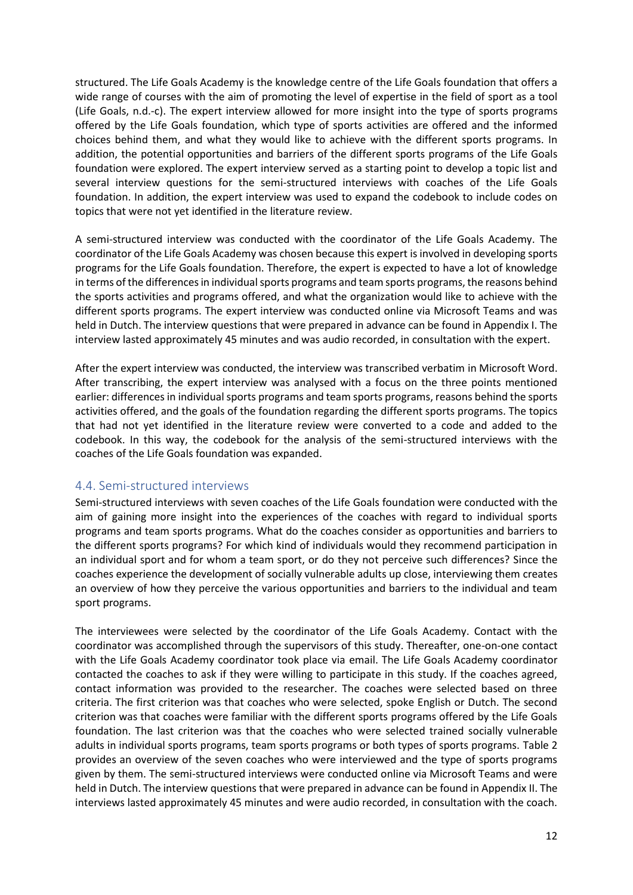structured. The Life Goals Academy is the knowledge centre of the Life Goals foundation that offers a wide range of courses with the aim of promoting the level of expertise in the field of sport as a tool (Life Goals, n.d.-c). The expert interview allowed for more insight into the type of sports programs offered by the Life Goals foundation, which type of sports activities are offered and the informed choices behind them, and what they would like to achieve with the different sports programs. In addition, the potential opportunities and barriers of the different sports programs of the Life Goals foundation were explored. The expert interview served as a starting point to develop a topic list and several interview questions for the semi-structured interviews with coaches of the Life Goals foundation. In addition, the expert interview was used to expand the codebook to include codes on topics that were not yet identified in the literature review.

A semi-structured interview was conducted with the coordinator of the Life Goals Academy. The coordinator of the Life Goals Academy was chosen because this expert is involved in developing sports programs for the Life Goals foundation. Therefore, the expert is expected to have a lot of knowledge in terms of the differences in individual sports programs and team sports programs, the reasons behind the sports activities and programs offered, and what the organization would like to achieve with the different sports programs. The expert interview was conducted online via Microsoft Teams and was held in Dutch. The interview questions that were prepared in advance can be found in Appendix I. The interview lasted approximately 45 minutes and was audio recorded, in consultation with the expert.

After the expert interview was conducted, the interview was transcribed verbatim in Microsoft Word. After transcribing, the expert interview was analysed with a focus on the three points mentioned earlier: differences in individual sports programs and team sports programs, reasons behind the sports activities offered, and the goals of the foundation regarding the different sports programs. The topics that had not yet identified in the literature review were converted to a code and added to the codebook. In this way, the codebook for the analysis of the semi-structured interviews with the coaches of the Life Goals foundation was expanded.

## 4.4. Semi-structured interviews

Semi-structured interviews with seven coaches of the Life Goals foundation were conducted with the aim of gaining more insight into the experiences of the coaches with regard to individual sports programs and team sports programs. What do the coaches consider as opportunities and barriers to the different sports programs? For which kind of individuals would they recommend participation in an individual sport and for whom a team sport, or do they not perceive such differences? Since the coaches experience the development of socially vulnerable adults up close, interviewing them creates an overview of how they perceive the various opportunities and barriers to the individual and team sport programs.

The interviewees were selected by the coordinator of the Life Goals Academy. Contact with the coordinator was accomplished through the supervisors of this study. Thereafter, one-on-one contact with the Life Goals Academy coordinator took place via email. The Life Goals Academy coordinator contacted the coaches to ask if they were willing to participate in this study. If the coaches agreed, contact information was provided to the researcher. The coaches were selected based on three criteria. The first criterion was that coaches who were selected, spoke English or Dutch. The second criterion was that coaches were familiar with the different sports programs offered by the Life Goals foundation. The last criterion was that the coaches who were selected trained socially vulnerable adults in individual sports programs, team sports programs or both types of sports programs. Table 2 provides an overview of the seven coaches who were interviewed and the type of sports programs given by them. The semi-structured interviews were conducted online via Microsoft Teams and were held in Dutch. The interview questions that were prepared in advance can be found in Appendix II. The interviews lasted approximately 45 minutes and were audio recorded, in consultation with the coach.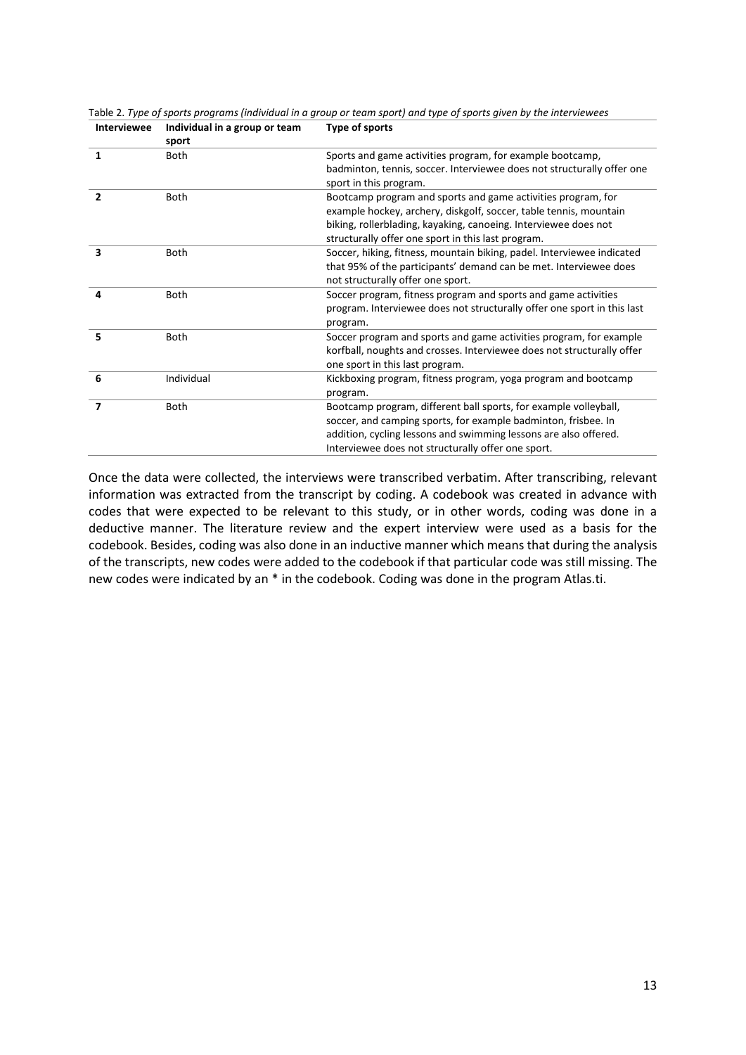Table 2. *Type of sports programs (individual in a group or team sport) and type of sports given by the interviewees*

| Interviewee | Individual in a group or team sport | Type of sports |
|---|---|---|
| 1 | Both | Sports and game activities program, for example bootcamp, badminton, tennis, soccer. Interviewee does not structurally offer one sport in this program. |
| 2 | Both | Bootcamp program and sports and game activities program, for example hockey, archery, diskgolf, soccer, table tennis, mountain biking, rollerblading, kayaking, canoeing. Interviewee does not structurally offer one sport in this last program. |
| 3 | Both | Soccer, hiking, fitness, mountain biking, padel. Interviewee indicated that 95% of the participants' demand can be met. Interviewee does not structurally offer one sport. |
| 4 | Both | Soccer program, fitness program and sports and game activities program. Interviewee does not structurally offer one sport in this last program. |
| 5 | Both | Soccer program and sports and game activities program, for example korfball, noughts and crosses. Interviewee does not structurally offer one sport in this last program. |
| 6 | Individual | Kickboxing program, fitness program, yoga program and bootcamp program. |
| 7 | Both | Bootcamp program, different ball sports, for example volleyball, soccer, and camping sports, for example badminton, frisbee. In addition, cycling lessons and swimming lessons are also offered. Interviewee does not structurally offer one sport. |

Once the data were collected, the interviews were transcribed verbatim. After transcribing, relevant information was extracted from the transcript by coding. A codebook was created in advance with codes that were expected to be relevant to this study, or in other words, coding was done in a deductive manner. The literature review and the expert interview were used as a basis for the codebook. Besides, coding was also done in an inductive manner which means that during the analysis of the transcripts, new codes were added to the codebook if that particular code was still missing. The new codes were indicated by an * in the codebook. Coding was done in the program Atlas.ti.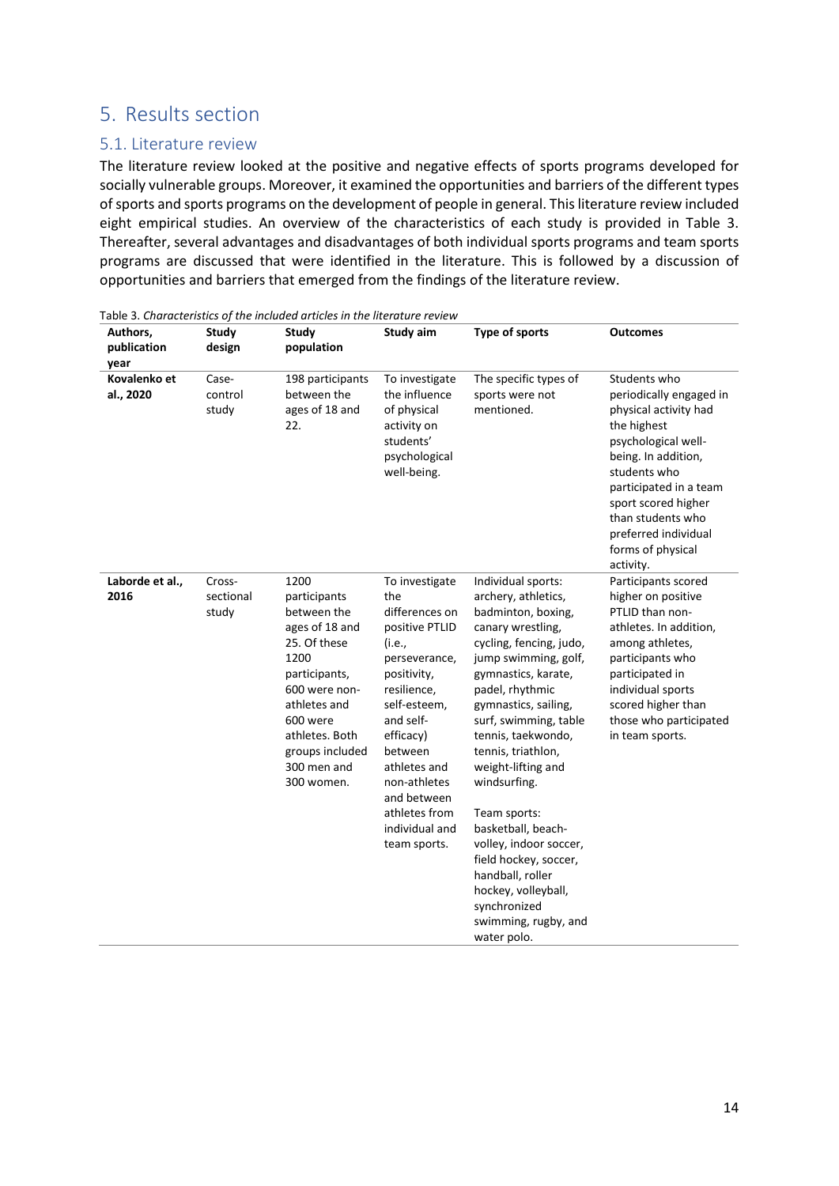# 5. Results section

## 5.1. Literature review

The literature review looked at the positive and negative effects of sports programs developed for socially vulnerable groups. Moreover, it examined the opportunities and barriers of the different types of sports and sports programs on the development of people in general. This literature review included eight empirical studies. An overview of the characteristics of each study is provided in Table 3. Thereafter, several advantages and disadvantages of both individual sports programs and team sports programs are discussed that were identified in the literature. This is followed by a discussion of opportunities and barriers that emerged from the findings of the literature review.

Table 3. *Characteristics of the included articles in the literature review*

| Authors, publication year | Study design | Study population | Study aim | Type of sports | Outcomes |
|---|---|---|---|---|---|
| **Kovalenko et al., 2020** | Case-control study | 198 participants between the ages of 18 and 22. | To investigate the influence of physical activity on students' psychological well-being. | The specific types of sports were not mentioned. | Students who periodically engaged in physical activity had the highest psychological well-being. In addition, students who participated in a team sport scored higher than students who preferred individual forms of physical activity. |
| **Laborde et al., 2016** | Cross-sectional study | 1200 participants between the ages of 18 and 25. Of these 1200 participants, 600 were non-athletes and 600 were athletes. Both groups included 300 men and 300 women. | To investigate the differences on positive PTLID (i.e., perseverance, positivity, resilience, self-esteem, and self-efficacy) between athletes and non-athletes and between athletes from individual and team sports. | Individual sports: archery, athletics, badminton, boxing, canary wrestling, cycling, fencing, judo, jump swimming, golf, gymnastics, karate, padel, rhythmic gymnastics, sailing, surf, swimming, table tennis, taekwondo, tennis, triathlon, weight-lifting and windsurfing.<br><br>Team sports: basketball, beach-volley, indoor soccer, field hockey, soccer, handball, roller hockey, volleyball, synchronized swimming, rugby, and water polo. | Participants scored higher on positive PTLID than non-athletes. In addition, among athletes, participants who participated in individual sports scored higher than those who participated in team sports. |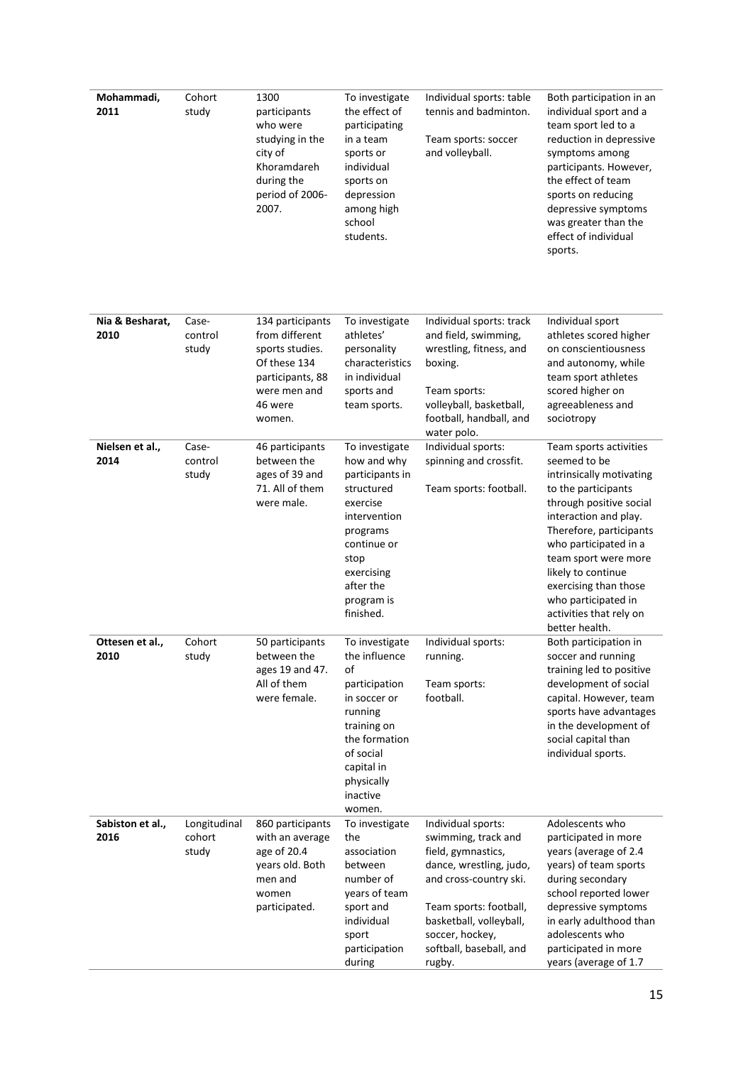| | | | | | |
|---|---|---|---|---|---|
| **Mohammadi, 2011** | Cohort study | 1300 participants who were studying in the city of Khoramdareh during the period of 2006-2007. | To investigate the effect of participating in a team sports or individual sports on depression among high school students. | Individual sports: table tennis and badminton.<br><br>Team sports: soccer and volleyball. | Both participation in an individual sport and a team sport led to a reduction in depressive symptoms among participants. However, the effect of team sports on reducing depressive symptoms was greater than the effect of individual sports. |
| **Nia & Besharat, 2010** | Case-control study | 134 participants from different sports studies. Of these 134 participants, 88 were men and 46 were women. | To investigate athletes' personality characteristics in individual sports and team sports. | Individual sports: track and field, swimming, wrestling, fitness, and boxing.<br><br>Team sports: volleyball, basketball, football, handball, and water polo. | Individual sport athletes scored higher on conscientiousness and autonomy, while team sport athletes scored higher on agreeableness and sociotropy |
| **Nielsen et al., 2014** | Case-control study | 46 participants between the ages of 39 and 71. All of them were male. | To investigate how and why participants in structured exercise intervention programs continue or stop exercising after the program is finished. | Individual sports: spinning and crossfit.<br><br>Team sports: football. | Team sports activities seemed to be intrinsically motivating to the participants through positive social interaction and play. Therefore, participants who participated in a team sport were more likely to continue exercising than those who participated in activities that rely on better health. |
| **Ottesen et al., 2010** | Cohort study | 50 participants between the ages 19 and 47. All of them were female. | To investigate the influence of participation in soccer or running training on the formation of social capital in physically inactive women. | Individual sports: running.<br><br>Team sports: football. | Both participation in soccer and running training led to positive development of social capital. However, team sports have advantages in the development of social capital than individual sports. |
| **Sabiston et al., 2016** | Longitudinal cohort study | 860 participants with an average age of 20.4 years old. Both men and women participated. | To investigate the association between number of years of team sport and individual sport participation during | Individual sports: swimming, track and field, gymnastics, dance, wrestling, judo, and cross-country ski.<br><br>Team sports: football, basketball, volleyball, soccer, hockey, softball, baseball, and rugby. | Adolescents who participated in more years (average of 2.4 years) of team sports during secondary school reported lower depressive symptoms in early adulthood than adolescents who participated in more years (average of 1.7 |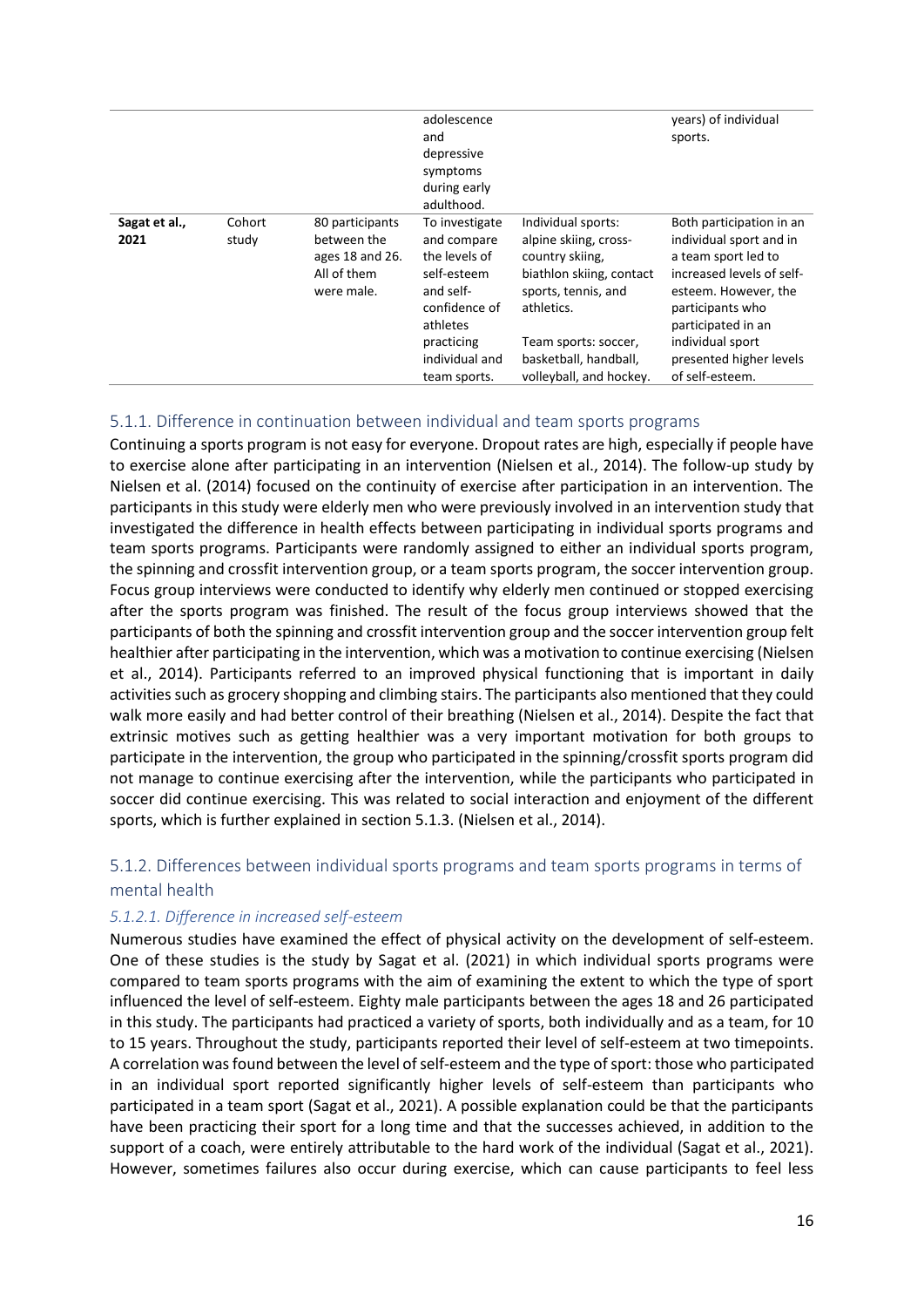| | | | adolescence and depressive symptoms during early adulthood. | | years) of individual sports. |
|---|---|---|---|---|---|
| **Sagat et al., 2021** | Cohort study | 80 participants between the ages 18 and 26. All of them were male. | To investigate and compare the levels of self-esteem and self-confidence of athletes practicing individual and team sports. | Individual sports: alpine skiing, cross-country skiing, biathlon skiing, contact sports, tennis, and athletics.<br><br>Team sports: soccer, basketball, handball, volleyball, and hockey. | Both participation in an individual sport and in a team sport led to increased levels of self-esteem. However, the participants who participated in an individual sport presented higher levels of self-esteem. |

### 5.1.1. Difference in continuation between individual and team sports programs

Continuing a sports program is not easy for everyone. Dropout rates are high, especially if people have to exercise alone after participating in an intervention (Nielsen et al., 2014). The follow-up study by Nielsen et al. (2014) focused on the continuity of exercise after participation in an intervention. The participants in this study were elderly men who were previously involved in an intervention study that investigated the difference in health effects between participating in individual sports programs and team sports programs. Participants were randomly assigned to either an individual sports program, the spinning and crossfit intervention group, or a team sports program, the soccer intervention group. Focus group interviews were conducted to identify why elderly men continued or stopped exercising after the sports program was finished. The result of the focus group interviews showed that the participants of both the spinning and crossfit intervention group and the soccer intervention group felt healthier after participating in the intervention, which was a motivation to continue exercising (Nielsen et al., 2014). Participants referred to an improved physical functioning that is important in daily activities such as grocery shopping and climbing stairs. The participants also mentioned that they could walk more easily and had better control of their breathing (Nielsen et al., 2014). Despite the fact that extrinsic motives such as getting healthier was a very important motivation for both groups to participate in the intervention, the group who participated in the spinning/crossfit sports program did not manage to continue exercising after the intervention, while the participants who participated in soccer did continue exercising. This was related to social interaction and enjoyment of the different sports, which is further explained in section 5.1.3. (Nielsen et al., 2014).

### 5.1.2. Differences between individual sports programs and team sports programs in terms of mental health

#### *5.1.2.1. Difference in increased self-esteem*

Numerous studies have examined the effect of physical activity on the development of self-esteem. One of these studies is the study by Sagat et al. (2021) in which individual sports programs were compared to team sports programs with the aim of examining the extent to which the type of sport influenced the level of self-esteem. Eighty male participants between the ages 18 and 26 participated in this study. The participants had practiced a variety of sports, both individually and as a team, for 10 to 15 years. Throughout the study, participants reported their level of self-esteem at two timepoints. A correlation was found between the level of self-esteem and the type of sport: those who participated in an individual sport reported significantly higher levels of self-esteem than participants who participated in a team sport (Sagat et al., 2021). A possible explanation could be that the participants have been practicing their sport for a long time and that the successes achieved, in addition to the support of a coach, were entirely attributable to the hard work of the individual (Sagat et al., 2021). However, sometimes failures also occur during exercise, which can cause participants to feel less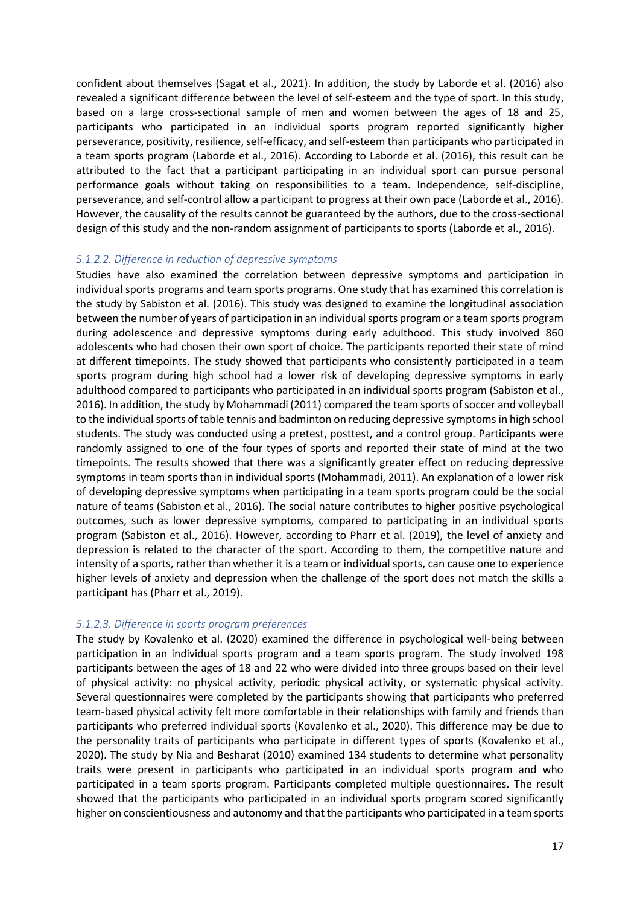confident about themselves (Sagat et al., 2021). In addition, the study by Laborde et al. (2016) also revealed a significant difference between the level of self-esteem and the type of sport. In this study, based on a large cross-sectional sample of men and women between the ages of 18 and 25, participants who participated in an individual sports program reported significantly higher perseverance, positivity, resilience, self-efficacy, and self-esteem than participants who participated in a team sports program (Laborde et al., 2016). According to Laborde et al. (2016), this result can be attributed to the fact that a participant participating in an individual sport can pursue personal performance goals without taking on responsibilities to a team. Independence, self-discipline, perseverance, and self-control allow a participant to progress at their own pace (Laborde et al., 2016). However, the causality of the results cannot be guaranteed by the authors, due to the cross-sectional design of this study and the non-random assignment of participants to sports (Laborde et al., 2016).

#### *5.1.2.2. Difference in reduction of depressive symptoms*

Studies have also examined the correlation between depressive symptoms and participation in individual sports programs and team sports programs. One study that has examined this correlation is the study by Sabiston et al. (2016). This study was designed to examine the longitudinal association between the number of years of participation in an individual sports program or a team sports program during adolescence and depressive symptoms during early adulthood. This study involved 860 adolescents who had chosen their own sport of choice. The participants reported their state of mind at different timepoints. The study showed that participants who consistently participated in a team sports program during high school had a lower risk of developing depressive symptoms in early adulthood compared to participants who participated in an individual sports program (Sabiston et al., 2016). In addition, the study by Mohammadi (2011) compared the team sports of soccer and volleyball to the individual sports of table tennis and badminton on reducing depressive symptoms in high school students. The study was conducted using a pretest, posttest, and a control group. Participants were randomly assigned to one of the four types of sports and reported their state of mind at the two timepoints. The results showed that there was a significantly greater effect on reducing depressive symptoms in team sports than in individual sports (Mohammadi, 2011). An explanation of a lower risk of developing depressive symptoms when participating in a team sports program could be the social nature of teams (Sabiston et al., 2016). The social nature contributes to higher positive psychological outcomes, such as lower depressive symptoms, compared to participating in an individual sports program (Sabiston et al., 2016). However, according to Pharr et al. (2019), the level of anxiety and depression is related to the character of the sport. According to them, the competitive nature and intensity of a sports, rather than whether it is a team or individual sports, can cause one to experience higher levels of anxiety and depression when the challenge of the sport does not match the skills a participant has (Pharr et al., 2019).

#### *5.1.2.3. Difference in sports program preferences*

The study by Kovalenko et al. (2020) examined the difference in psychological well-being between participation in an individual sports program and a team sports program. The study involved 198 participants between the ages of 18 and 22 who were divided into three groups based on their level of physical activity: no physical activity, periodic physical activity, or systematic physical activity. Several questionnaires were completed by the participants showing that participants who preferred team-based physical activity felt more comfortable in their relationships with family and friends than participants who preferred individual sports (Kovalenko et al., 2020). This difference may be due to the personality traits of participants who participate in different types of sports (Kovalenko et al., 2020). The study by Nia and Besharat (2010) examined 134 students to determine what personality traits were present in participants who participated in an individual sports program and who participated in a team sports program. Participants completed multiple questionnaires. The result showed that the participants who participated in an individual sports program scored significantly higher on conscientiousness and autonomy and that the participants who participated in a team sports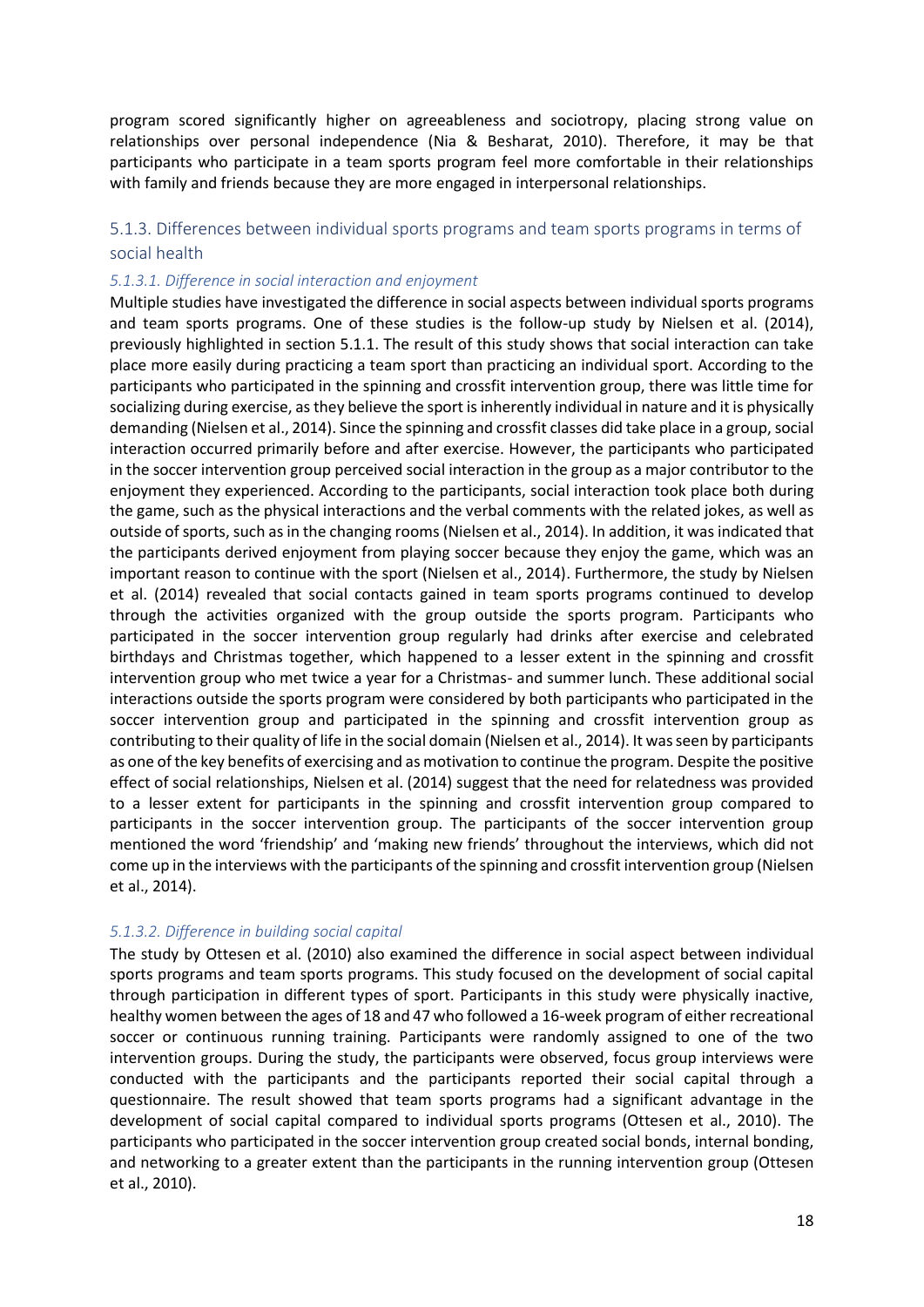program scored significantly higher on agreeableness and sociotropy, placing strong value on relationships over personal independence (Nia & Besharat, 2010). Therefore, it may be that participants who participate in a team sports program feel more comfortable in their relationships with family and friends because they are more engaged in interpersonal relationships.

### 5.1.3. Differences between individual sports programs and team sports programs in terms of social health

#### *5.1.3.1. Difference in social interaction and enjoyment*

Multiple studies have investigated the difference in social aspects between individual sports programs and team sports programs. One of these studies is the follow-up study by Nielsen et al. (2014), previously highlighted in section 5.1.1. The result of this study shows that social interaction can take place more easily during practicing a team sport than practicing an individual sport. According to the participants who participated in the spinning and crossfit intervention group, there was little time for socializing during exercise, as they believe the sport is inherently individual in nature and it is physically demanding (Nielsen et al., 2014). Since the spinning and crossfit classes did take place in a group, social interaction occurred primarily before and after exercise. However, the participants who participated in the soccer intervention group perceived social interaction in the group as a major contributor to the enjoyment they experienced. According to the participants, social interaction took place both during the game, such as the physical interactions and the verbal comments with the related jokes, as well as outside of sports, such as in the changing rooms (Nielsen et al., 2014). In addition, it was indicated that the participants derived enjoyment from playing soccer because they enjoy the game, which was an important reason to continue with the sport (Nielsen et al., 2014). Furthermore, the study by Nielsen et al. (2014) revealed that social contacts gained in team sports programs continued to develop through the activities organized with the group outside the sports program. Participants who participated in the soccer intervention group regularly had drinks after exercise and celebrated birthdays and Christmas together, which happened to a lesser extent in the spinning and crossfit intervention group who met twice a year for a Christmas- and summer lunch. These additional social interactions outside the sports program were considered by both participants who participated in the soccer intervention group and participated in the spinning and crossfit intervention group as contributing to their quality of life in the social domain (Nielsen et al., 2014). It was seen by participants as one of the key benefits of exercising and as motivation to continue the program. Despite the positive effect of social relationships, Nielsen et al. (2014) suggest that the need for relatedness was provided to a lesser extent for participants in the spinning and crossfit intervention group compared to participants in the soccer intervention group. The participants of the soccer intervention group mentioned the word 'friendship' and 'making new friends' throughout the interviews, which did not come up in the interviews with the participants of the spinning and crossfit intervention group (Nielsen et al., 2014).

#### *5.1.3.2. Difference in building social capital*

The study by Ottesen et al. (2010) also examined the difference in social aspect between individual sports programs and team sports programs. This study focused on the development of social capital through participation in different types of sport. Participants in this study were physically inactive, healthy women between the ages of 18 and 47 who followed a 16-week program of either recreational soccer or continuous running training. Participants were randomly assigned to one of the two intervention groups. During the study, the participants were observed, focus group interviews were conducted with the participants and the participants reported their social capital through a questionnaire. The result showed that team sports programs had a significant advantage in the development of social capital compared to individual sports programs (Ottesen et al., 2010). The participants who participated in the soccer intervention group created social bonds, internal bonding, and networking to a greater extent than the participants in the running intervention group (Ottesen et al., 2010).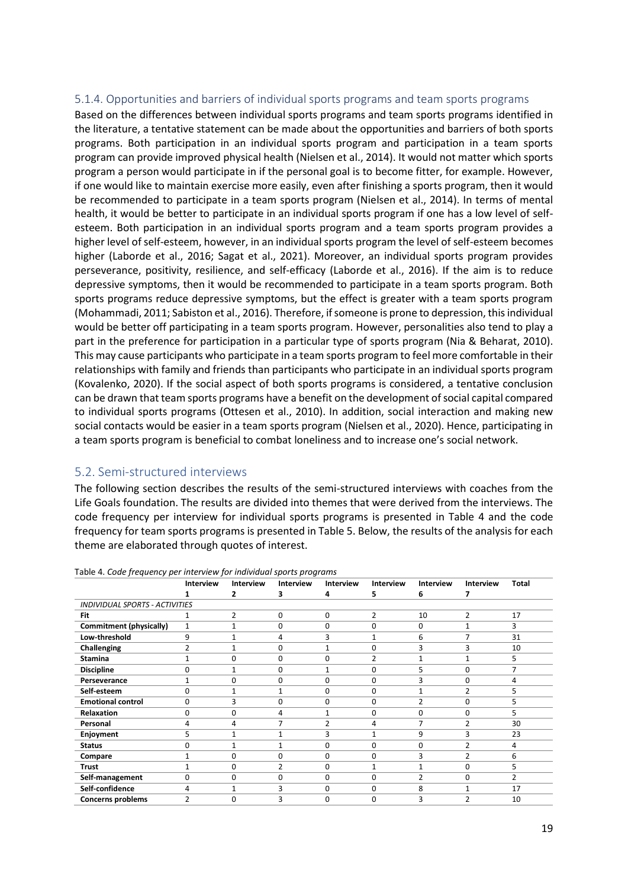### 5.1.4. Opportunities and barriers of individual sports programs and team sports programs

Based on the differences between individual sports programs and team sports programs identified in the literature, a tentative statement can be made about the opportunities and barriers of both sports programs. Both participation in an individual sports program and participation in a team sports program can provide improved physical health (Nielsen et al., 2014). It would not matter which sports program a person would participate in if the personal goal is to become fitter, for example. However, if one would like to maintain exercise more easily, even after finishing a sports program, then it would be recommended to participate in a team sports program (Nielsen et al., 2014). In terms of mental health, it would be better to participate in an individual sports program if one has a low level of self-esteem. Both participation in an individual sports program and a team sports program provides a higher level of self-esteem, however, in an individual sports program the level of self-esteem becomes higher (Laborde et al., 2016; Sagat et al., 2021). Moreover, an individual sports program provides perseverance, positivity, resilience, and self-efficacy (Laborde et al., 2016). If the aim is to reduce depressive symptoms, then it would be recommended to participate in a team sports program. Both sports programs reduce depressive symptoms, but the effect is greater with a team sports program (Mohammadi, 2011; Sabiston et al., 2016). Therefore, if someone is prone to depression, this individual would be better off participating in a team sports program. However, personalities also tend to play a part in the preference for participation in a particular type of sports program (Nia & Beharat, 2010). This may cause participants who participate in a team sports program to feel more comfortable in their relationships with family and friends than participants who participate in an individual sports program (Kovalenko, 2020). If the social aspect of both sports programs is considered, a tentative conclusion can be drawn that team sports programs have a benefit on the development of social capital compared to individual sports programs (Ottesen et al., 2010). In addition, social interaction and making new social contacts would be easier in a team sports program (Nielsen et al., 2020). Hence, participating in a team sports program is beneficial to combat loneliness and to increase one's social network.

## 5.2. Semi-structured interviews

The following section describes the results of the semi-structured interviews with coaches from the Life Goals foundation. The results are divided into themes that were derived from the interviews. The code frequency per interview for individual sports programs is presented in Table 4 and the code frequency for team sports programs is presented in Table 5. Below, the results of the analysis for each theme are elaborated through quotes of interest.

Table 4. *Code frequency per interview for individual sports programs*

| | Interview 1 | Interview 2 | Interview 3 | Interview 4 | Interview 5 | Interview 6 | Interview 7 | Total |
|---|---|---|---|---|---|---|---|---|
| *INDIVIDUAL SPORTS - ACTIVITIES* | | | | | | | | |
| **Fit** | 1 | 2 | 0 | 0 | 2 | 10 | 2 | 17 |
| **Commitment (physically)** | 1 | 1 | 0 | 0 | 0 | 0 | 1 | 3 |
| **Low-threshold** | 9 | 1 | 4 | 3 | 1 | 6 | 7 | 31 |
| **Challenging** | 2 | 1 | 0 | 1 | 0 | 3 | 3 | 10 |
| **Stamina** | 1 | 0 | 0 | 0 | 2 | 1 | 1 | 5 |
| **Discipline** | 0 | 1 | 0 | 1 | 0 | 5 | 0 | 7 |
| **Perseverance** | 1 | 0 | 0 | 0 | 0 | 3 | 0 | 4 |
| **Self-esteem** | 0 | 1 | 1 | 0 | 0 | 1 | 2 | 5 |
| **Emotional control** | 0 | 3 | 0 | 0 | 0 | 2 | 0 | 5 |
| **Relaxation** | 0 | 0 | 4 | 1 | 0 | 0 | 0 | 5 |
| **Personal** | 4 | 4 | 7 | 2 | 4 | 7 | 2 | 30 |
| **Enjoyment** | 5 | 1 | 1 | 3 | 1 | 9 | 3 | 23 |
| **Status** | 0 | 1 | 1 | 0 | 0 | 0 | 2 | 4 |
| **Compare** | 1 | 0 | 0 | 0 | 0 | 3 | 2 | 6 |
| **Trust** | 1 | 0 | 2 | 0 | 1 | 1 | 0 | 5 |
| **Self-management** | 0 | 0 | 0 | 0 | 0 | 2 | 0 | 2 |
| **Self-confidence** | 4 | 1 | 3 | 0 | 0 | 8 | 1 | 17 |
| **Concerns problems** | 2 | 0 | 3 | 0 | 0 | 3 | 2 | 10 |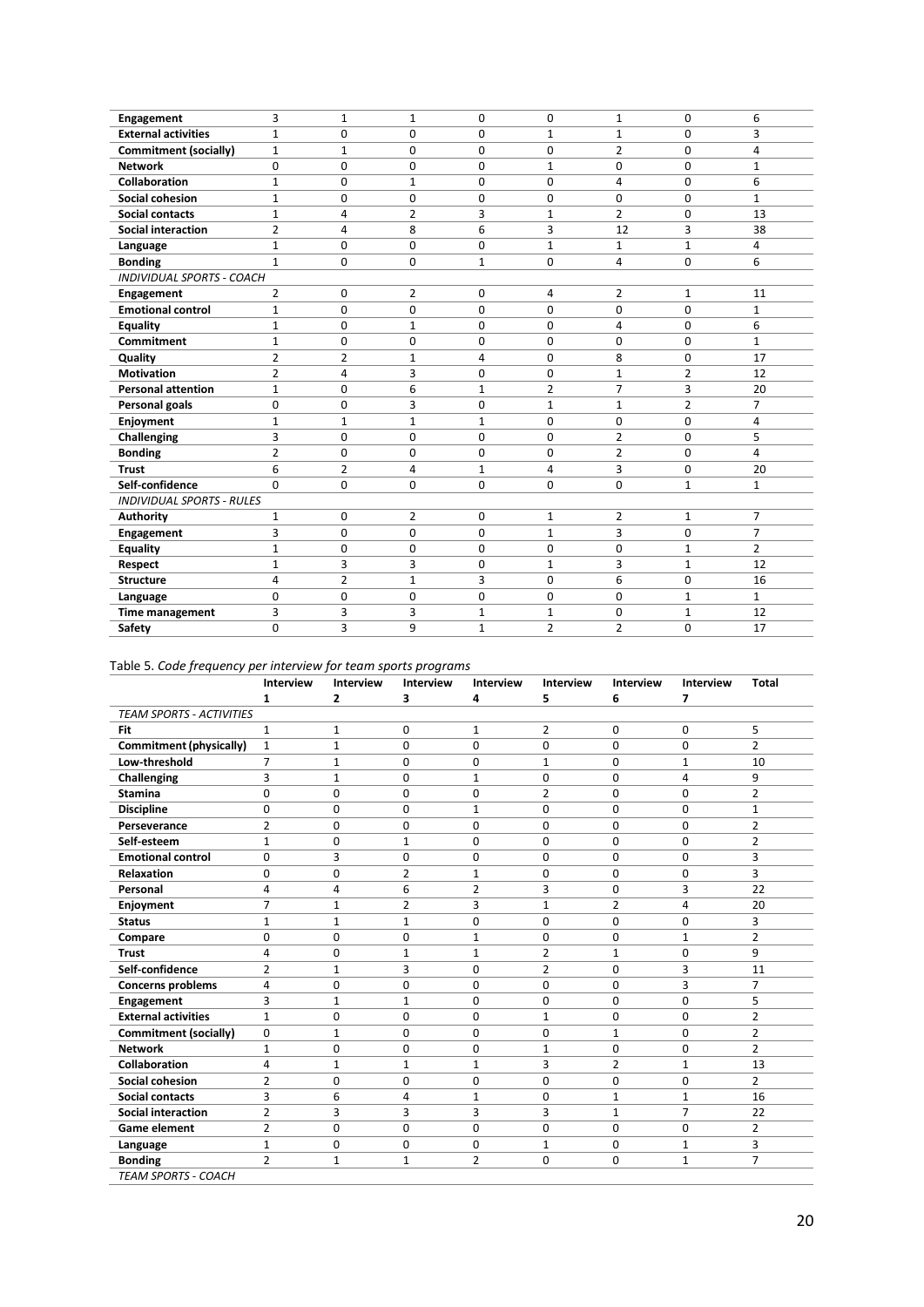| | | | | | | | | |
|---|---|---|---|---|---|---|---|---|
| **Engagement** | 3 | 1 | 1 | 0 | 0 | 1 | 0 | 6 |
| **External activities** | 1 | 0 | 0 | 0 | 1 | 1 | 0 | 3 |
| **Commitment (socially)** | 1 | 1 | 0 | 0 | 0 | 2 | 0 | 4 |
| **Network** | 0 | 0 | 0 | 0 | 1 | 0 | 0 | 1 |
| **Collaboration** | 1 | 0 | 1 | 0 | 0 | 4 | 0 | 6 |
| **Social cohesion** | 1 | 0 | 0 | 0 | 0 | 0 | 0 | 1 |
| **Social contacts** | 1 | 4 | 2 | 3 | 1 | 2 | 0 | 13 |
| **Social interaction** | 2 | 4 | 8 | 6 | 3 | 12 | 3 | 38 |
| **Language** | 1 | 0 | 0 | 0 | 1 | 1 | 1 | 4 |
| **Bonding** | 1 | 0 | 0 | 1 | 0 | 4 | 0 | 6 |
| *INDIVIDUAL SPORTS - COACH* | | | | | | | | |
| **Engagement** | 2 | 0 | 2 | 0 | 4 | 2 | 1 | 11 |
| **Emotional control** | 1 | 0 | 0 | 0 | 0 | 0 | 0 | 1 |
| **Equality** | 1 | 0 | 1 | 0 | 0 | 4 | 0 | 6 |
| **Commitment** | 1 | 0 | 0 | 0 | 0 | 0 | 0 | 1 |
| **Quality** | 2 | 2 | 1 | 4 | 0 | 8 | 0 | 17 |
| **Motivation** | 2 | 4 | 3 | 0 | 0 | 1 | 2 | 12 |
| **Personal attention** | 1 | 0 | 6 | 1 | 2 | 7 | 3 | 20 |
| **Personal goals** | 0 | 0 | 3 | 0 | 1 | 1 | 2 | 7 |
| **Enjoyment** | 1 | 1 | 1 | 1 | 0 | 0 | 0 | 4 |
| **Challenging** | 3 | 0 | 0 | 0 | 0 | 2 | 0 | 5 |
| **Bonding** | 2 | 0 | 0 | 0 | 0 | 2 | 0 | 4 |
| **Trust** | 6 | 2 | 4 | 1 | 4 | 3 | 0 | 20 |
| **Self-confidence** | 0 | 0 | 0 | 0 | 0 | 0 | 1 | 1 |
| *INDIVIDUAL SPORTS - RULES* | | | | | | | | |
| **Authority** | 1 | 0 | 2 | 0 | 1 | 2 | 1 | 7 |
| **Engagement** | 3 | 0 | 0 | 0 | 1 | 3 | 0 | 7 |
| **Equality** | 1 | 0 | 0 | 0 | 0 | 0 | 1 | 2 |
| **Respect** | 1 | 3 | 3 | 0 | 1 | 3 | 1 | 12 |
| **Structure** | 4 | 2 | 1 | 3 | 0 | 6 | 0 | 16 |
| **Language** | 0 | 0 | 0 | 0 | 0 | 0 | 1 | 1 |
| **Time management** | 3 | 3 | 3 | 1 | 1 | 0 | 1 | 12 |
| **Safety** | 0 | 3 | 9 | 1 | 2 | 2 | 0 | 17 |

Table 5. *Code frequency per interview for team sports programs*

| | Interview 1 | Interview 2 | Interview 3 | Interview 4 | Interview 5 | Interview 6 | Interview 7 | Total |
|---|---|---|---|---|---|---|---|---|
| *TEAM SPORTS - ACTIVITIES* | | | | | | | | |
| **Fit** | 1 | 1 | 0 | 1 | 2 | 0 | 0 | 5 |
| **Commitment (physically)** | 1 | 1 | 0 | 0 | 0 | 0 | 0 | 2 |
| **Low-threshold** | 7 | 1 | 0 | 0 | 1 | 0 | 1 | 10 |
| **Challenging** | 3 | 1 | 0 | 1 | 0 | 0 | 4 | 9 |
| **Stamina** | 0 | 0 | 0 | 0 | 2 | 0 | 0 | 2 |
| **Discipline** | 0 | 0 | 0 | 1 | 0 | 0 | 0 | 1 |
| **Perseverance** | 2 | 0 | 0 | 0 | 0 | 0 | 0 | 2 |
| **Self-esteem** | 1 | 0 | 1 | 0 | 0 | 0 | 0 | 2 |
| **Emotional control** | 0 | 3 | 0 | 0 | 0 | 0 | 0 | 3 |
| **Relaxation** | 0 | 0 | 2 | 1 | 0 | 0 | 0 | 3 |
| **Personal** | 4 | 4 | 6 | 2 | 3 | 0 | 3 | 22 |
| **Enjoyment** | 7 | 1 | 2 | 3 | 1 | 2 | 4 | 20 |
| **Status** | 1 | 1 | 1 | 0 | 0 | 0 | 0 | 3 |
| **Compare** | 0 | 0 | 0 | 1 | 0 | 0 | 1 | 2 |
| **Trust** | 4 | 0 | 1 | 1 | 2 | 1 | 0 | 9 |
| **Self-confidence** | 2 | 1 | 3 | 0 | 2 | 0 | 3 | 11 |
| **Concerns problems** | 4 | 0 | 0 | 0 | 0 | 0 | 3 | 7 |
| **Engagement** | 3 | 1 | 1 | 0 | 0 | 0 | 0 | 5 |
| **External activities** | 1 | 0 | 0 | 0 | 1 | 0 | 0 | 2 |
| **Commitment (socially)** | 0 | 1 | 0 | 0 | 0 | 1 | 0 | 2 |
| **Network** | 1 | 0 | 0 | 0 | 1 | 0 | 0 | 2 |
| **Collaboration** | 4 | 1 | 1 | 1 | 3 | 2 | 1 | 13 |
| **Social cohesion** | 2 | 0 | 0 | 0 | 0 | 0 | 0 | 2 |
| **Social contacts** | 3 | 6 | 4 | 1 | 0 | 1 | 1 | 16 |
| **Social interaction** | 2 | 3 | 3 | 3 | 3 | 1 | 7 | 22 |
| **Game element** | 2 | 0 | 0 | 0 | 0 | 0 | 0 | 2 |
| **Language** | 1 | 0 | 0 | 0 | 1 | 0 | 1 | 3 |
| **Bonding** | 2 | 1 | 1 | 2 | 0 | 0 | 1 | 7 |
| *TEAM SPORTS - COACH* | | | | | | | | |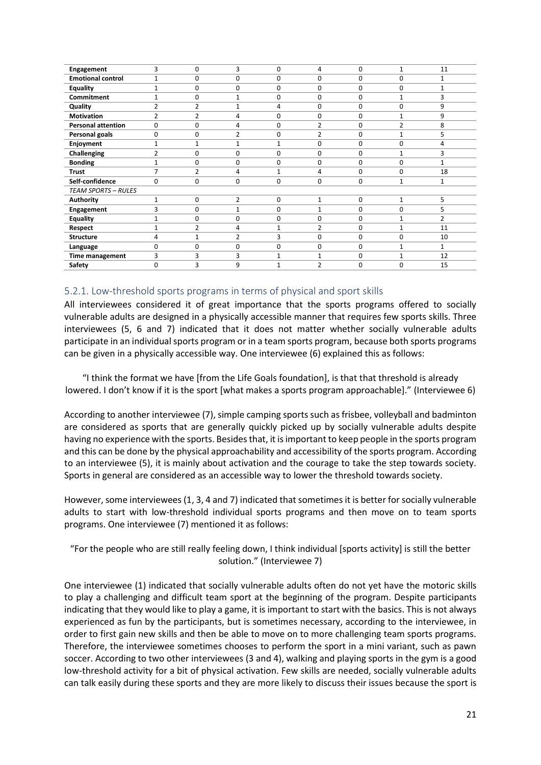| | | | | | | | | |
|---|---|---|---|---|---|---|---|---|
| **Engagement** | 3 | 0 | 3 | 0 | 4 | 0 | 1 | 11 |
| **Emotional control** | 1 | 0 | 0 | 0 | 0 | 0 | 0 | 1 |
| **Equality** | 1 | 0 | 0 | 0 | 0 | 0 | 0 | 1 |
| **Commitment** | 1 | 0 | 1 | 0 | 0 | 0 | 1 | 3 |
| **Quality** | 2 | 2 | 1 | 4 | 0 | 0 | 0 | 9 |
| **Motivation** | 2 | 2 | 4 | 0 | 0 | 0 | 1 | 9 |
| **Personal attention** | 0 | 0 | 4 | 0 | 2 | 0 | 2 | 8 |
| **Personal goals** | 0 | 0 | 2 | 0 | 2 | 0 | 1 | 5 |
| **Enjoyment** | 1 | 1 | 1 | 1 | 0 | 0 | 0 | 4 |
| **Challenging** | 2 | 0 | 0 | 0 | 0 | 0 | 1 | 3 |
| **Bonding** | 1 | 0 | 0 | 0 | 0 | 0 | 0 | 1 |
| **Trust** | 7 | 2 | 4 | 1 | 4 | 0 | 0 | 18 |
| **Self-confidence** | 0 | 0 | 0 | 0 | 0 | 0 | 1 | 1 |
| *TEAM SPORTS – RULES* | | | | | | | | |
| **Authority** | 1 | 0 | 2 | 0 | 1 | 0 | 1 | 5 |
| **Engagement** | 3 | 0 | 1 | 0 | 1 | 0 | 0 | 5 |
| **Equality** | 1 | 0 | 0 | 0 | 0 | 0 | 1 | 2 |
| **Respect** | 1 | 2 | 4 | 1 | 2 | 0 | 1 | 11 |
| **Structure** | 4 | 1 | 2 | 3 | 0 | 0 | 0 | 10 |
| **Language** | 0 | 0 | 0 | 0 | 0 | 0 | 1 | 1 |
| **Time management** | 3 | 3 | 3 | 1 | 1 | 0 | 1 | 12 |
| **Safety** | 0 | 3 | 9 | 1 | 2 | 0 | 0 | 15 |

### 5.2.1. Low-threshold sports programs in terms of physical and sport skills

All interviewees considered it of great importance that the sports programs offered to socially vulnerable adults are designed in a physically accessible manner that requires few sports skills. Three interviewees (5, 6 and 7) indicated that it does not matter whether socially vulnerable adults participate in an individual sports program or in a team sports program, because both sports programs can be given in a physically accessible way. One interviewee (6) explained this as follows:

> "I think the format we have [from the Life Goals foundation], is that that threshold is already lowered. I don't know if it is the sport [what makes a sports program approachable]." (Interviewee 6)

According to another interviewee (7), simple camping sports such as frisbee, volleyball and badminton are considered as sports that are generally quickly picked up by socially vulnerable adults despite having no experience with the sports. Besides that, it is important to keep people in the sports program and this can be done by the physical approachability and accessibility of the sports program. According to an interviewee (5), it is mainly about activation and the courage to take the step towards society. Sports in general are considered as an accessible way to lower the threshold towards society.

However, some interviewees (1, 3, 4 and 7) indicated that sometimes it is better for socially vulnerable adults to start with low-threshold individual sports programs and then move on to team sports programs. One interviewee (7) mentioned it as follows:

> "For the people who are still really feeling down, I think individual [sports activity] is still the better solution." (Interviewee 7)

One interviewee (1) indicated that socially vulnerable adults often do not yet have the motoric skills to play a challenging and difficult team sport at the beginning of the program. Despite participants indicating that they would like to play a game, it is important to start with the basics. This is not always experienced as fun by the participants, but is sometimes necessary, according to the interviewee, in order to first gain new skills and then be able to move on to more challenging team sports programs. Therefore, the interviewee sometimes chooses to perform the sport in a mini variant, such as pawn soccer. According to two other interviewees (3 and 4), walking and playing sports in the gym is a good low-threshold activity for a bit of physical activation. Few skills are needed, socially vulnerable adults can talk easily during these sports and they are more likely to discuss their issues because the sport is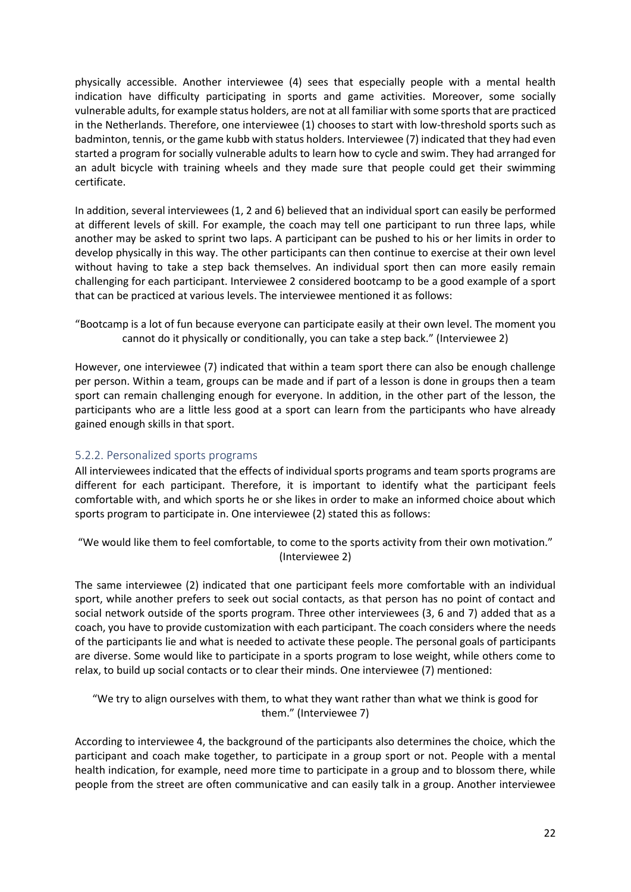physically accessible. Another interviewee (4) sees that especially people with a mental health indication have difficulty participating in sports and game activities. Moreover, some socially vulnerable adults, for example status holders, are not at all familiar with some sports that are practiced in the Netherlands. Therefore, one interviewee (1) chooses to start with low-threshold sports such as badminton, tennis, or the game kubb with status holders. Interviewee (7) indicated that they had even started a program for socially vulnerable adults to learn how to cycle and swim. They had arranged for an adult bicycle with training wheels and they made sure that people could get their swimming certificate.

In addition, several interviewees (1, 2 and 6) believed that an individual sport can easily be performed at different levels of skill. For example, the coach may tell one participant to run three laps, while another may be asked to sprint two laps. A participant can be pushed to his or her limits in order to develop physically in this way. The other participants can then continue to exercise at their own level without having to take a step back themselves. An individual sport then can more easily remain challenging for each participant. Interviewee 2 considered bootcamp to be a good example of a sport that can be practiced at various levels. The interviewee mentioned it as follows:

"Bootcamp is a lot of fun because everyone can participate easily at their own level. The moment you cannot do it physically or conditionally, you can take a step back." (Interviewee 2)

However, one interviewee (7) indicated that within a team sport there can also be enough challenge per person. Within a team, groups can be made and if part of a lesson is done in groups then a team sport can remain challenging enough for everyone. In addition, in the other part of the lesson, the participants who are a little less good at a sport can learn from the participants who have already gained enough skills in that sport.

### 5.2.2. Personalized sports programs

All interviewees indicated that the effects of individual sports programs and team sports programs are different for each participant. Therefore, it is important to identify what the participant feels comfortable with, and which sports he or she likes in order to make an informed choice about which sports program to participate in. One interviewee (2) stated this as follows:

"We would like them to feel comfortable, to come to the sports activity from their own motivation." (Interviewee 2)

The same interviewee (2) indicated that one participant feels more comfortable with an individual sport, while another prefers to seek out social contacts, as that person has no point of contact and social network outside of the sports program. Three other interviewees (3, 6 and 7) added that as a coach, you have to provide customization with each participant. The coach considers where the needs of the participants lie and what is needed to activate these people. The personal goals of participants are diverse. Some would like to participate in a sports program to lose weight, while others come to relax, to build up social contacts or to clear their minds. One interviewee (7) mentioned:

"We try to align ourselves with them, to what they want rather than what we think is good for them." (Interviewee 7)

According to interviewee 4, the background of the participants also determines the choice, which the participant and coach make together, to participate in a group sport or not. People with a mental health indication, for example, need more time to participate in a group and to blossom there, while people from the street are often communicative and can easily talk in a group. Another interviewee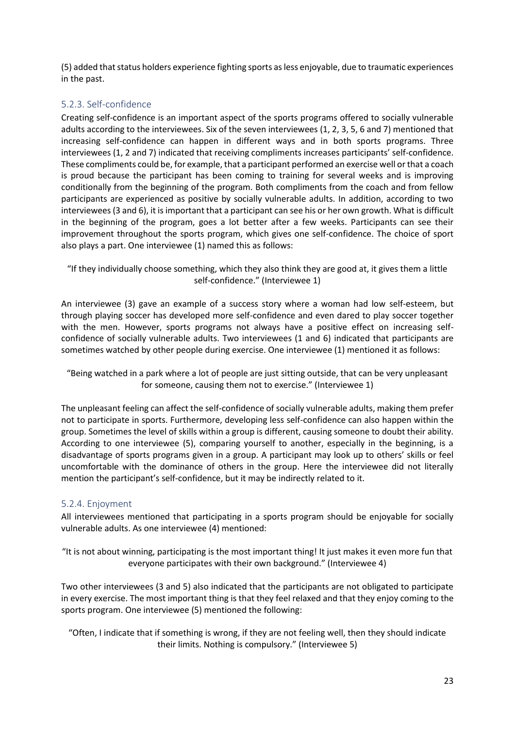(5) added that status holders experience fighting sports as less enjoyable, due to traumatic experiences in the past.

### 5.2.3. Self-confidence

Creating self-confidence is an important aspect of the sports programs offered to socially vulnerable adults according to the interviewees. Six of the seven interviewees (1, 2, 3, 5, 6 and 7) mentioned that increasing self-confidence can happen in different ways and in both sports programs. Three interviewees (1, 2 and 7) indicated that receiving compliments increases participants' self-confidence. These compliments could be, for example, that a participant performed an exercise well or that a coach is proud because the participant has been coming to training for several weeks and is improving conditionally from the beginning of the program. Both compliments from the coach and from fellow participants are experienced as positive by socially vulnerable adults. In addition, according to two interviewees (3 and 6), it is important that a participant can see his or her own growth. What is difficult in the beginning of the program, goes a lot better after a few weeks. Participants can see their improvement throughout the sports program, which gives one self-confidence. The choice of sport also plays a part. One interviewee (1) named this as follows:

> "If they individually choose something, which they also think they are good at, it gives them a little self-confidence." (Interviewee 1)

An interviewee (3) gave an example of a success story where a woman had low self-esteem, but through playing soccer has developed more self-confidence and even dared to play soccer together with the men. However, sports programs not always have a positive effect on increasing self-confidence of socially vulnerable adults. Two interviewees (1 and 6) indicated that participants are sometimes watched by other people during exercise. One interviewee (1) mentioned it as follows:

> "Being watched in a park where a lot of people are just sitting outside, that can be very unpleasant for someone, causing them not to exercise." (Interviewee 1)

The unpleasant feeling can affect the self-confidence of socially vulnerable adults, making them prefer not to participate in sports. Furthermore, developing less self-confidence can also happen within the group. Sometimes the level of skills within a group is different, causing someone to doubt their ability. According to one interviewee (5), comparing yourself to another, especially in the beginning, is a disadvantage of sports programs given in a group. A participant may look up to others' skills or feel uncomfortable with the dominance of others in the group. Here the interviewee did not literally mention the participant's self-confidence, but it may be indirectly related to it.

### 5.2.4. Enjoyment

All interviewees mentioned that participating in a sports program should be enjoyable for socially vulnerable adults. As one interviewee (4) mentioned:

> "It is not about winning, participating is the most important thing! It just makes it even more fun that everyone participates with their own background." (Interviewee 4)

Two other interviewees (3 and 5) also indicated that the participants are not obligated to participate in every exercise. The most important thing is that they feel relaxed and that they enjoy coming to the sports program. One interviewee (5) mentioned the following:

> "Often, I indicate that if something is wrong, if they are not feeling well, then they should indicate their limits. Nothing is compulsory." (Interviewee 5)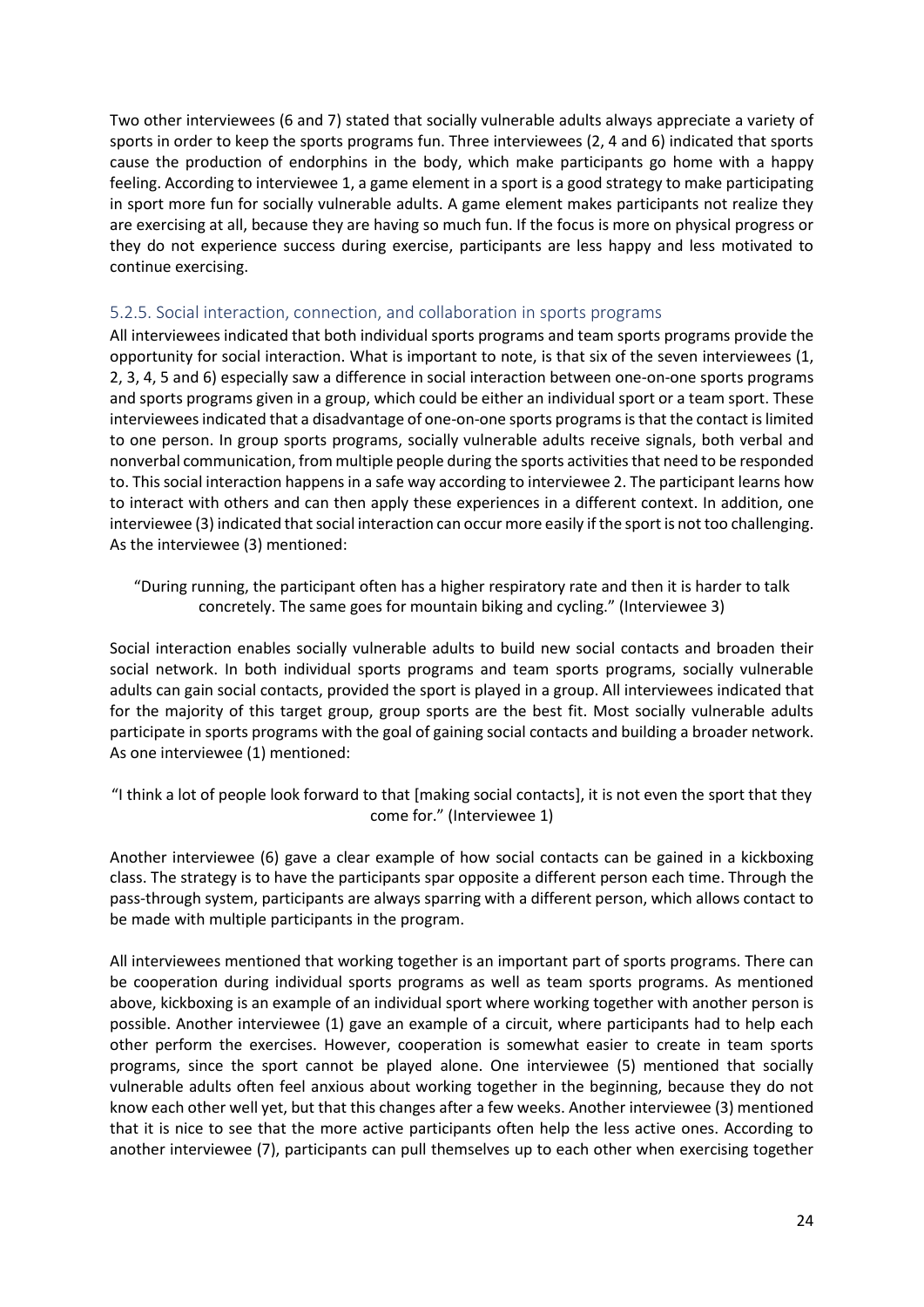Two other interviewees (6 and 7) stated that socially vulnerable adults always appreciate a variety of sports in order to keep the sports programs fun. Three interviewees (2, 4 and 6) indicated that sports cause the production of endorphins in the body, which make participants go home with a happy feeling. According to interviewee 1, a game element in a sport is a good strategy to make participating in sport more fun for socially vulnerable adults. A game element makes participants not realize they are exercising at all, because they are having so much fun. If the focus is more on physical progress or they do not experience success during exercise, participants are less happy and less motivated to continue exercising.

### 5.2.5. Social interaction, connection, and collaboration in sports programs

All interviewees indicated that both individual sports programs and team sports programs provide the opportunity for social interaction. What is important to note, is that six of the seven interviewees (1, 2, 3, 4, 5 and 6) especially saw a difference in social interaction between one-on-one sports programs and sports programs given in a group, which could be either an individual sport or a team sport. These interviewees indicated that a disadvantage of one-on-one sports programs is that the contact is limited to one person. In group sports programs, socially vulnerable adults receive signals, both verbal and nonverbal communication, from multiple people during the sports activities that need to be responded to. This social interaction happens in a safe way according to interviewee 2. The participant learns how to interact with others and can then apply these experiences in a different context. In addition, one interviewee (3) indicated that social interaction can occur more easily if the sport is not too challenging. As the interviewee (3) mentioned:

> "During running, the participant often has a higher respiratory rate and then it is harder to talk concretely. The same goes for mountain biking and cycling." (Interviewee 3)

Social interaction enables socially vulnerable adults to build new social contacts and broaden their social network. In both individual sports programs and team sports programs, socially vulnerable adults can gain social contacts, provided the sport is played in a group. All interviewees indicated that for the majority of this target group, group sports are the best fit. Most socially vulnerable adults participate in sports programs with the goal of gaining social contacts and building a broader network. As one interviewee (1) mentioned:

> "I think a lot of people look forward to that [making social contacts], it is not even the sport that they come for." (Interviewee 1)

Another interviewee (6) gave a clear example of how social contacts can be gained in a kickboxing class. The strategy is to have the participants spar opposite a different person each time. Through the pass-through system, participants are always sparring with a different person, which allows contact to be made with multiple participants in the program.

All interviewees mentioned that working together is an important part of sports programs. There can be cooperation during individual sports programs as well as team sports programs. As mentioned above, kickboxing is an example of an individual sport where working together with another person is possible. Another interviewee (1) gave an example of a circuit, where participants had to help each other perform the exercises. However, cooperation is somewhat easier to create in team sports programs, since the sport cannot be played alone. One interviewee (5) mentioned that socially vulnerable adults often feel anxious about working together in the beginning, because they do not know each other well yet, but that this changes after a few weeks. Another interviewee (3) mentioned that it is nice to see that the more active participants often help the less active ones. According to another interviewee (7), participants can pull themselves up to each other when exercising together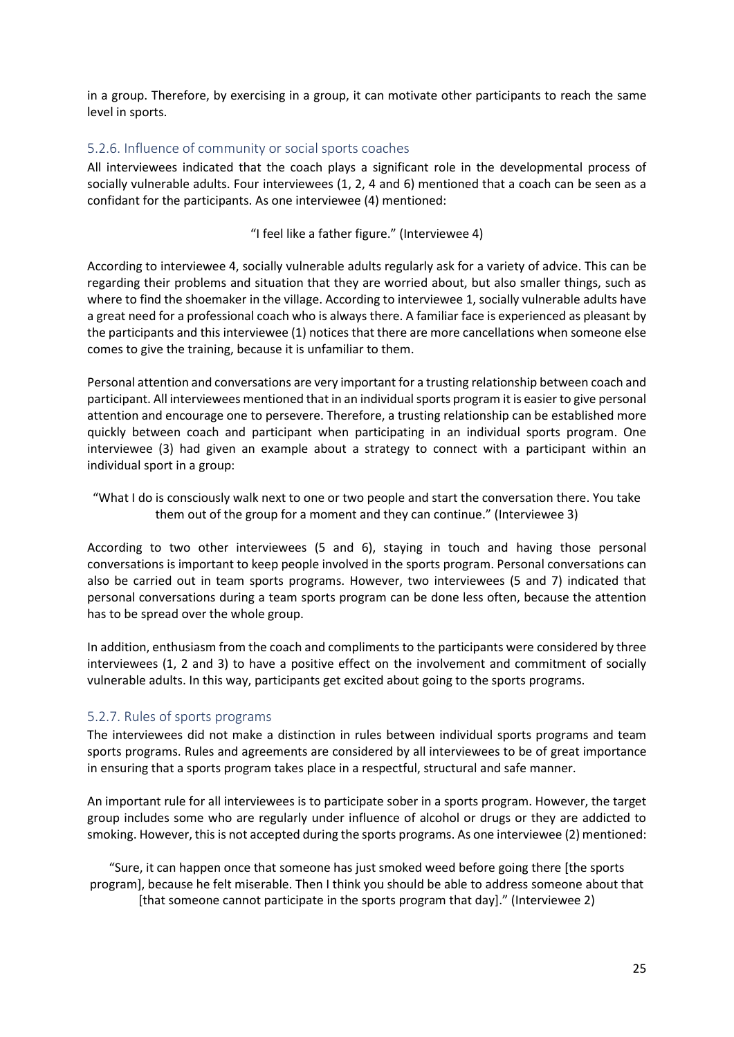in a group. Therefore, by exercising in a group, it can motivate other participants to reach the same level in sports.

### 5.2.6. Influence of community or social sports coaches

All interviewees indicated that the coach plays a significant role in the developmental process of socially vulnerable adults. Four interviewees (1, 2, 4 and 6) mentioned that a coach can be seen as a confidant for the participants. As one interviewee (4) mentioned:

> "I feel like a father figure." (Interviewee 4)

According to interviewee 4, socially vulnerable adults regularly ask for a variety of advice. This can be regarding their problems and situation that they are worried about, but also smaller things, such as where to find the shoemaker in the village. According to interviewee 1, socially vulnerable adults have a great need for a professional coach who is always there. A familiar face is experienced as pleasant by the participants and this interviewee (1) notices that there are more cancellations when someone else comes to give the training, because it is unfamiliar to them.

Personal attention and conversations are very important for a trusting relationship between coach and participant. All interviewees mentioned that in an individual sports program it is easier to give personal attention and encourage one to persevere. Therefore, a trusting relationship can be established more quickly between coach and participant when participating in an individual sports program. One interviewee (3) had given an example about a strategy to connect with a participant within an individual sport in a group:

> "What I do is consciously walk next to one or two people and start the conversation there. You take them out of the group for a moment and they can continue." (Interviewee 3)

According to two other interviewees (5 and 6), staying in touch and having those personal conversations is important to keep people involved in the sports program. Personal conversations can also be carried out in team sports programs. However, two interviewees (5 and 7) indicated that personal conversations during a team sports program can be done less often, because the attention has to be spread over the whole group.

In addition, enthusiasm from the coach and compliments to the participants were considered by three interviewees (1, 2 and 3) to have a positive effect on the involvement and commitment of socially vulnerable adults. In this way, participants get excited about going to the sports programs.

### 5.2.7. Rules of sports programs

The interviewees did not make a distinction in rules between individual sports programs and team sports programs. Rules and agreements are considered by all interviewees to be of great importance in ensuring that a sports program takes place in a respectful, structural and safe manner.

An important rule for all interviewees is to participate sober in a sports program. However, the target group includes some who are regularly under influence of alcohol or drugs or they are addicted to smoking. However, this is not accepted during the sports programs. As one interviewee (2) mentioned:

> "Sure, it can happen once that someone has just smoked weed before going there [the sports program], because he felt miserable. Then I think you should be able to address someone about that [that someone cannot participate in the sports program that day]." (Interviewee 2)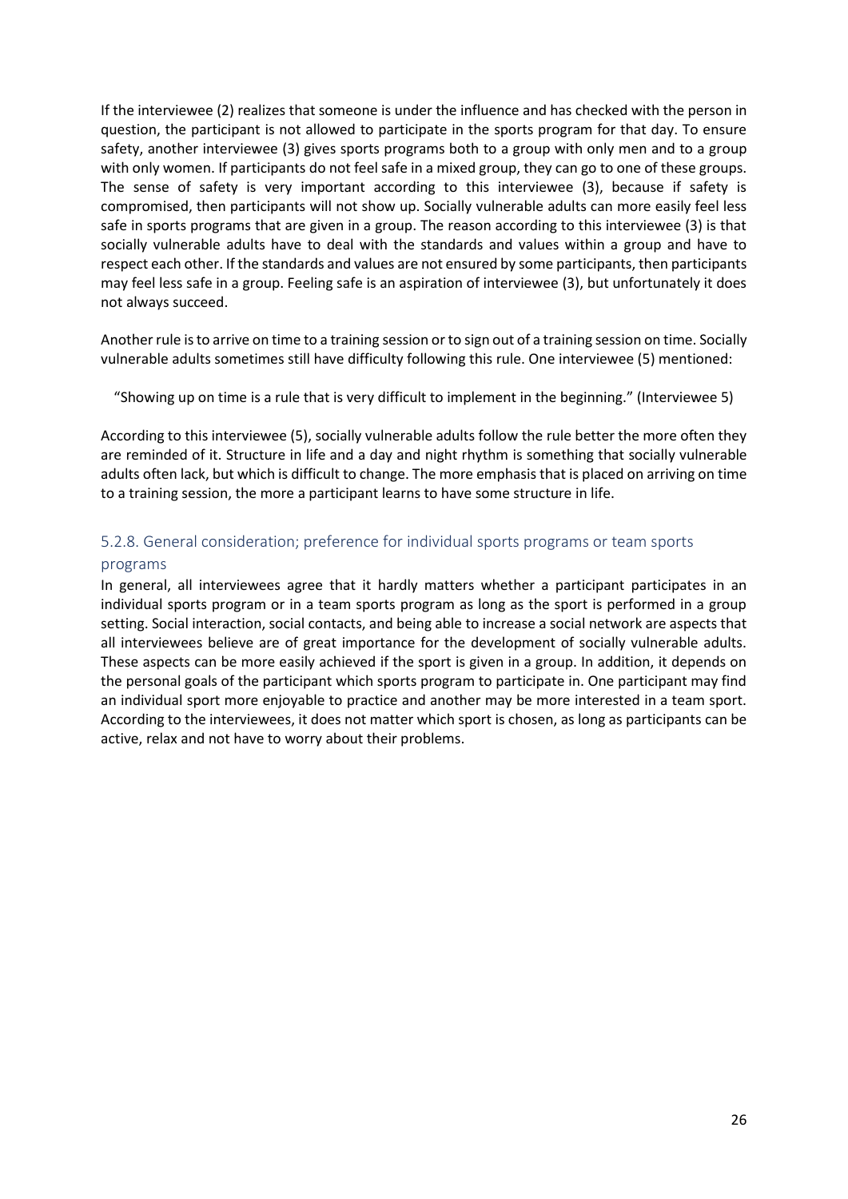If the interviewee (2) realizes that someone is under the influence and has checked with the person in question, the participant is not allowed to participate in the sports program for that day. To ensure safety, another interviewee (3) gives sports programs both to a group with only men and to a group with only women. If participants do not feel safe in a mixed group, they can go to one of these groups. The sense of safety is very important according to this interviewee (3), because if safety is compromised, then participants will not show up. Socially vulnerable adults can more easily feel less safe in sports programs that are given in a group. The reason according to this interviewee (3) is that socially vulnerable adults have to deal with the standards and values within a group and have to respect each other. If the standards and values are not ensured by some participants, then participants may feel less safe in a group. Feeling safe is an aspiration of interviewee (3), but unfortunately it does not always succeed.

Another rule is to arrive on time to a training session or to sign out of a training session on time. Socially vulnerable adults sometimes still have difficulty following this rule. One interviewee (5) mentioned:

> "Showing up on time is a rule that is very difficult to implement in the beginning." (Interviewee 5)

According to this interviewee (5), socially vulnerable adults follow the rule better the more often they are reminded of it. Structure in life and a day and night rhythm is something that socially vulnerable adults often lack, but which is difficult to change. The more emphasis that is placed on arriving on time to a training session, the more a participant learns to have some structure in life.

### 5.2.8. General consideration; preference for individual sports programs or team sports programs

In general, all interviewees agree that it hardly matters whether a participant participates in an individual sports program or in a team sports program as long as the sport is performed in a group setting. Social interaction, social contacts, and being able to increase a social network are aspects that all interviewees believe are of great importance for the development of socially vulnerable adults. These aspects can be more easily achieved if the sport is given in a group. In addition, it depends on the personal goals of the participant which sports program to participate in. One participant may find an individual sport more enjoyable to practice and another may be more interested in a team sport. According to the interviewees, it does not matter which sport is chosen, as long as participants can be active, relax and not have to worry about their problems.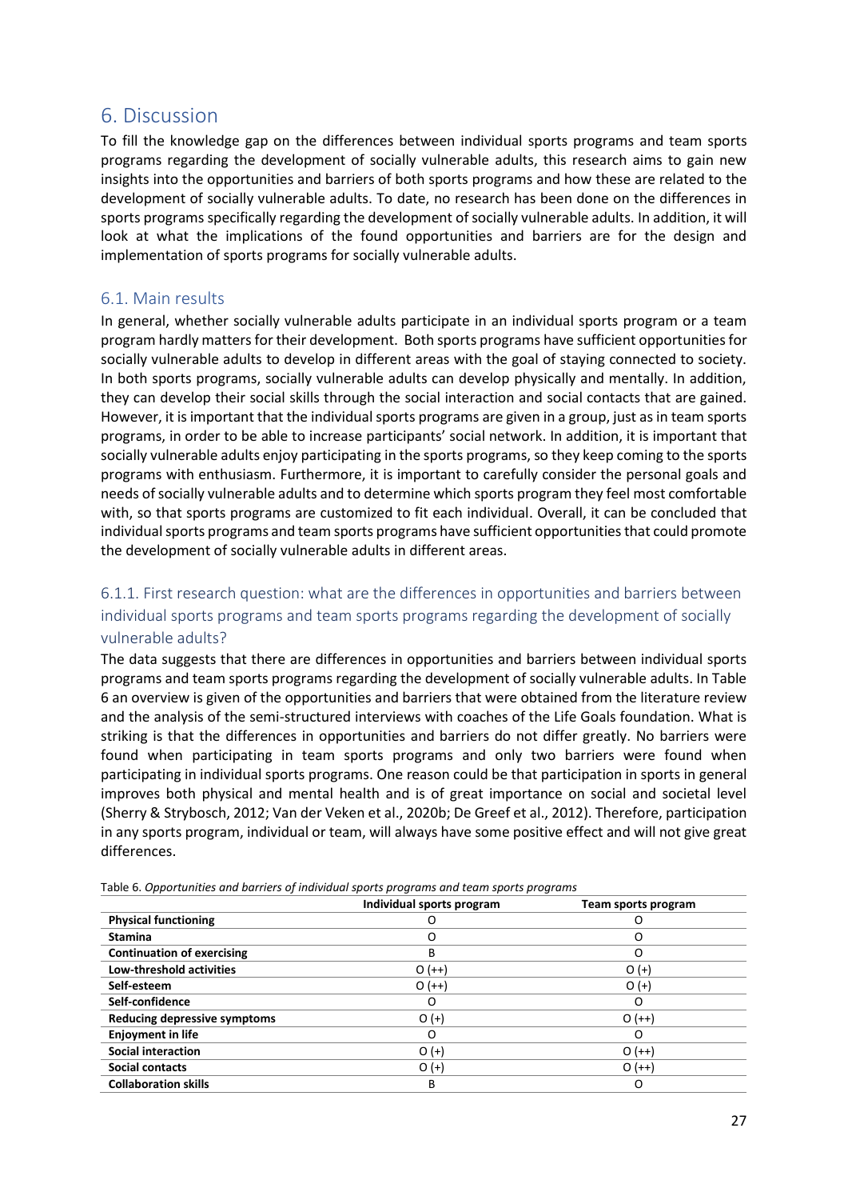# 6. Discussion

To fill the knowledge gap on the differences between individual sports programs and team sports programs regarding the development of socially vulnerable adults, this research aims to gain new insights into the opportunities and barriers of both sports programs and how these are related to the development of socially vulnerable adults. To date, no research has been done on the differences in sports programs specifically regarding the development of socially vulnerable adults. In addition, it will look at what the implications of the found opportunities and barriers are for the design and implementation of sports programs for socially vulnerable adults.

## 6.1. Main results

In general, whether socially vulnerable adults participate in an individual sports program or a team program hardly matters for their development. Both sports programs have sufficient opportunities for socially vulnerable adults to develop in different areas with the goal of staying connected to society. In both sports programs, socially vulnerable adults can develop physically and mentally. In addition, they can develop their social skills through the social interaction and social contacts that are gained. However, it is important that the individual sports programs are given in a group, just as in team sports programs, in order to be able to increase participants' social network. In addition, it is important that socially vulnerable adults enjoy participating in the sports programs, so they keep coming to the sports programs with enthusiasm. Furthermore, it is important to carefully consider the personal goals and needs of socially vulnerable adults and to determine which sports program they feel most comfortable with, so that sports programs are customized to fit each individual. Overall, it can be concluded that individual sports programs and team sports programs have sufficient opportunities that could promote the development of socially vulnerable adults in different areas.

### 6.1.1. First research question: what are the differences in opportunities and barriers between individual sports programs and team sports programs regarding the development of socially vulnerable adults?

The data suggests that there are differences in opportunities and barriers between individual sports programs and team sports programs regarding the development of socially vulnerable adults. In Table 6 an overview is given of the opportunities and barriers that were obtained from the literature review and the analysis of the semi-structured interviews with coaches of the Life Goals foundation. What is striking is that the differences in opportunities and barriers do not differ greatly. No barriers were found when participating in team sports programs and only two barriers were found when participating in individual sports programs. One reason could be that participation in sports in general improves both physical and mental health and is of great importance on social and societal level (Sherry & Strybosch, 2012; Van der Veken et al., 2020b; De Greef et al., 2012). Therefore, participation in any sports program, individual or team, will always have some positive effect and will not give great differences.

Table 6. *Opportunities and barriers of individual sports programs and team sports programs*

| | Individual sports program | Team sports program |
|---|---|---|
| **Physical functioning** | O | O |
| **Stamina** | O | O |
| **Continuation of exercising** | B | O |
| **Low-threshold activities** | O (++) | O (+) |
| **Self-esteem** | O (++) | O (+) |
| **Self-confidence** | O | O |
| **Reducing depressive symptoms** | O (+) | O (++) |
| **Enjoyment in life** | O | O |
| **Social interaction** | O (+) | O (++) |
| **Social contacts** | O (+) | O (++) |
| **Collaboration skills** | B | O |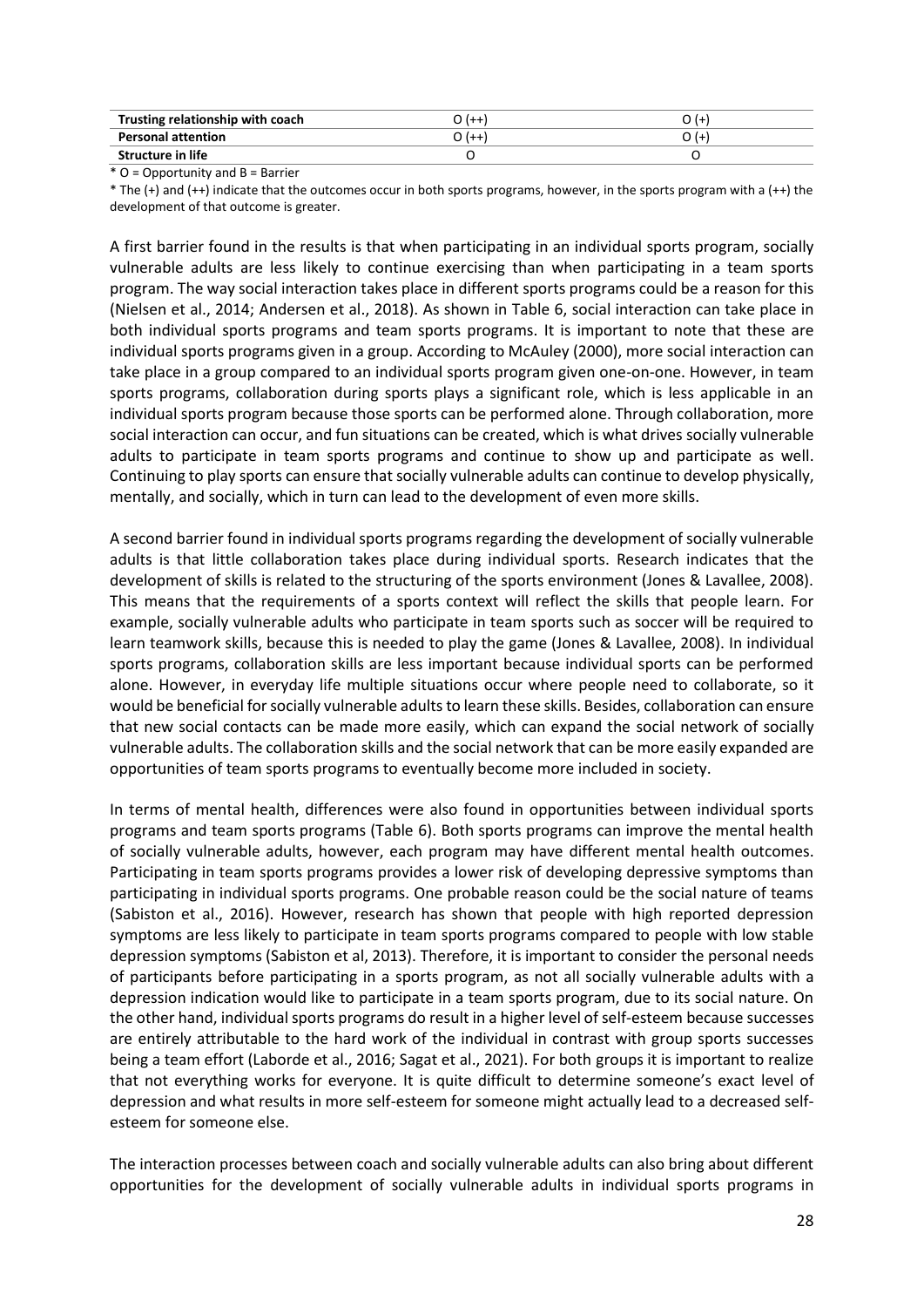| Trusting relationship with coach | O (++) | O (+) |
|---|---|---|
| Personal attention | O (++) | O (+) |
| Structure in life | O | O |

\* O = Opportunity and B = Barrier

\* The (+) and (++) indicate that the outcomes occur in both sports programs, however, in the sports program with a (++) the development of that outcome is greater.

A first barrier found in the results is that when participating in an individual sports program, socially vulnerable adults are less likely to continue exercising than when participating in a team sports program. The way social interaction takes place in different sports programs could be a reason for this (Nielsen et al., 2014; Andersen et al., 2018). As shown in Table 6, social interaction can take place in both individual sports programs and team sports programs. It is important to note that these are individual sports programs given in a group. According to McAuley (2000), more social interaction can take place in a group compared to an individual sports program given one-on-one. However, in team sports programs, collaboration during sports plays a significant role, which is less applicable in an individual sports program because those sports can be performed alone. Through collaboration, more social interaction can occur, and fun situations can be created, which is what drives socially vulnerable adults to participate in team sports programs and continue to show up and participate as well. Continuing to play sports can ensure that socially vulnerable adults can continue to develop physically, mentally, and socially, which in turn can lead to the development of even more skills.

A second barrier found in individual sports programs regarding the development of socially vulnerable adults is that little collaboration takes place during individual sports. Research indicates that the development of skills is related to the structuring of the sports environment (Jones & Lavallee, 2008). This means that the requirements of a sports context will reflect the skills that people learn. For example, socially vulnerable adults who participate in team sports such as soccer will be required to learn teamwork skills, because this is needed to play the game (Jones & Lavallee, 2008). In individual sports programs, collaboration skills are less important because individual sports can be performed alone. However, in everyday life multiple situations occur where people need to collaborate, so it would be beneficial for socially vulnerable adults to learn these skills. Besides, collaboration can ensure that new social contacts can be made more easily, which can expand the social network of socially vulnerable adults. The collaboration skills and the social network that can be more easily expanded are opportunities of team sports programs to eventually become more included in society.

In terms of mental health, differences were also found in opportunities between individual sports programs and team sports programs (Table 6). Both sports programs can improve the mental health of socially vulnerable adults, however, each program may have different mental health outcomes. Participating in team sports programs provides a lower risk of developing depressive symptoms than participating in individual sports programs. One probable reason could be the social nature of teams (Sabiston et al., 2016). However, research has shown that people with high reported depression symptoms are less likely to participate in team sports programs compared to people with low stable depression symptoms (Sabiston et al, 2013). Therefore, it is important to consider the personal needs of participants before participating in a sports program, as not all socially vulnerable adults with a depression indication would like to participate in a team sports program, due to its social nature. On the other hand, individual sports programs do result in a higher level of self-esteem because successes are entirely attributable to the hard work of the individual in contrast with group sports successes being a team effort (Laborde et al., 2016; Sagat et al., 2021). For both groups it is important to realize that not everything works for everyone. It is quite difficult to determine someone's exact level of depression and what results in more self-esteem for someone might actually lead to a decreased self-esteem for someone else.

The interaction processes between coach and socially vulnerable adults can also bring about different opportunities for the development of socially vulnerable adults in individual sports programs in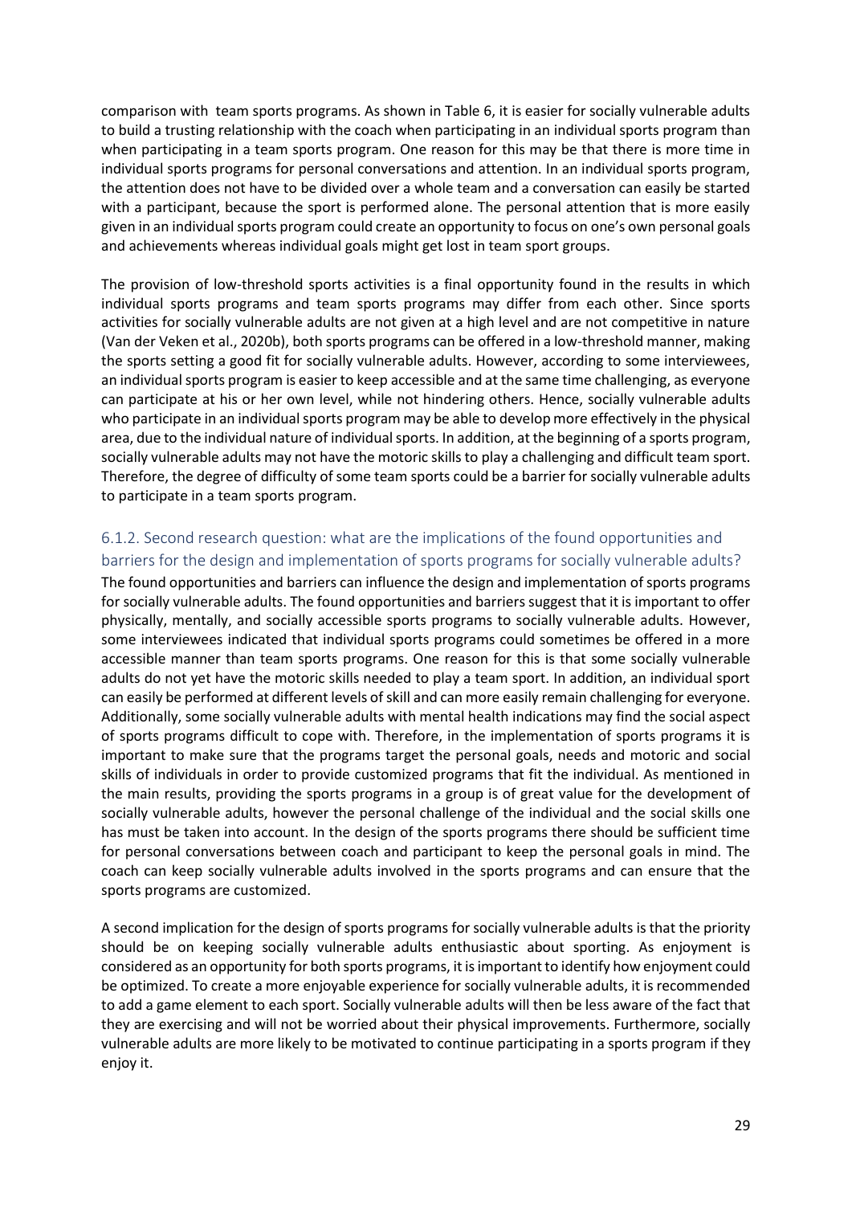comparison with team sports programs. As shown in Table 6, it is easier for socially vulnerable adults to build a trusting relationship with the coach when participating in an individual sports program than when participating in a team sports program. One reason for this may be that there is more time in individual sports programs for personal conversations and attention. In an individual sports program, the attention does not have to be divided over a whole team and a conversation can easily be started with a participant, because the sport is performed alone. The personal attention that is more easily given in an individual sports program could create an opportunity to focus on one's own personal goals and achievements whereas individual goals might get lost in team sport groups.

The provision of low-threshold sports activities is a final opportunity found in the results in which individual sports programs and team sports programs may differ from each other. Since sports activities for socially vulnerable adults are not given at a high level and are not competitive in nature (Van der Veken et al., 2020b), both sports programs can be offered in a low-threshold manner, making the sports setting a good fit for socially vulnerable adults. However, according to some interviewees, an individual sports program is easier to keep accessible and at the same time challenging, as everyone can participate at his or her own level, while not hindering others. Hence, socially vulnerable adults who participate in an individual sports program may be able to develop more effectively in the physical area, due to the individual nature of individual sports. In addition, at the beginning of a sports program, socially vulnerable adults may not have the motoric skills to play a challenging and difficult team sport. Therefore, the degree of difficulty of some team sports could be a barrier for socially vulnerable adults to participate in a team sports program.

### 6.1.2. Second research question: what are the implications of the found opportunities and barriers for the design and implementation of sports programs for socially vulnerable adults?

The found opportunities and barriers can influence the design and implementation of sports programs for socially vulnerable adults. The found opportunities and barriers suggest that it is important to offer physically, mentally, and socially accessible sports programs to socially vulnerable adults. However, some interviewees indicated that individual sports programs could sometimes be offered in a more accessible manner than team sports programs. One reason for this is that some socially vulnerable adults do not yet have the motoric skills needed to play a team sport. In addition, an individual sport can easily be performed at different levels of skill and can more easily remain challenging for everyone. Additionally, some socially vulnerable adults with mental health indications may find the social aspect of sports programs difficult to cope with. Therefore, in the implementation of sports programs it is important to make sure that the programs target the personal goals, needs and motoric and social skills of individuals in order to provide customized programs that fit the individual. As mentioned in the main results, providing the sports programs in a group is of great value for the development of socially vulnerable adults, however the personal challenge of the individual and the social skills one has must be taken into account. In the design of the sports programs there should be sufficient time for personal conversations between coach and participant to keep the personal goals in mind. The coach can keep socially vulnerable adults involved in the sports programs and can ensure that the sports programs are customized.

A second implication for the design of sports programs for socially vulnerable adults is that the priority should be on keeping socially vulnerable adults enthusiastic about sporting. As enjoyment is considered as an opportunity for both sports programs, it is important to identify how enjoyment could be optimized. To create a more enjoyable experience for socially vulnerable adults, it is recommended to add a game element to each sport. Socially vulnerable adults will then be less aware of the fact that they are exercising and will not be worried about their physical improvements. Furthermore, socially vulnerable adults are more likely to be motivated to continue participating in a sports program if they enjoy it.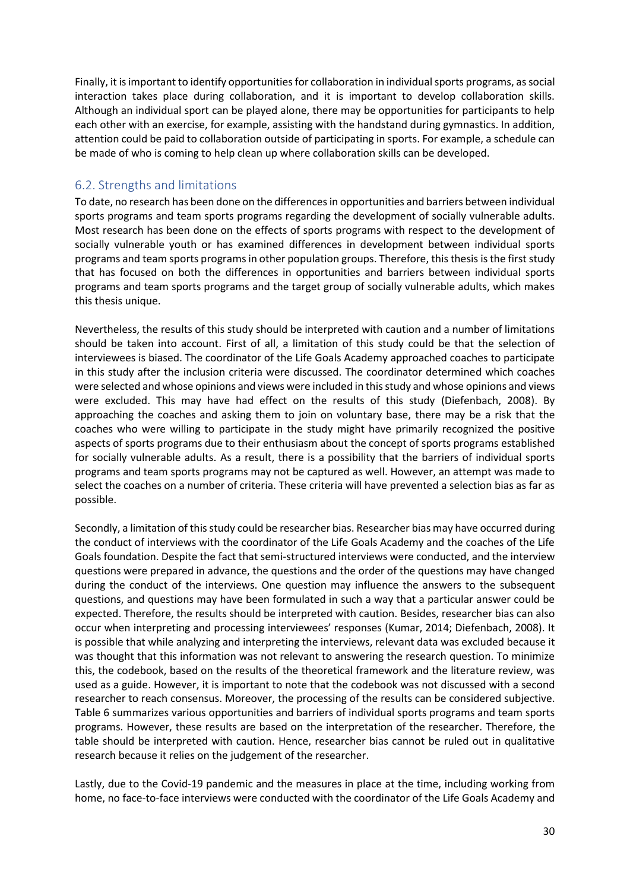Finally, it is important to identify opportunities for collaboration in individual sports programs, as social interaction takes place during collaboration, and it is important to develop collaboration skills. Although an individual sport can be played alone, there may be opportunities for participants to help each other with an exercise, for example, assisting with the handstand during gymnastics. In addition, attention could be paid to collaboration outside of participating in sports. For example, a schedule can be made of who is coming to help clean up where collaboration skills can be developed.

## 6.2. Strengths and limitations

To date, no research has been done on the differences in opportunities and barriers between individual sports programs and team sports programs regarding the development of socially vulnerable adults. Most research has been done on the effects of sports programs with respect to the development of socially vulnerable youth or has examined differences in development between individual sports programs and team sports programs in other population groups. Therefore, this thesis is the first study that has focused on both the differences in opportunities and barriers between individual sports programs and team sports programs and the target group of socially vulnerable adults, which makes this thesis unique.

Nevertheless, the results of this study should be interpreted with caution and a number of limitations should be taken into account. First of all, a limitation of this study could be that the selection of interviewees is biased. The coordinator of the Life Goals Academy approached coaches to participate in this study after the inclusion criteria were discussed. The coordinator determined which coaches were selected and whose opinions and views were included in this study and whose opinions and views were excluded. This may have had effect on the results of this study (Diefenbach, 2008). By approaching the coaches and asking them to join on voluntary base, there may be a risk that the coaches who were willing to participate in the study might have primarily recognized the positive aspects of sports programs due to their enthusiasm about the concept of sports programs established for socially vulnerable adults. As a result, there is a possibility that the barriers of individual sports programs and team sports programs may not be captured as well. However, an attempt was made to select the coaches on a number of criteria. These criteria will have prevented a selection bias as far as possible.

Secondly, a limitation of this study could be researcher bias. Researcher bias may have occurred during the conduct of interviews with the coordinator of the Life Goals Academy and the coaches of the Life Goals foundation. Despite the fact that semi-structured interviews were conducted, and the interview questions were prepared in advance, the questions and the order of the questions may have changed during the conduct of the interviews. One question may influence the answers to the subsequent questions, and questions may have been formulated in such a way that a particular answer could be expected. Therefore, the results should be interpreted with caution. Besides, researcher bias can also occur when interpreting and processing interviewees' responses (Kumar, 2014; Diefenbach, 2008). It is possible that while analyzing and interpreting the interviews, relevant data was excluded because it was thought that this information was not relevant to answering the research question. To minimize this, the codebook, based on the results of the theoretical framework and the literature review, was used as a guide. However, it is important to note that the codebook was not discussed with a second researcher to reach consensus. Moreover, the processing of the results can be considered subjective. Table 6 summarizes various opportunities and barriers of individual sports programs and team sports programs. However, these results are based on the interpretation of the researcher. Therefore, the table should be interpreted with caution. Hence, researcher bias cannot be ruled out in qualitative research because it relies on the judgement of the researcher.

Lastly, due to the Covid-19 pandemic and the measures in place at the time, including working from home, no face-to-face interviews were conducted with the coordinator of the Life Goals Academy and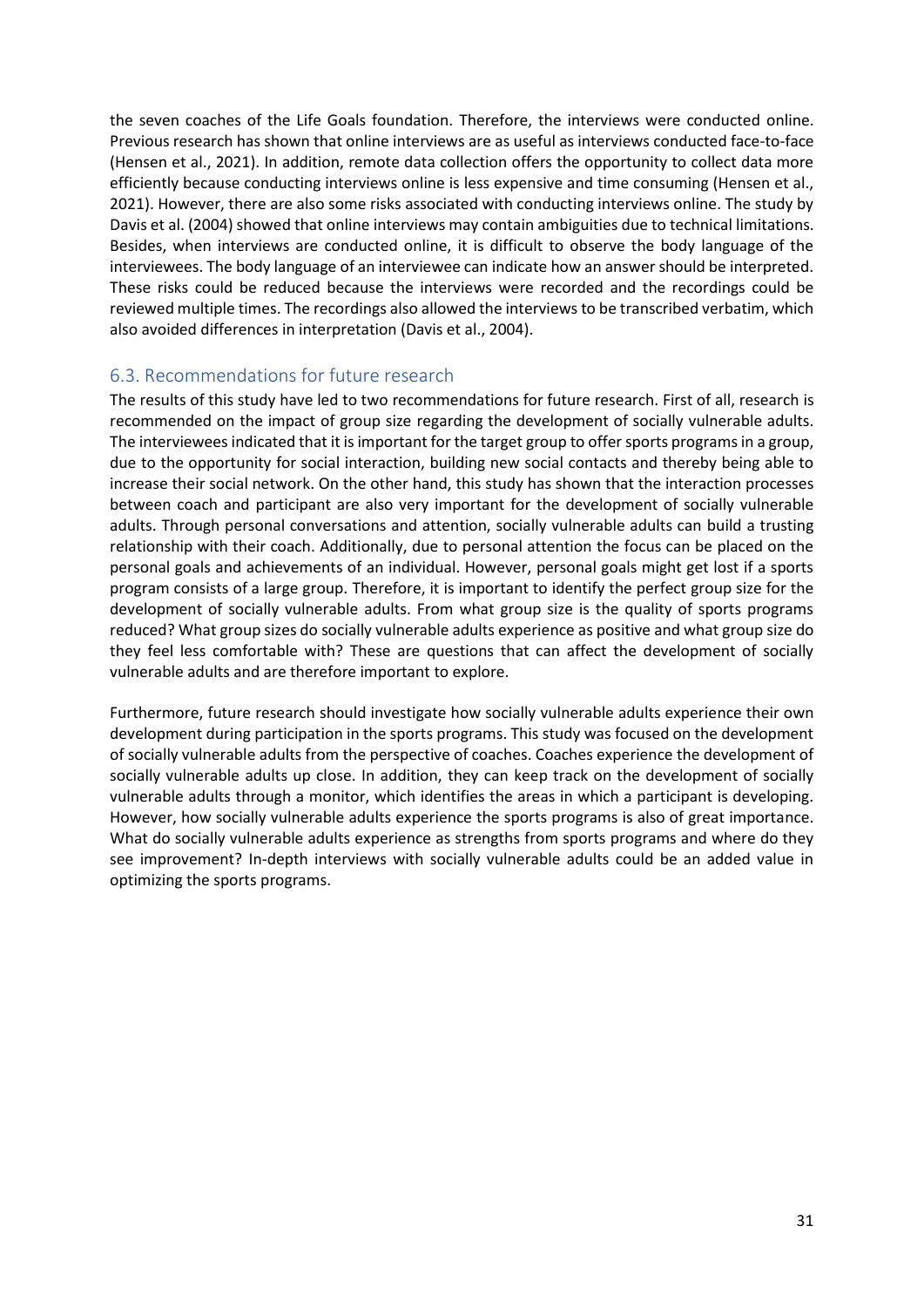the seven coaches of the Life Goals foundation. Therefore, the interviews were conducted online. Previous research has shown that online interviews are as useful as interviews conducted face-to-face (Hensen et al., 2021). In addition, remote data collection offers the opportunity to collect data more efficiently because conducting interviews online is less expensive and time consuming (Hensen et al., 2021). However, there are also some risks associated with conducting interviews online. The study by Davis et al. (2004) showed that online interviews may contain ambiguities due to technical limitations. Besides, when interviews are conducted online, it is difficult to observe the body language of the interviewees. The body language of an interviewee can indicate how an answer should be interpreted. These risks could be reduced because the interviews were recorded and the recordings could be reviewed multiple times. The recordings also allowed the interviews to be transcribed verbatim, which also avoided differences in interpretation (Davis et al., 2004).

## 6.3. Recommendations for future research

The results of this study have led to two recommendations for future research. First of all, research is recommended on the impact of group size regarding the development of socially vulnerable adults. The interviewees indicated that it is important for the target group to offer sports programs in a group, due to the opportunity for social interaction, building new social contacts and thereby being able to increase their social network. On the other hand, this study has shown that the interaction processes between coach and participant are also very important for the development of socially vulnerable adults. Through personal conversations and attention, socially vulnerable adults can build a trusting relationship with their coach. Additionally, due to personal attention the focus can be placed on the personal goals and achievements of an individual. However, personal goals might get lost if a sports program consists of a large group. Therefore, it is important to identify the perfect group size for the development of socially vulnerable adults. From what group size is the quality of sports programs reduced? What group sizes do socially vulnerable adults experience as positive and what group size do they feel less comfortable with? These are questions that can affect the development of socially vulnerable adults and are therefore important to explore.

Furthermore, future research should investigate how socially vulnerable adults experience their own development during participation in the sports programs. This study was focused on the development of socially vulnerable adults from the perspective of coaches. Coaches experience the development of socially vulnerable adults up close. In addition, they can keep track on the development of socially vulnerable adults through a monitor, which identifies the areas in which a participant is developing. However, how socially vulnerable adults experience the sports programs is also of great importance. What do socially vulnerable adults experience as strengths from sports programs and where do they see improvement? In-depth interviews with socially vulnerable adults could be an added value in optimizing the sports programs.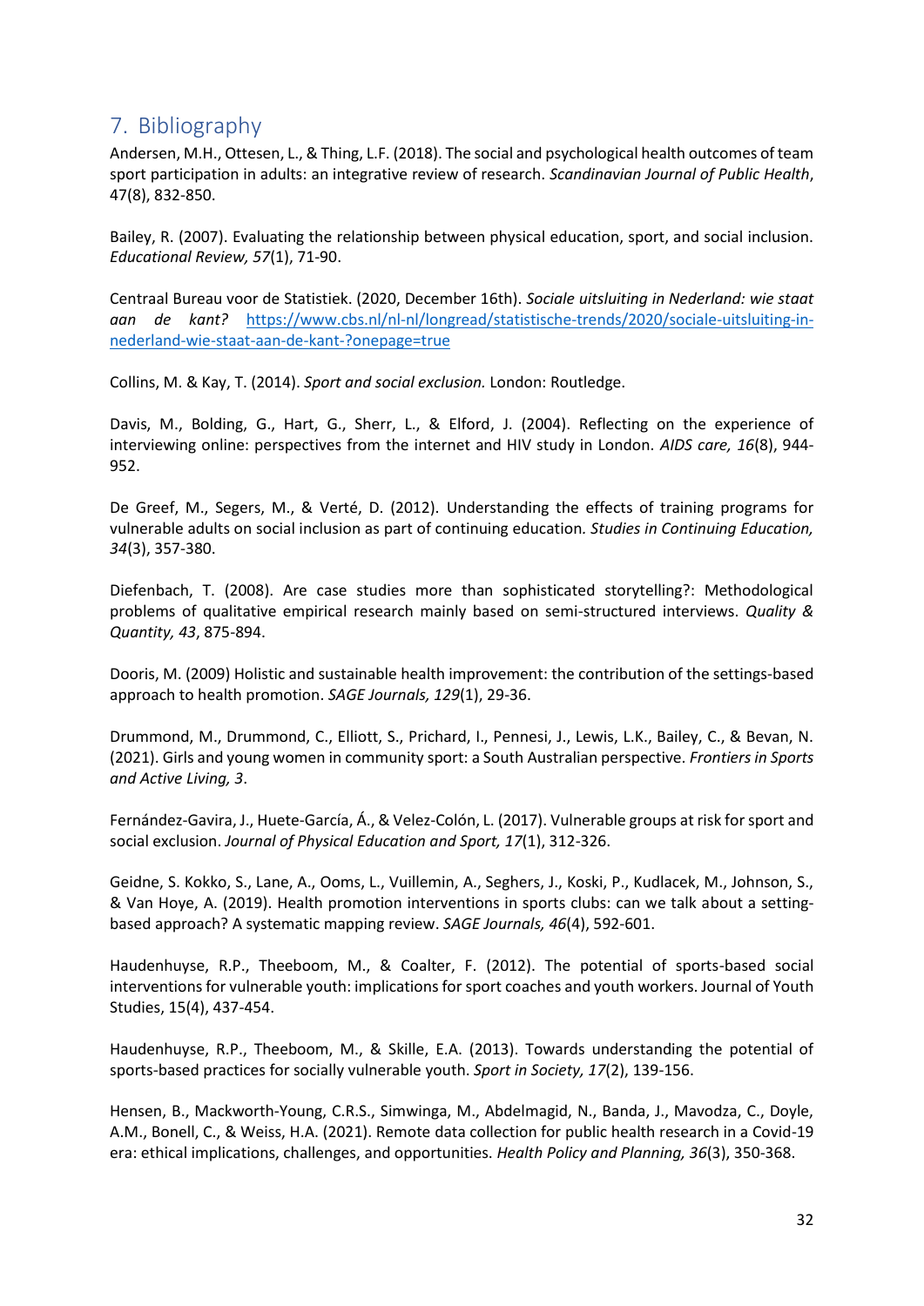## 7. Bibliography

Andersen, M.H., Ottesen, L., & Thing, L.F. (2018). The social and psychological health outcomes of team sport participation in adults: an integrative review of research. *Scandinavian Journal of Public Health*, 47(8), 832-850.

Bailey, R. (2007). Evaluating the relationship between physical education, sport, and social inclusion. *Educational Review, 57*(1), 71-90.

Centraal Bureau voor de Statistiek. (2020, December 16th). *Sociale uitsluiting in Nederland: wie staat aan de kant?* https://www.cbs.nl/nl-nl/longread/statistische-trends/2020/sociale-uitsluiting-in-nederland-wie-staat-aan-de-kant-?onepage=true

Collins, M. & Kay, T. (2014). *Sport and social exclusion.* London: Routledge.

Davis, M., Bolding, G., Hart, G., Sherr, L., & Elford, J. (2004). Reflecting on the experience of interviewing online: perspectives from the internet and HIV study in London. *AIDS care, 16*(8), 944-952.

De Greef, M., Segers, M., & Verté, D. (2012). Understanding the effects of training programs for vulnerable adults on social inclusion as part of continuing education*. Studies in Continuing Education, 34*(3), 357-380.

Diefenbach, T. (2008). Are case studies more than sophisticated storytelling?: Methodological problems of qualitative empirical research mainly based on semi-structured interviews. *Quality & Quantity, 43*, 875-894.

Dooris, M. (2009) Holistic and sustainable health improvement: the contribution of the settings-based approach to health promotion. *SAGE Journals, 129*(1), 29-36.

Drummond, M., Drummond, C., Elliott, S., Prichard, I., Pennesi, J., Lewis, L.K., Bailey, C., & Bevan, N. (2021). Girls and young women in community sport: a South Australian perspective. *Frontiers in Sports and Active Living, 3*.

Fernández-Gavira, J., Huete-García, Á., & Velez-Colón, L. (2017). Vulnerable groups at risk for sport and social exclusion. *Journal of Physical Education and Sport, 17*(1), 312-326.

Geidne, S. Kokko, S., Lane, A., Ooms, L., Vuillemin, A., Seghers, J., Koski, P., Kudlacek, M., Johnson, S., & Van Hoye, A. (2019). Health promotion interventions in sports clubs: can we talk about a setting-based approach? A systematic mapping review. *SAGE Journals, 46*(4), 592-601.

Haudenhuyse, R.P., Theeboom, M., & Coalter, F. (2012). The potential of sports-based social interventions for vulnerable youth: implications for sport coaches and youth workers. Journal of Youth Studies, 15(4), 437-454.

Haudenhuyse, R.P., Theeboom, M., & Skille, E.A. (2013). Towards understanding the potential of sports-based practices for socially vulnerable youth. *Sport in Society, 17*(2), 139-156.

Hensen, B., Mackworth-Young, C.R.S., Simwinga, M., Abdelmagid, N., Banda, J., Mavodza, C., Doyle, A.M., Bonell, C., & Weiss, H.A. (2021). Remote data collection for public health research in a Covid-19 era: ethical implications, challenges, and opportunities. *Health Policy and Planning, 36*(3), 350-368.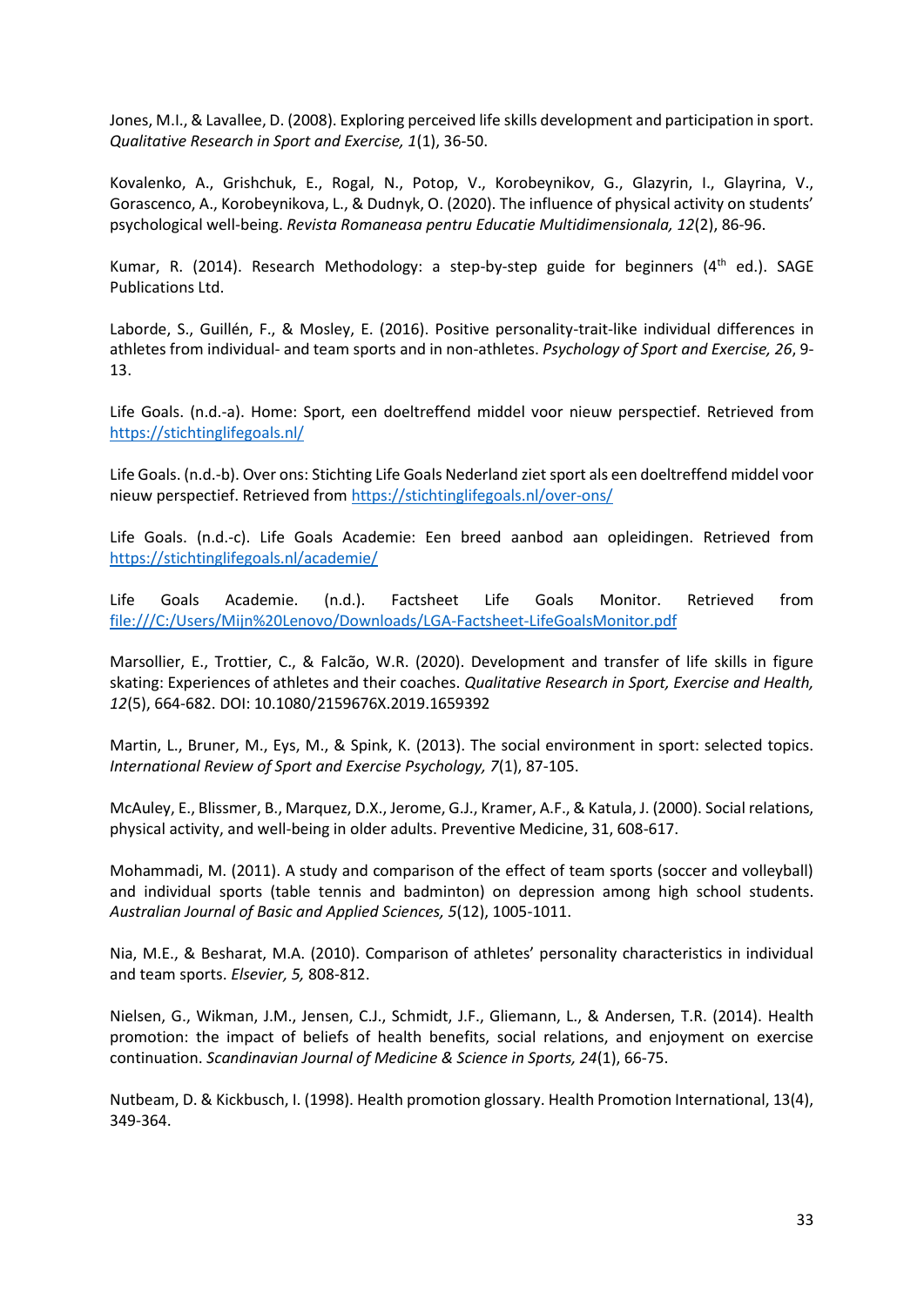Jones, M.I., & Lavallee, D. (2008). Exploring perceived life skills development and participation in sport. *Qualitative Research in Sport and Exercise, 1*(1), 36-50.

Kovalenko, A., Grishchuk, E., Rogal, N., Potop, V., Korobeynikov, G., Glazyrin, I., Glayrina, V., Gorascenco, A., Korobeynikova, L., & Dudnyk, O. (2020). The influence of physical activity on students' psychological well-being. *Revista Romaneasa pentru Educatie Multidimensionala, 12*(2), 86-96.

Kumar, R. (2014). Research Methodology: a step-by-step guide for beginners (4th ed.). SAGE Publications Ltd.

Laborde, S., Guillén, F., & Mosley, E. (2016). Positive personality-trait-like individual differences in athletes from individual- and team sports and in non-athletes. *Psychology of Sport and Exercise, 26*, 9-13.

Life Goals. (n.d.-a). Home: Sport, een doeltreffend middel voor nieuw perspectief. Retrieved from https://stichtinglifegoals.nl/

Life Goals. (n.d.-b). Over ons: Stichting Life Goals Nederland ziet sport als een doeltreffend middel voor nieuw perspectief. Retrieved from https://stichtinglifegoals.nl/over-ons/

Life Goals. (n.d.-c). Life Goals Academie: Een breed aanbod aan opleidingen. Retrieved from https://stichtinglifegoals.nl/academie/

Life Goals Academie. (n.d.). Factsheet Life Goals Monitor. Retrieved from file:///C:/Users/Mijn%20Lenovo/Downloads/LGA-Factsheet-LifeGoalsMonitor.pdf

Marsollier, E., Trottier, C., & Falcão, W.R. (2020). Development and transfer of life skills in figure skating: Experiences of athletes and their coaches. *Qualitative Research in Sport, Exercise and Health, 12*(5), 664-682. DOI: 10.1080/2159676X.2019.1659392

Martin, L., Bruner, M., Eys, M., & Spink, K. (2013). The social environment in sport: selected topics. *International Review of Sport and Exercise Psychology, 7*(1), 87-105.

McAuley, E., Blissmer, B., Marquez, D.X., Jerome, G.J., Kramer, A.F., & Katula, J. (2000). Social relations, physical activity, and well-being in older adults. Preventive Medicine, 31, 608-617.

Mohammadi, M. (2011). A study and comparison of the effect of team sports (soccer and volleyball) and individual sports (table tennis and badminton) on depression among high school students. *Australian Journal of Basic and Applied Sciences, 5*(12), 1005-1011.

Nia, M.E., & Besharat, M.A. (2010). Comparison of athletes' personality characteristics in individual and team sports. *Elsevier, 5,* 808-812.

Nielsen, G., Wikman, J.M., Jensen, C.J., Schmidt, J.F., Gliemann, L., & Andersen, T.R. (2014). Health promotion: the impact of beliefs of health benefits, social relations, and enjoyment on exercise continuation. *Scandinavian Journal of Medicine & Science in Sports, 24*(1), 66-75.

Nutbeam, D. & Kickbusch, I. (1998). Health promotion glossary. Health Promotion International, 13(4), 349-364.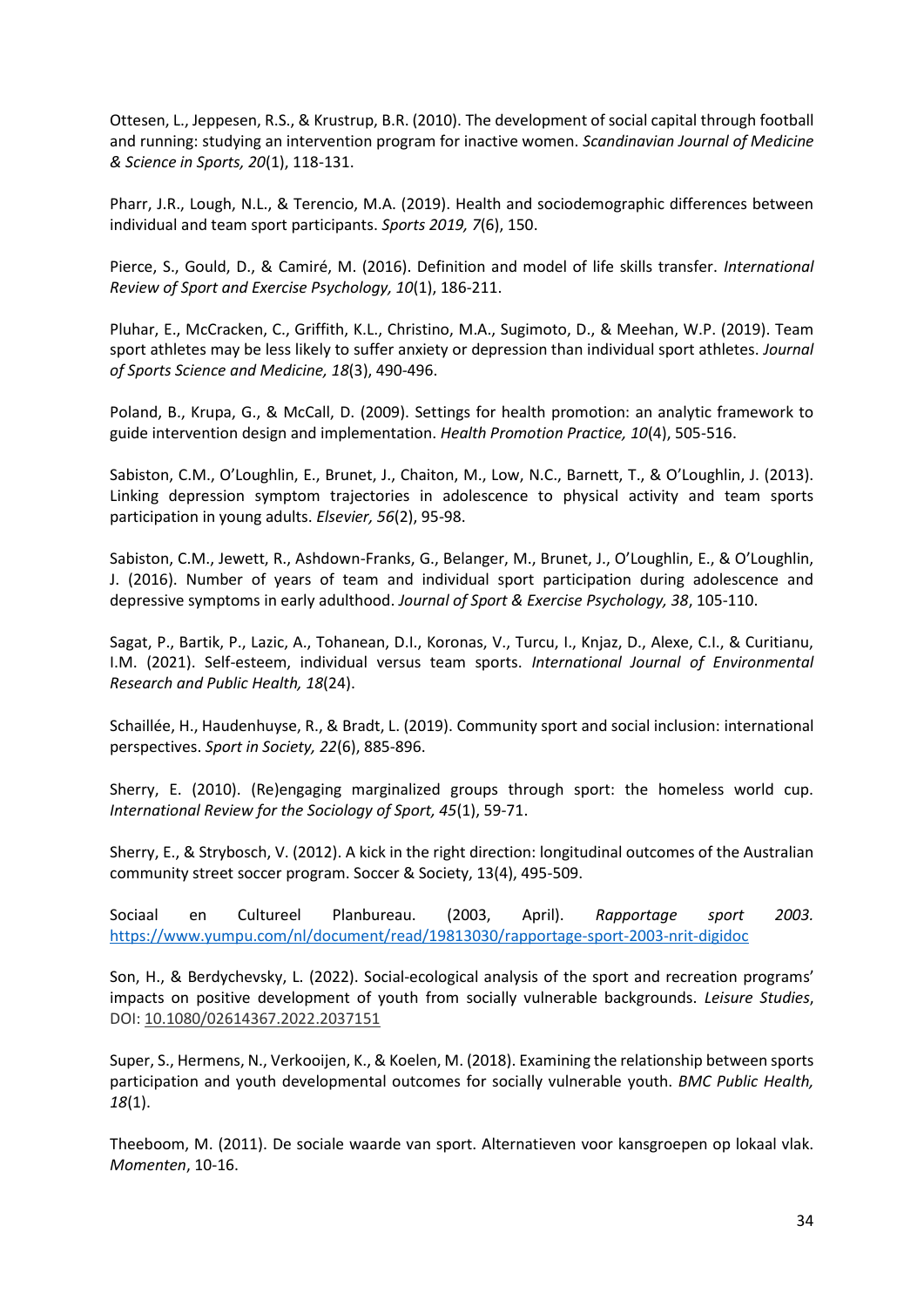Ottesen, L., Jeppesen, R.S., & Krustrup, B.R. (2010). The development of social capital through football and running: studying an intervention program for inactive women. *Scandinavian Journal of Medicine & Science in Sports, 20*(1), 118-131.

Pharr, J.R., Lough, N.L., & Terencio, M.A. (2019). Health and sociodemographic differences between individual and team sport participants. *Sports 2019, 7*(6), 150.

Pierce, S., Gould, D., & Camiré, M. (2016). Definition and model of life skills transfer. *International Review of Sport and Exercise Psychology, 10*(1), 186-211.

Pluhar, E., McCracken, C., Griffith, K.L., Christino, M.A., Sugimoto, D., & Meehan, W.P. (2019). Team sport athletes may be less likely to suffer anxiety or depression than individual sport athletes. *Journal of Sports Science and Medicine, 18*(3), 490-496.

Poland, B., Krupa, G., & McCall, D. (2009). Settings for health promotion: an analytic framework to guide intervention design and implementation. *Health Promotion Practice, 10*(4), 505-516.

Sabiston, C.M., O'Loughlin, E., Brunet, J., Chaiton, M., Low, N.C., Barnett, T., & O'Loughlin, J. (2013). Linking depression symptom trajectories in adolescence to physical activity and team sports participation in young adults. *Elsevier, 56*(2), 95-98.

Sabiston, C.M., Jewett, R., Ashdown-Franks, G., Belanger, M., Brunet, J., O'Loughlin, E., & O'Loughlin, J. (2016). Number of years of team and individual sport participation during adolescence and depressive symptoms in early adulthood. *Journal of Sport & Exercise Psychology, 38*, 105-110.

Sagat, P., Bartik, P., Lazic, A., Tohanean, D.I., Koronas, V., Turcu, I., Knjaz, D., Alexe, C.I., & Curitianu, I.M. (2021). Self-esteem, individual versus team sports. *International Journal of Environmental Research and Public Health, 18*(24).

Schaillée, H., Haudenhuyse, R., & Bradt, L. (2019). Community sport and social inclusion: international perspectives. *Sport in Society, 22*(6), 885-896.

Sherry, E. (2010). (Re)engaging marginalized groups through sport: the homeless world cup. *International Review for the Sociology of Sport, 45*(1), 59-71.

Sherry, E., & Strybosch, V. (2012). A kick in the right direction: longitudinal outcomes of the Australian community street soccer program. Soccer & Society, 13(4), 495-509.

Sociaal en Cultureel Planbureau. (2003, April). *Rapportage sport 2003.* https://www.yumpu.com/nl/document/read/19813030/rapportage-sport-2003-nrit-digidoc

Son, H., & Berdychevsky, L. (2022). Social-ecological analysis of the sport and recreation programs' impacts on positive development of youth from socially vulnerable backgrounds. *Leisure Studies*, DOI: 10.1080/02614367.2022.2037151

Super, S., Hermens, N., Verkooijen, K., & Koelen, M. (2018). Examining the relationship between sports participation and youth developmental outcomes for socially vulnerable youth. *BMC Public Health, 18*(1).

Theeboom, M. (2011). De sociale waarde van sport. Alternatieven voor kansgroepen op lokaal vlak. *Momenten*, 10-16.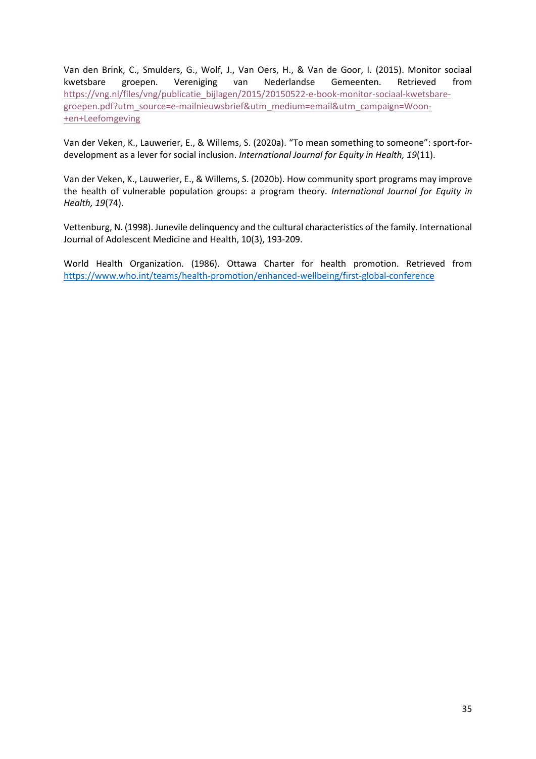Van den Brink, C., Smulders, G., Wolf, J., Van Oers, H., & Van de Goor, I. (2015). Monitor sociaal kwetsbare groepen. Vereniging van Nederlandse Gemeenten. Retrieved from https://vng.nl/files/vng/publicatie_bijlagen/2015/20150522-e-book-monitor-sociaal-kwetsbare-groepen.pdf?utm_source=e-mailnieuwsbrief&utm_medium=email&utm_campaign=Woon-+en+Leefomgeving

Van der Veken, K., Lauwerier, E., & Willems, S. (2020a). "To mean something to someone": sport-for-development as a lever for social inclusion. *International Journal for Equity in Health, 19*(11).

Van der Veken, K., Lauwerier, E., & Willems, S. (2020b). How community sport programs may improve the health of vulnerable population groups: a program theory. *International Journal for Equity in Health, 19*(74).

Vettenburg, N. (1998). Junevile delinquency and the cultural characteristics of the family. International Journal of Adolescent Medicine and Health, 10(3), 193-209.

World Health Organization. (1986). Ottawa Charter for health promotion. Retrieved from https://www.who.int/teams/health-promotion/enhanced-wellbeing/first-global-conference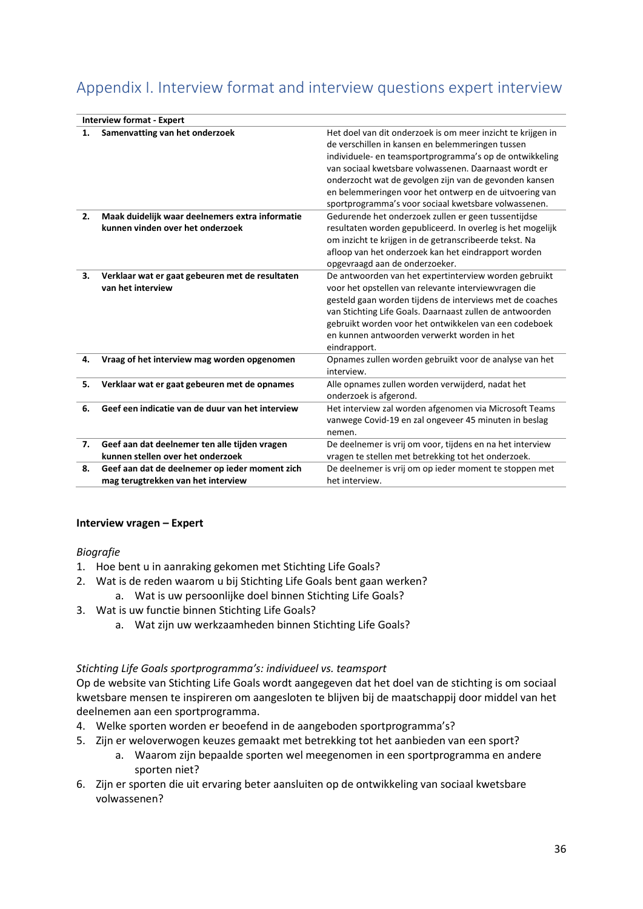## Appendix I. Interview format and interview questions expert interview

| Interview format - Expert | |
|---|---|
| **1. Samenvatting van het onderzoek** | Het doel van dit onderzoek is om meer inzicht te krijgen in de verschillen in kansen en belemmeringen tussen individuele- en teamsportprogramma's op de ontwikkeling van sociaal kwetsbare volwassenen. Daarnaast wordt er onderzocht wat de gevolgen zijn van de gevonden kansen en belemmeringen voor het ontwerp en de uitvoering van sportprogramma's voor sociaal kwetsbare volwassenen. |
| **2. Maak duidelijk waar deelnemers extra informatie kunnen vinden over het onderzoek** | Gedurende het onderzoek zullen er geen tussentijdse resultaten worden gepubliceerd. In overleg is het mogelijk om inzicht te krijgen in de getranscribeerde tekst. Na afloop van het onderzoek kan het eindrapport worden opgevraagd aan de onderzoeker. |
| **3. Verklaar wat er gaat gebeuren met de resultaten van het interview** | De antwoorden van het expertinterview worden gebruikt voor het opstellen van relevante interviewvragen die gesteld gaan worden tijdens de interviews met de coaches van Stichting Life Goals. Daarnaast zullen de antwoorden gebruikt worden voor het ontwikkelen van een codeboek en kunnen antwoorden verwerkt worden in het eindrapport. |
| **4. Vraag of het interview mag worden opgenomen** | Opnames zullen worden gebruikt voor de analyse van het interview. |
| **5. Verklaar wat er gaat gebeuren met de opnames** | Alle opnames zullen worden verwijderd, nadat het onderzoek is afgerond. |
| **6. Geef een indicatie van de duur van het interview** | Het interview zal worden afgenomen via Microsoft Teams vanwege Covid-19 en zal ongeveer 45 minuten in beslag nemen. |
| **7. Geef aan dat deelnemer ten alle tijden vragen kunnen stellen over het onderzoek** | De deelnemer is vrij om voor, tijdens en na het interview vragen te stellen met betrekking tot het onderzoek. |
| **8. Geef aan dat de deelnemer op ieder moment zich mag terugtrekken van het interview** | De deelnemer is vrij om op ieder moment te stoppen met het interview. |

**Interview vragen – Expert**

*Biografie*

1. Hoe bent u in aanraking gekomen met Stichting Life Goals?
2. Wat is de reden waarom u bij Stichting Life Goals bent gaan werken?
   a. Wat is uw persoonlijke doel binnen Stichting Life Goals?
3. Wat is uw functie binnen Stichting Life Goals?
   a. Wat zijn uw werkzaamheden binnen Stichting Life Goals?

*Stichting Life Goals sportprogramma's: individueel vs. teamsport*

Op de website van Stichting Life Goals wordt aangegeven dat het doel van de stichting is om sociaal kwetsbare mensen te inspireren om aangesloten te blijven bij de maatschappij door middel van het deelnemen aan een sportprogramma.

4. Welke sporten worden er beoefend in de aangeboden sportprogramma's?
5. Zijn er weloverwogen keuzes gemaakt met betrekking tot het aanbieden van een sport?
   a. Waarom zijn bepaalde sporten wel meegenomen in een sportprogramma en andere sporten niet?
6. Zijn er sporten die uit ervaring beter aansluiten op de ontwikkeling van sociaal kwetsbare volwassenen?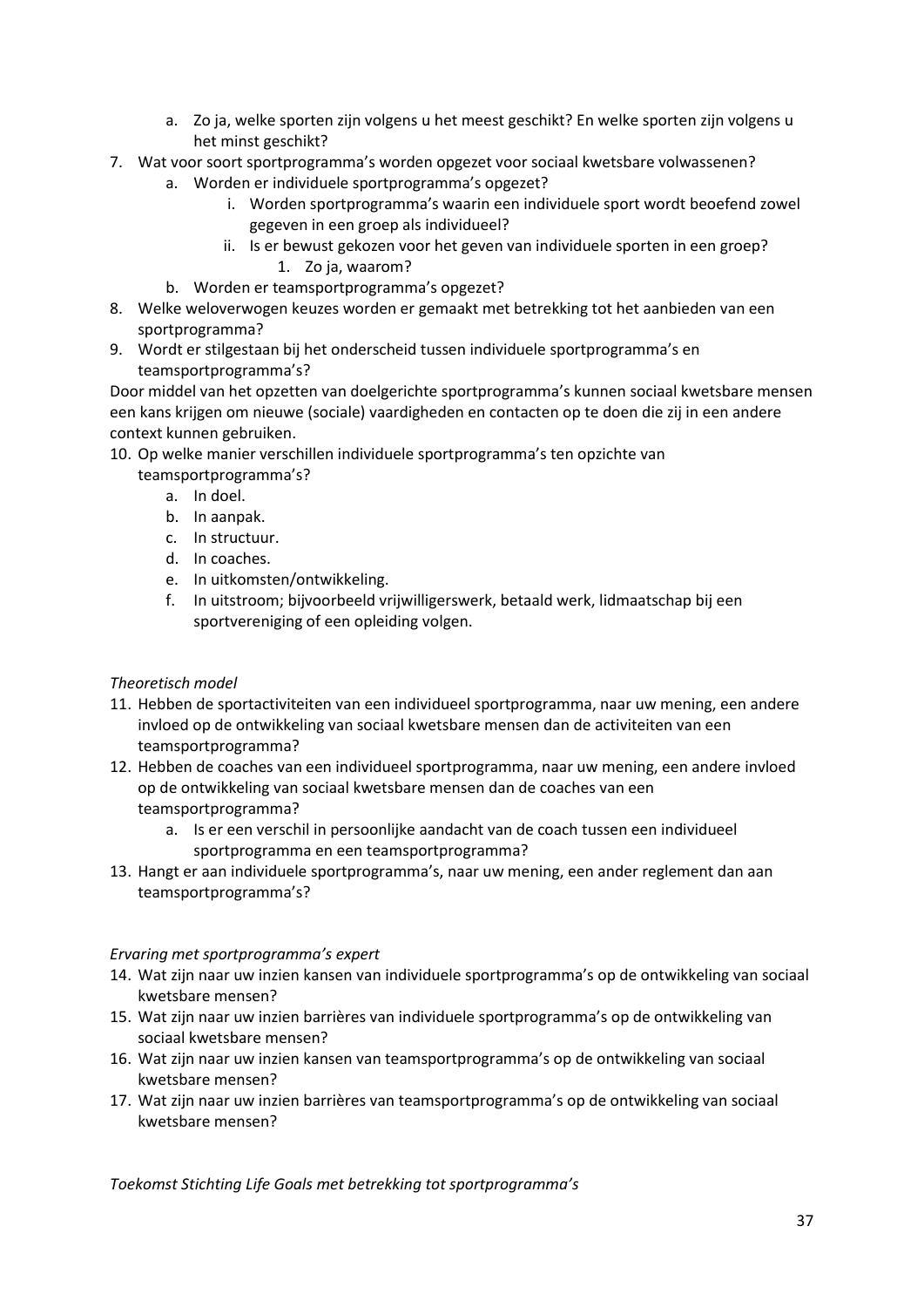a. Zo ja, welke sporten zijn volgens u het meest geschikt? En welke sporten zijn volgens u het minst geschikt?

7. Wat voor soort sportprogramma's worden opgezet voor sociaal kwetsbare volwassenen?
   a. Worden er individuele sportprogramma's opgezet?
      i. Worden sportprogramma's waarin een individuele sport wordt beoefend zowel gegeven in een groep als individueel?
      ii. Is er bewust gekozen voor het geven van individuele sporten in een groep?
         1. Zo ja, waarom?
   b. Worden er teamsportprogramma's opgezet?
8. Welke weloverwogen keuzes worden er gemaakt met betrekking tot het aanbieden van een sportprogramma?
9. Wordt er stilgestaan bij het onderscheid tussen individuele sportprogramma's en teamsportprogramma's?

Door middel van het opzetten van doelgerichte sportprogramma's kunnen sociaal kwetsbare mensen een kans krijgen om nieuwe (sociale) vaardigheden en contacten op te doen die zij in een andere context kunnen gebruiken.

10. Op welke manier verschillen individuele sportprogramma's ten opzichte van teamsportprogramma's?
    a. In doel.
    b. In aanpak.
    c. In structuur.
    d. In coaches.
    e. In uitkomsten/ontwikkeling.
    f. In uitstroom; bijvoorbeeld vrijwilligerswerk, betaald werk, lidmaatschap bij een sportvereniging of een opleiding volgen.

*Theoretisch model*

11. Hebben de sportactiviteiten van een individueel sportprogramma, naar uw mening, een andere invloed op de ontwikkeling van sociaal kwetsbare mensen dan de activiteiten van een teamsportprogramma?
12. Hebben de coaches van een individueel sportprogramma, naar uw mening, een andere invloed op de ontwikkeling van sociaal kwetsbare mensen dan de coaches van een teamsportprogramma?
    a. Is er een verschil in persoonlijke aandacht van de coach tussen een individueel sportprogramma en een teamsportprogramma?
13. Hangt er aan individuele sportprogramma's, naar uw mening, een ander reglement dan aan teamsportprogramma's?

*Ervaring met sportprogramma's expert*

14. Wat zijn naar uw inzien kansen van individuele sportprogramma's op de ontwikkeling van sociaal kwetsbare mensen?
15. Wat zijn naar uw inzien barrières van individuele sportprogramma's op de ontwikkeling van sociaal kwetsbare mensen?
16. Wat zijn naar uw inzien kansen van teamsportprogramma's op de ontwikkeling van sociaal kwetsbare mensen?
17. Wat zijn naar uw inzien barrières van teamsportprogramma's op de ontwikkeling van sociaal kwetsbare mensen?

*Toekomst Stichting Life Goals met betrekking tot sportprogramma's*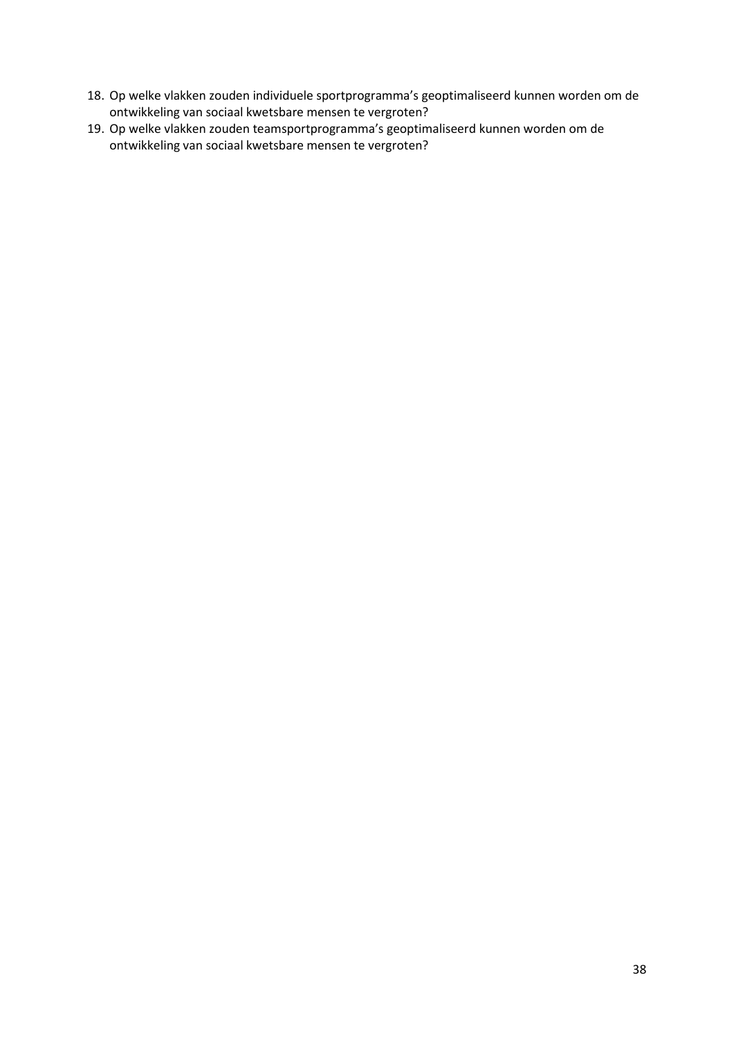18. Op welke vlakken zouden individuele sportprogramma's geoptimaliseerd kunnen worden om de ontwikkeling van sociaal kwetsbare mensen te vergroten?
19. Op welke vlakken zouden teamsportprogramma's geoptimaliseerd kunnen worden om de ontwikkeling van sociaal kwetsbare mensen te vergroten?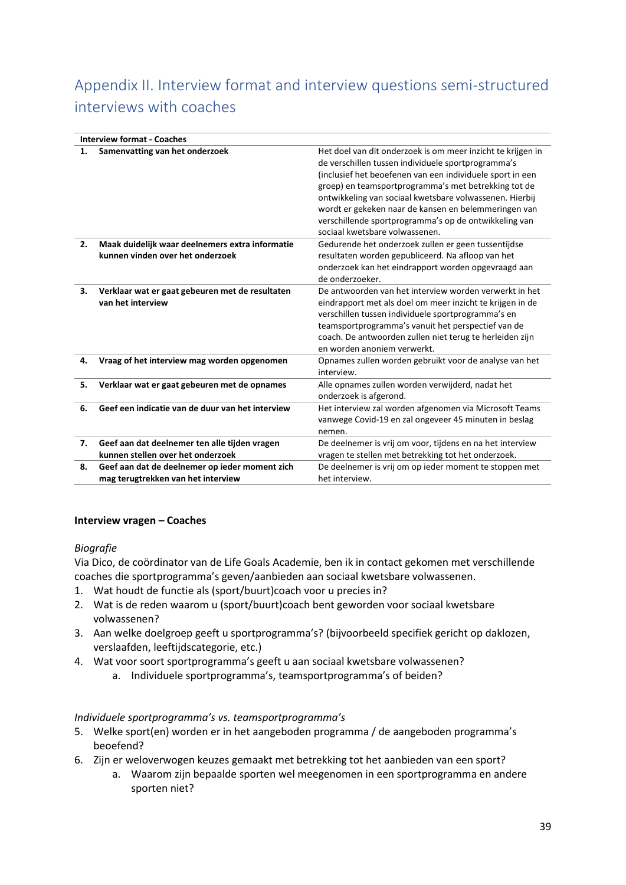## Appendix II. Interview format and interview questions semi-structured interviews with coaches

| Interview format - Coaches | |
|---|---|
| **1. Samenvatting van het onderzoek** | Het doel van dit onderzoek is om meer inzicht te krijgen in de verschillen tussen individuele sportprogramma's (inclusief het beoefenen van een individuele sport in een groep) en teamsportprogramma's met betrekking tot de ontwikkeling van sociaal kwetsbare volwassenen. Hierbij wordt er gekeken naar de kansen en belemmeringen van verschillende sportprogramma's op de ontwikkeling van sociaal kwetsbare volwassenen. |
| **2. Maak duidelijk waar deelnemers extra informatie kunnen vinden over het onderzoek** | Gedurende het onderzoek zullen er geen tussentijdse resultaten worden gepubliceerd. Na afloop van het onderzoek kan het eindrapport worden opgevraagd aan de onderzoeker. |
| **3. Verklaar wat er gaat gebeuren met de resultaten van het interview** | De antwoorden van het interview worden verwerkt in het eindrapport met als doel om meer inzicht te krijgen in de verschillen tussen individuele sportprogramma's en teamsportprogramma's vanuit het perspectief van de coach. De antwoorden zullen niet terug te herleiden zijn en worden anoniem verwerkt. |
| **4. Vraag of het interview mag worden opgenomen** | Opnames zullen worden gebruikt voor de analyse van het interview. |
| **5. Verklaar wat er gaat gebeuren met de opnames** | Alle opnames zullen worden verwijderd, nadat het onderzoek is afgerond. |
| **6. Geef een indicatie van de duur van het interview** | Het interview zal worden afgenomen via Microsoft Teams vanwege Covid-19 en zal ongeveer 45 minuten in beslag nemen. |
| **7. Geef aan dat deelnemer ten alle tijden vragen kunnen stellen over het onderzoek** | De deelnemer is vrij om voor, tijdens en na het interview vragen te stellen met betrekking tot het onderzoek. |
| **8. Geef aan dat de deelnemer op ieder moment zich mag terugtrekken van het interview** | De deelnemer is vrij om op ieder moment te stoppen met het interview. |

**Interview vragen – Coaches**

*Biografie*

Via Dico, de coördinator van de Life Goals Academie, ben ik in contact gekomen met verschillende coaches die sportprogramma's geven/aanbieden aan sociaal kwetsbare volwassenen.

1. Wat houdt de functie als (sport/buurt)coach voor u precies in?
2. Wat is de reden waarom u (sport/buurt)coach bent geworden voor sociaal kwetsbare volwassenen?
3. Aan welke doelgroep geeft u sportprogramma's? (bijvoorbeeld specifiek gericht op daklozen, verslaafden, leeftijdscategorie, etc.)
4. Wat voor soort sportprogramma's geeft u aan sociaal kwetsbare volwassenen?
    a. Individuele sportprogramma's, teamsportprogramma's of beiden?

*Individuele sportprogramma's vs. teamsportprogramma's*

5. Welke sport(en) worden er in het aangeboden programma / de aangeboden programma's beoefend?
6. Zijn er weloverwogen keuzes gemaakt met betrekking tot het aanbieden van een sport?
    a. Waarom zijn bepaalde sporten wel meegenomen in een sportprogramma en andere sporten niet?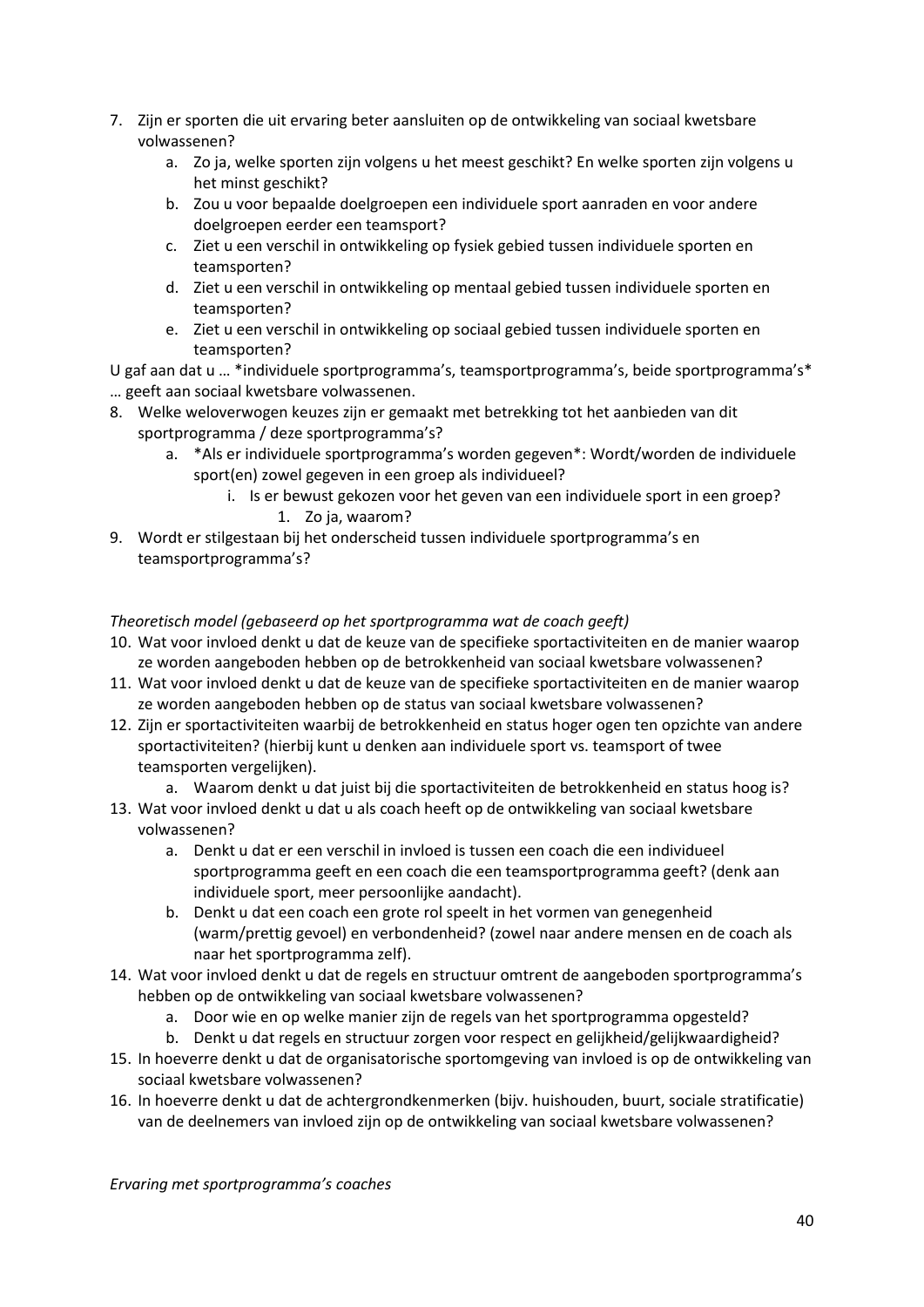7. Zijn er sporten die uit ervaring beter aansluiten op de ontwikkeling van sociaal kwetsbare volwassenen?
    a. Zo ja, welke sporten zijn volgens u het meest geschikt? En welke sporten zijn volgens u het minst geschikt?
    b. Zou u voor bepaalde doelgroepen een individuele sport aanraden en voor andere doelgroepen eerder een teamsport?
    c. Ziet u een verschil in ontwikkeling op fysiek gebied tussen individuele sporten en teamsporten?
    d. Ziet u een verschil in ontwikkeling op mentaal gebied tussen individuele sporten en teamsporten?
    e. Ziet u een verschil in ontwikkeling op sociaal gebied tussen individuele sporten en teamsporten?

U gaf aan dat u … *individuele sportprogramma's, teamsportprogramma's, beide sportprogramma's* … geeft aan sociaal kwetsbare volwassenen.

8. Welke weloverwogen keuzes zijn er gemaakt met betrekking tot het aanbieden van dit sportprogramma / deze sportprogramma's?
    a. *Als er individuele sportprogramma's worden gegeven*: Wordt/worden de individuele sport(en) zowel gegeven in een groep als individueel?
        i. Is er bewust gekozen voor het geven van een individuele sport in een groep?
            1. Zo ja, waarom?
9. Wordt er stilgestaan bij het onderscheid tussen individuele sportprogramma's en teamsportprogramma's?

*Theoretisch model (gebaseerd op het sportprogramma wat de coach geeft)*

10. Wat voor invloed denkt u dat de keuze van de specifieke sportactiviteiten en de manier waarop ze worden aangeboden hebben op de betrokkenheid van sociaal kwetsbare volwassenen?
11. Wat voor invloed denkt u dat de keuze van de specifieke sportactiviteiten en de manier waarop ze worden aangeboden hebben op de status van sociaal kwetsbare volwassenen?
12. Zijn er sportactiviteiten waarbij de betrokkenheid en status hoger ogen ten opzichte van andere sportactiviteiten? (hierbij kunt u denken aan individuele sport vs. teamsport of twee teamsporten vergelijken).
    a. Waarom denkt u dat juist bij die sportactiviteiten de betrokkenheid en status hoog is?
13. Wat voor invloed denkt u dat u als coach heeft op de ontwikkeling van sociaal kwetsbare volwassenen?
    a. Denkt u dat er een verschil in invloed is tussen een coach die een individueel sportprogramma geeft en een coach die een teamsportprogramma geeft? (denk aan individuele sport, meer persoonlijke aandacht).
    b. Denkt u dat een coach een grote rol speelt in het vormen van genegenheid (warm/prettig gevoel) en verbondenheid? (zowel naar andere mensen en de coach als naar het sportprogramma zelf).
14. Wat voor invloed denkt u dat de regels en structuur omtrent de aangeboden sportprogramma's hebben op de ontwikkeling van sociaal kwetsbare volwassenen?
    a. Door wie en op welke manier zijn de regels van het sportprogramma opgesteld?
    b. Denkt u dat regels en structuur zorgen voor respect en gelijkheid/gelijkwaardigheid?
15. In hoeverre denkt u dat de organisatorische sportomgeving van invloed is op de ontwikkeling van sociaal kwetsbare volwassenen?
16. In hoeverre denkt u dat de achtergrondkenmerken (bijv. huishouden, buurt, sociale stratificatie) van de deelnemers van invloed zijn op de ontwikkeling van sociaal kwetsbare volwassenen?

*Ervaring met sportprogramma's coaches*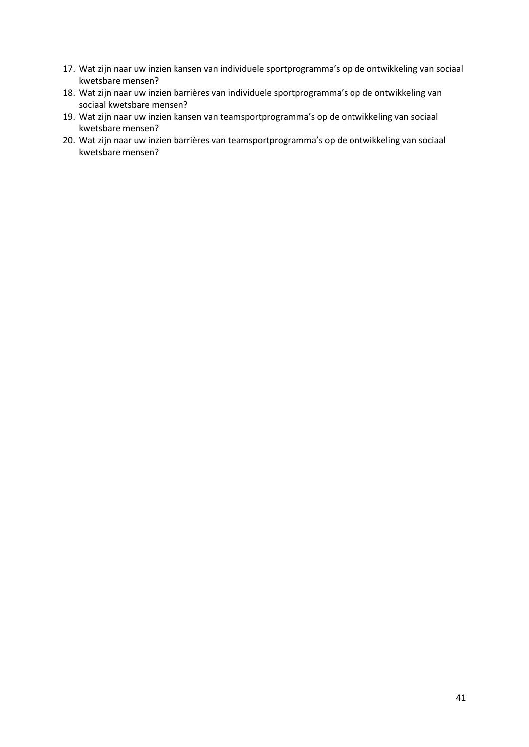17. Wat zijn naar uw inzien kansen van individuele sportprogramma's op de ontwikkeling van sociaal kwetsbare mensen?
18. Wat zijn naar uw inzien barrières van individuele sportprogramma's op de ontwikkeling van sociaal kwetsbare mensen?
19. Wat zijn naar uw inzien kansen van teamsportprogramma's op de ontwikkeling van sociaal kwetsbare mensen?
20. Wat zijn naar uw inzien barrières van teamsportprogramma's op de ontwikkeling van sociaal kwetsbare mensen?